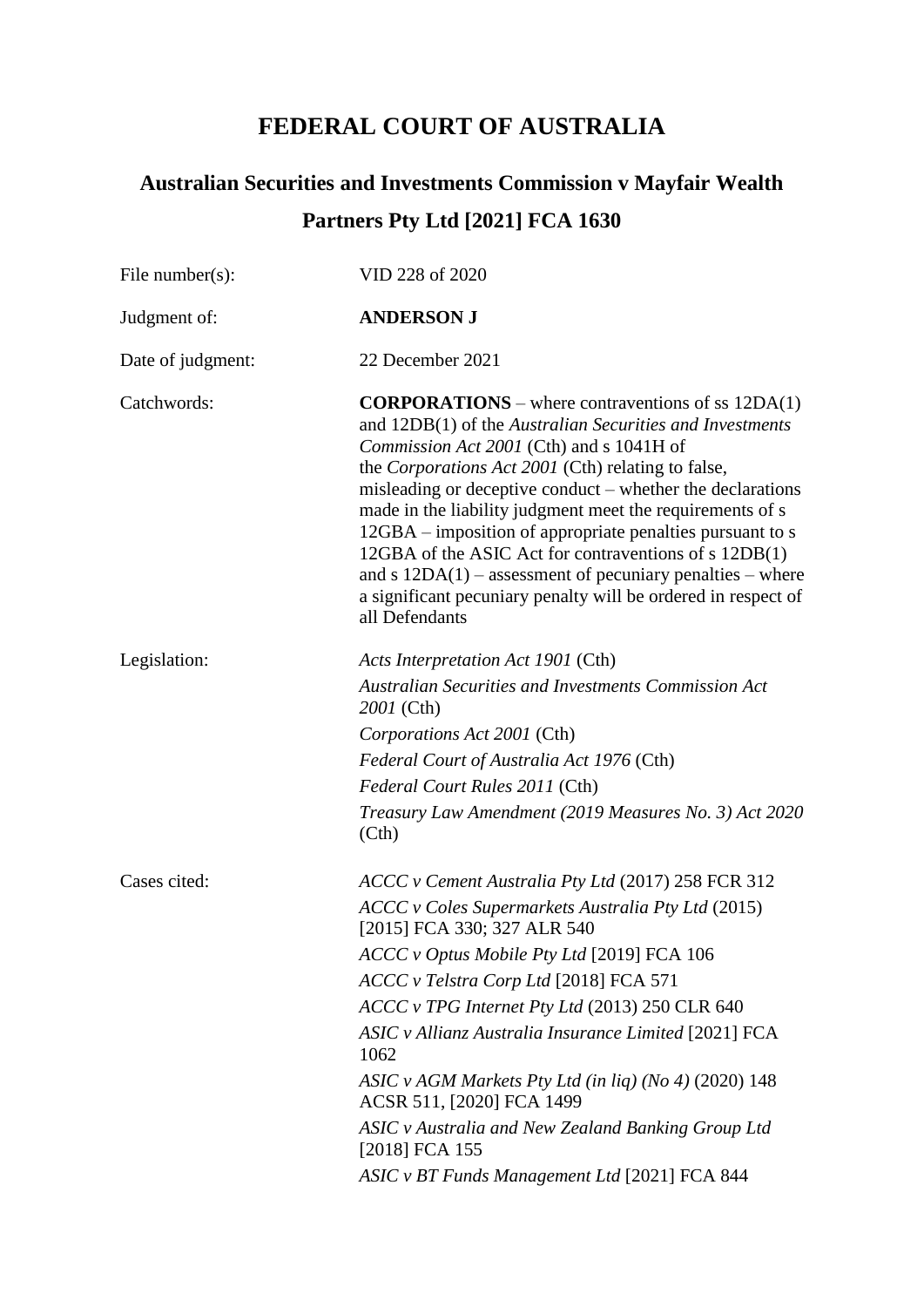# FEDERAL COURT OF AUSTRALIA

## Australian Securities and Investments Commission v Mayfair Wealth Partners Pty Ltd [2021] FCA 1630

| | |
|---|---|
| File number(s): | VID 228 of 2020 |
| Judgment of: | **ANDERSON J** |
| Date of judgment: | 22 December 2021 |
| Catchwords: | **CORPORATIONS** – where contraventions of ss 12DA(1) and 12DB(1) of the *Australian Securities and Investments Commission Act 2001* (Cth) and s 1041H of the *Corporations Act 2001* (Cth) relating to false, misleading or deceptive conduct – whether the declarations made in the liability judgment meet the requirements of s 12GBA – imposition of appropriate penalties pursuant to s 12GBA of the ASIC Act for contraventions of s 12DB(1) and s 12DA(1) – assessment of pecuniary penalties – where a significant pecuniary penalty will be ordered in respect of all Defendants |
| Legislation: | *Acts Interpretation Act 1901* (Cth)<br>*Australian Securities and Investments Commission Act 2001* (Cth)<br>*Corporations Act 2001* (Cth)<br>*Federal Court of Australia Act 1976* (Cth)<br>*Federal Court Rules 2011* (Cth)<br>*Treasury Law Amendment (2019 Measures No. 3) Act 2020* (Cth) |
| Cases cited: | *ACCC v Cement Australia Pty Ltd* (2017) 258 FCR 312<br>*ACCC v Coles Supermarkets Australia Pty Ltd* (2015) [2015] FCA 330; 327 ALR 540<br>*ACCC v Optus Mobile Pty Ltd* [2019] FCA 106<br>*ACCC v Telstra Corp Ltd* [2018] FCA 571<br>*ACCC v TPG Internet Pty Ltd* (2013) 250 CLR 640<br>*ASIC v Allianz Australia Insurance Limited* [2021] FCA 1062<br>*ASIC v AGM Markets Pty Ltd (in liq) (No 4)* (2020) 148 ACSR 511, [2020] FCA 1499<br>*ASIC v Australia and New Zealand Banking Group Ltd* [2018] FCA 155<br>*ASIC v BT Funds Management Ltd* [2021] FCA 844 |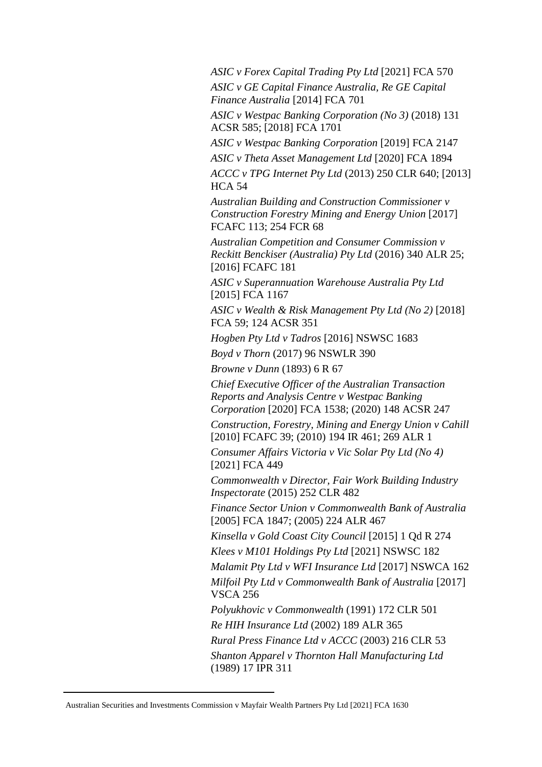*ASIC v Forex Capital Trading Pty Ltd* [2021] FCA 570

*ASIC v GE Capital Finance Australia, Re GE Capital Finance Australia* [2014] FCA 701

*ASIC v Westpac Banking Corporation (No 3)* (2018) 131 ACSR 585; [2018] FCA 1701

*ASIC v Westpac Banking Corporation* [2019] FCA 2147

*ASIC v Theta Asset Management Ltd* [2020] FCA 1894

*ACCC v TPG Internet Pty Ltd* (2013) 250 CLR 640; [2013] HCA 54

*Australian Building and Construction Commissioner v Construction Forestry Mining and Energy Union* [2017] FCAFC 113; 254 FCR 68

*Australian Competition and Consumer Commission v Reckitt Benckiser (Australia) Pty Ltd* (2016) 340 ALR 25; [2016] FCAFC 181

*ASIC v Superannuation Warehouse Australia Pty Ltd* [2015] FCA 1167

*ASIC v Wealth & Risk Management Pty Ltd (No 2)* [2018] FCA 59; 124 ACSR 351

*Hogben Pty Ltd v Tadros* [2016] NSWSC 1683

*Boyd v Thorn* (2017) 96 NSWLR 390

*Browne v Dunn* (1893) 6 R 67

*Chief Executive Officer of the Australian Transaction Reports and Analysis Centre v Westpac Banking Corporation* [2020] FCA 1538; (2020) 148 ACSR 247

*Construction, Forestry, Mining and Energy Union v Cahill* [2010] FCAFC 39; (2010) 194 IR 461; 269 ALR 1

*Consumer Affairs Victoria v Vic Solar Pty Ltd (No 4)* [2021] FCA 449

*Commonwealth v Director, Fair Work Building Industry Inspectorate* (2015) 252 CLR 482

*Finance Sector Union v Commonwealth Bank of Australia* [2005] FCA 1847; (2005) 224 ALR 467

*Kinsella v Gold Coast City Council* [2015] 1 Qd R 274

*Klees v M101 Holdings Pty Ltd* [2021] NSWSC 182

*Malamit Pty Ltd v WFI Insurance Ltd* [2017] NSWCA 162

*Milfoil Pty Ltd v Commonwealth Bank of Australia* [2017] VSCA 256

*Polyukhovic v Commonwealth* (1991) 172 CLR 501

*Re HIH Insurance Ltd* (2002) 189 ALR 365

*Rural Press Finance Ltd v ACCC* (2003) 216 CLR 53

*Shanton Apparel v Thornton Hall Manufacturing Ltd* (1989) 17 IPR 311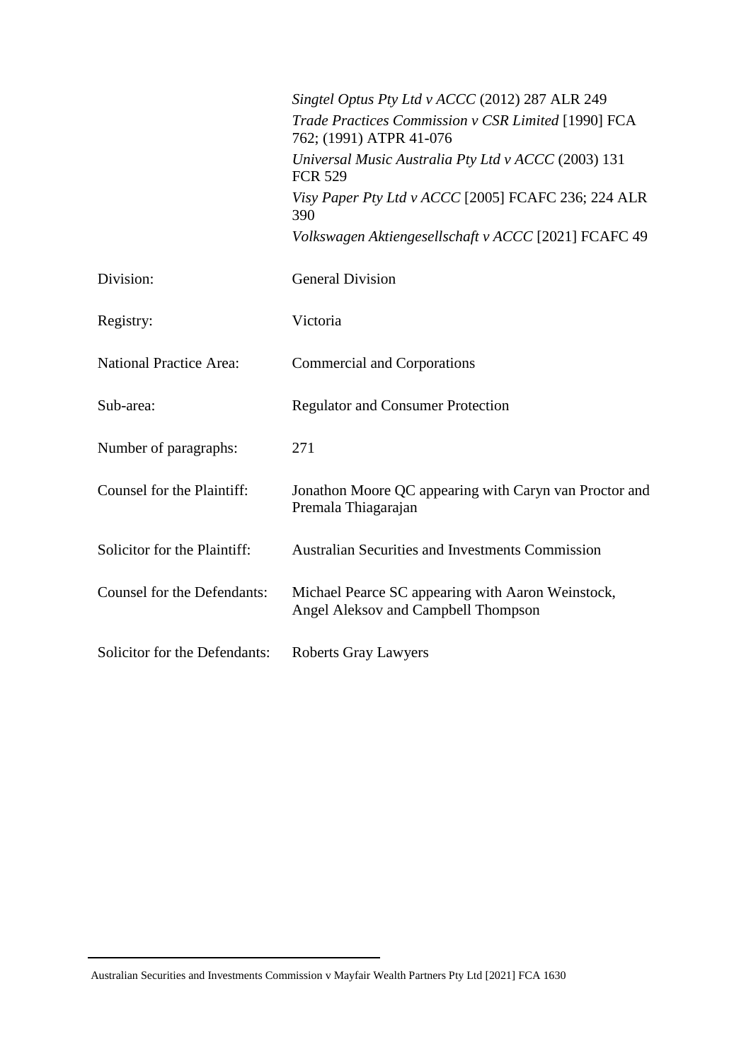*Singtel Optus Pty Ltd v ACCC* (2012) 287 ALR 249

*Trade Practices Commission v CSR Limited* [1990] FCA 762; (1991) ATPR 41-076

*Universal Music Australia Pty Ltd v ACCC* (2003) 131 FCR 529

*Visy Paper Pty Ltd v ACCC* [2005] FCAFC 236; 224 ALR 390

*Volkswagen Aktiengesellschaft v ACCC* [2021] FCAFC 49

| | |
|---|---|
| Division: | General Division |
| Registry: | Victoria |
| National Practice Area: | Commercial and Corporations |
| Sub-area: | Regulator and Consumer Protection |
| Number of paragraphs: | 271 |
| Counsel for the Plaintiff: | Jonathon Moore QC appearing with Caryn van Proctor and Premala Thiagarajan |
| Solicitor for the Plaintiff: | Australian Securities and Investments Commission |
| Counsel for the Defendants: | Michael Pearce SC appearing with Aaron Weinstock, Angel Aleksov and Campbell Thompson |
| Solicitor for the Defendants: | Roberts Gray Lawyers |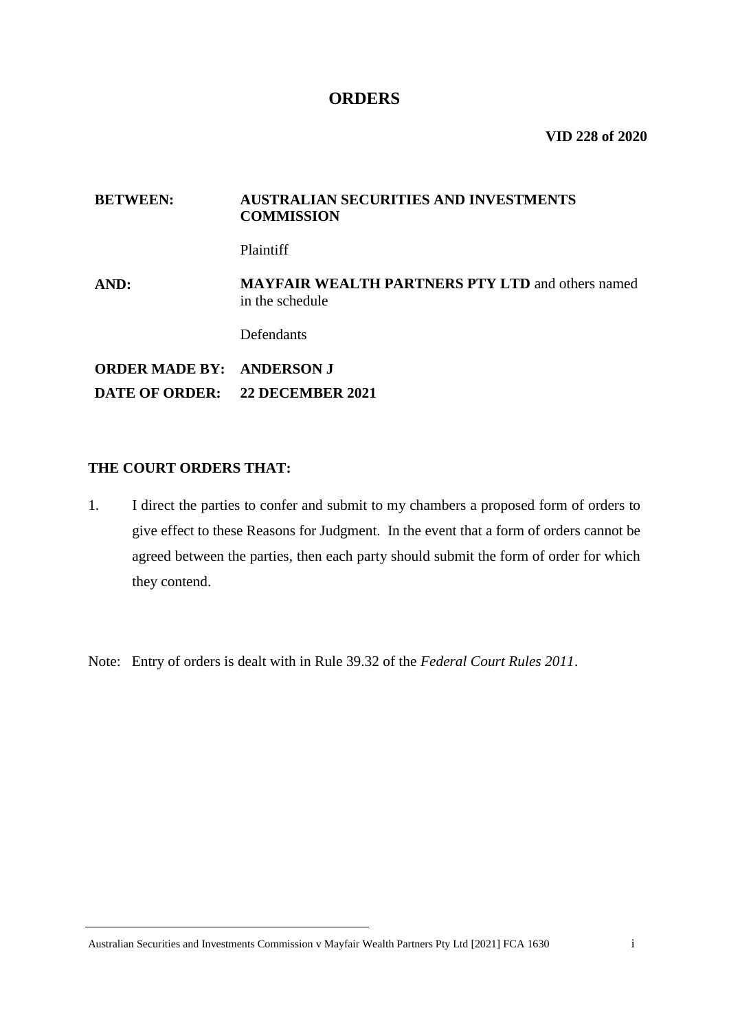# ORDERS

**VID 228 of 2020**

| | |
|---|---|
| **BETWEEN:** | **AUSTRALIAN SECURITIES AND INVESTMENTS COMMISSION** |
| | Plaintiff |
| **AND:** | **MAYFAIR WEALTH PARTNERS PTY LTD** and others named in the schedule |
| | Defendants |
| **ORDER MADE BY:** | **ANDERSON J** |
| **DATE OF ORDER:** | **22 DECEMBER 2021** |

**THE COURT ORDERS THAT:**

1. I direct the parties to confer and submit to my chambers a proposed form of orders to give effect to these Reasons for Judgment. In the event that a form of orders cannot be agreed between the parties, then each party should submit the form of order for which they contend.

Note: Entry of orders is dealt with in Rule 39.32 of the *Federal Court Rules 2011*.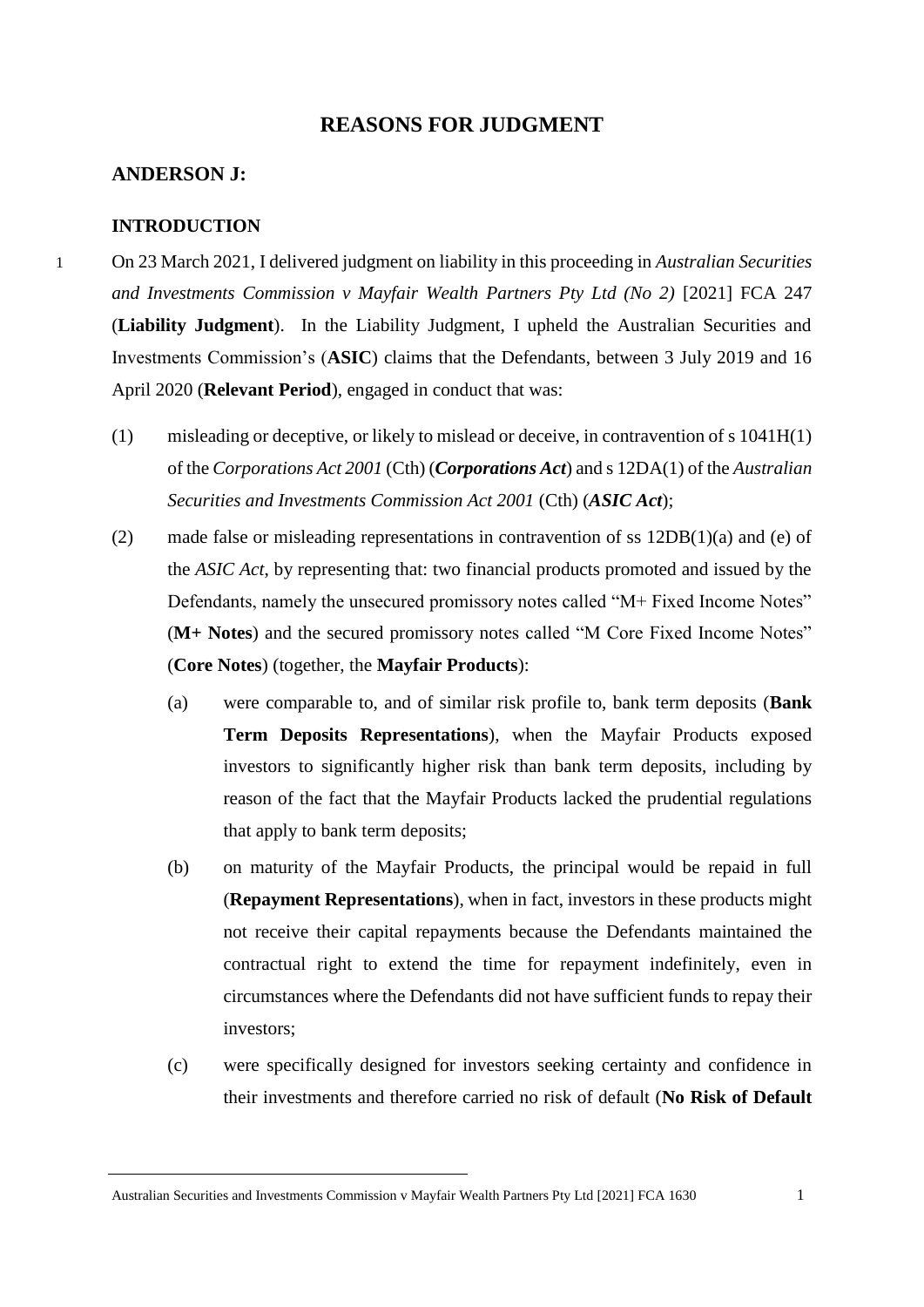# REASONS FOR JUDGMENT

## ANDERSON J:

### INTRODUCTION

1 On 23 March 2021, I delivered judgment on liability in this proceeding in *Australian Securities and Investments Commission v Mayfair Wealth Partners Pty Ltd (No 2)* [2021] FCA 247 (**Liability Judgment**). In the Liability Judgment, I upheld the Australian Securities and Investments Commission's (**ASIC**) claims that the Defendants, between 3 July 2019 and 16 April 2020 (**Relevant Period**), engaged in conduct that was:

(1) misleading or deceptive, or likely to mislead or deceive, in contravention of s 1041H(1) of the *Corporations Act 2001* (Cth) (***Corporations Act***) and s 12DA(1) of the *Australian Securities and Investments Commission Act 2001* (Cth) (***ASIC Act***);

(2) made false or misleading representations in contravention of ss 12DB(1)(a) and (e) of the *ASIC Act*, by representing that: two financial products promoted and issued by the Defendants, namely the unsecured promissory notes called "M+ Fixed Income Notes" (**M+ Notes**) and the secured promissory notes called "M Core Fixed Income Notes" (**Core Notes**) (together, the **Mayfair Products**):

   (a) were comparable to, and of similar risk profile to, bank term deposits (**Bank Term Deposits Representations**), when the Mayfair Products exposed investors to significantly higher risk than bank term deposits, including by reason of the fact that the Mayfair Products lacked the prudential regulations that apply to bank term deposits;

   (b) on maturity of the Mayfair Products, the principal would be repaid in full (**Repayment Representations**), when in fact, investors in these products might not receive their capital repayments because the Defendants maintained the contractual right to extend the time for repayment indefinitely, even in circumstances where the Defendants did not have sufficient funds to repay their investors;

   (c) were specifically designed for investors seeking certainty and confidence in their investments and therefore carried no risk of default (**No Risk of Default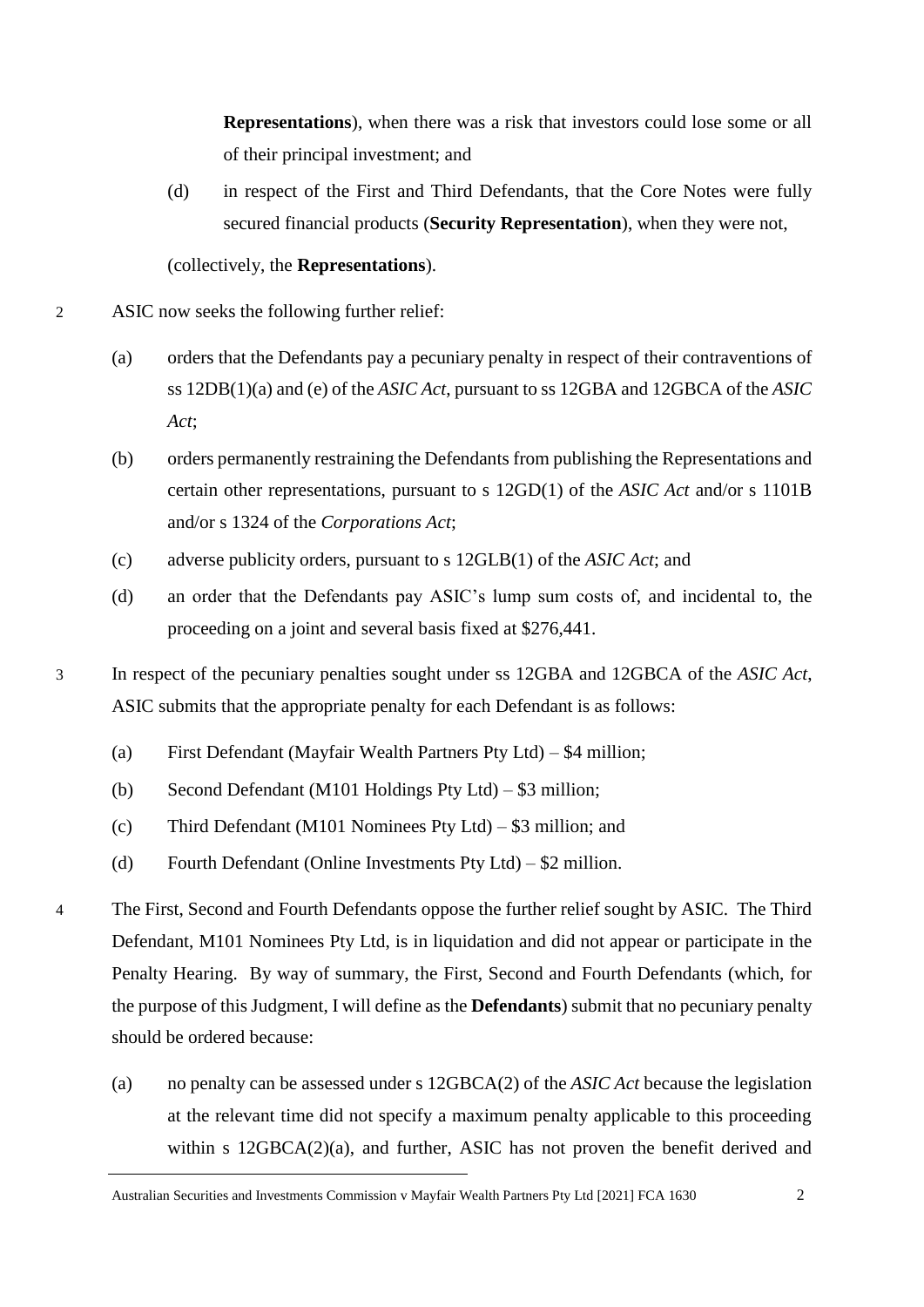**Representations**), when there was a risk that investors could lose some or all of their principal investment; and

(d) in respect of the First and Third Defendants, that the Core Notes were fully secured financial products (**Security Representation**), when they were not,

(collectively, the **Representations**).

2 ASIC now seeks the following further relief:

(a) orders that the Defendants pay a pecuniary penalty in respect of their contraventions of ss 12DB(1)(a) and (e) of the *ASIC Act*, pursuant to ss 12GBA and 12GBCA of the *ASIC Act*;

(b) orders permanently restraining the Defendants from publishing the Representations and certain other representations, pursuant to s 12GD(1) of the *ASIC Act* and/or s 1101B and/or s 1324 of the *Corporations Act*;

(c) adverse publicity orders, pursuant to s 12GLB(1) of the *ASIC Act*; and

(d) an order that the Defendants pay ASIC's lump sum costs of, and incidental to, the proceeding on a joint and several basis fixed at $276,441.

3 In respect of the pecuniary penalties sought under ss 12GBA and 12GBCA of the *ASIC Act*, ASIC submits that the appropriate penalty for each Defendant is as follows:

(a) First Defendant (Mayfair Wealth Partners Pty Ltd) – $4 million;

(b) Second Defendant (M101 Holdings Pty Ltd) – $3 million;

(c) Third Defendant (M101 Nominees Pty Ltd) – $3 million; and

(d) Fourth Defendant (Online Investments Pty Ltd) – $2 million.

4 The First, Second and Fourth Defendants oppose the further relief sought by ASIC. The Third Defendant, M101 Nominees Pty Ltd, is in liquidation and did not appear or participate in the Penalty Hearing. By way of summary, the First, Second and Fourth Defendants (which, for the purpose of this Judgment, I will define as the **Defendants**) submit that no pecuniary penalty should be ordered because:

(a) no penalty can be assessed under s 12GBCA(2) of the *ASIC Act* because the legislation at the relevant time did not specify a maximum penalty applicable to this proceeding within s 12GBCA(2)(a), and further, ASIC has not proven the benefit derived and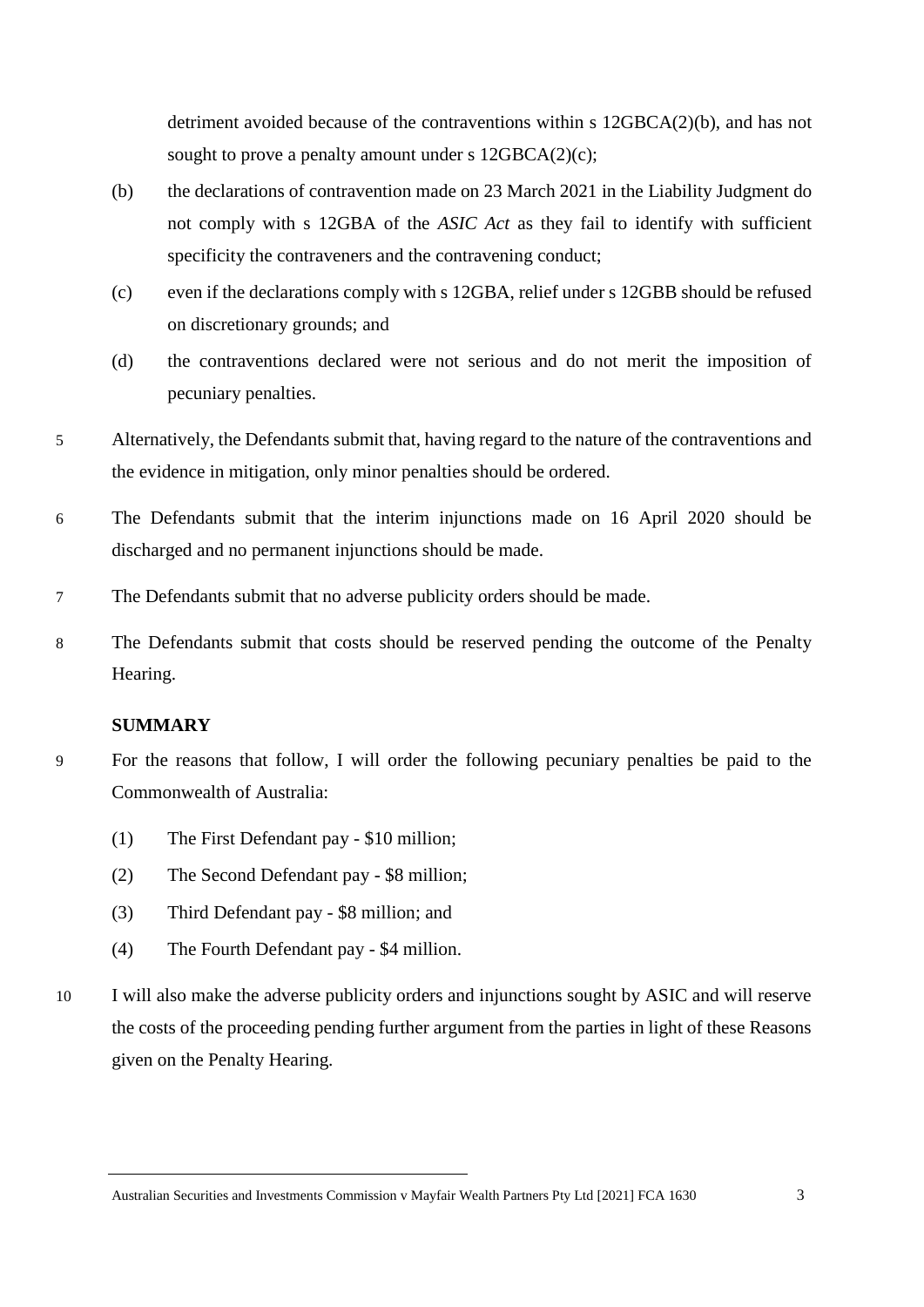detriment avoided because of the contraventions within s 12GBCA(2)(b), and has not sought to prove a penalty amount under s 12GBCA(2)(c);

(b) the declarations of contravention made on 23 March 2021 in the Liability Judgment do not comply with s 12GBA of the *ASIC Act* as they fail to identify with sufficient specificity the contraveners and the contravening conduct;

(c) even if the declarations comply with s 12GBA, relief under s 12GBB should be refused on discretionary grounds; and

(d) the contraventions declared were not serious and do not merit the imposition of pecuniary penalties.

5 Alternatively, the Defendants submit that, having regard to the nature of the contraventions and the evidence in mitigation, only minor penalties should be ordered.

6 The Defendants submit that the interim injunctions made on 16 April 2020 should be discharged and no permanent injunctions should be made.

7 The Defendants submit that no adverse publicity orders should be made.

8 The Defendants submit that costs should be reserved pending the outcome of the Penalty Hearing.

**SUMMARY**

9 For the reasons that follow, I will order the following pecuniary penalties be paid to the Commonwealth of Australia:

(1) The First Defendant pay - $10 million;

(2) The Second Defendant pay - $8 million;

(3) Third Defendant pay - $8 million; and

(4) The Fourth Defendant pay - $4 million.

10 I will also make the adverse publicity orders and injunctions sought by ASIC and will reserve the costs of the proceeding pending further argument from the parties in light of these Reasons given on the Penalty Hearing.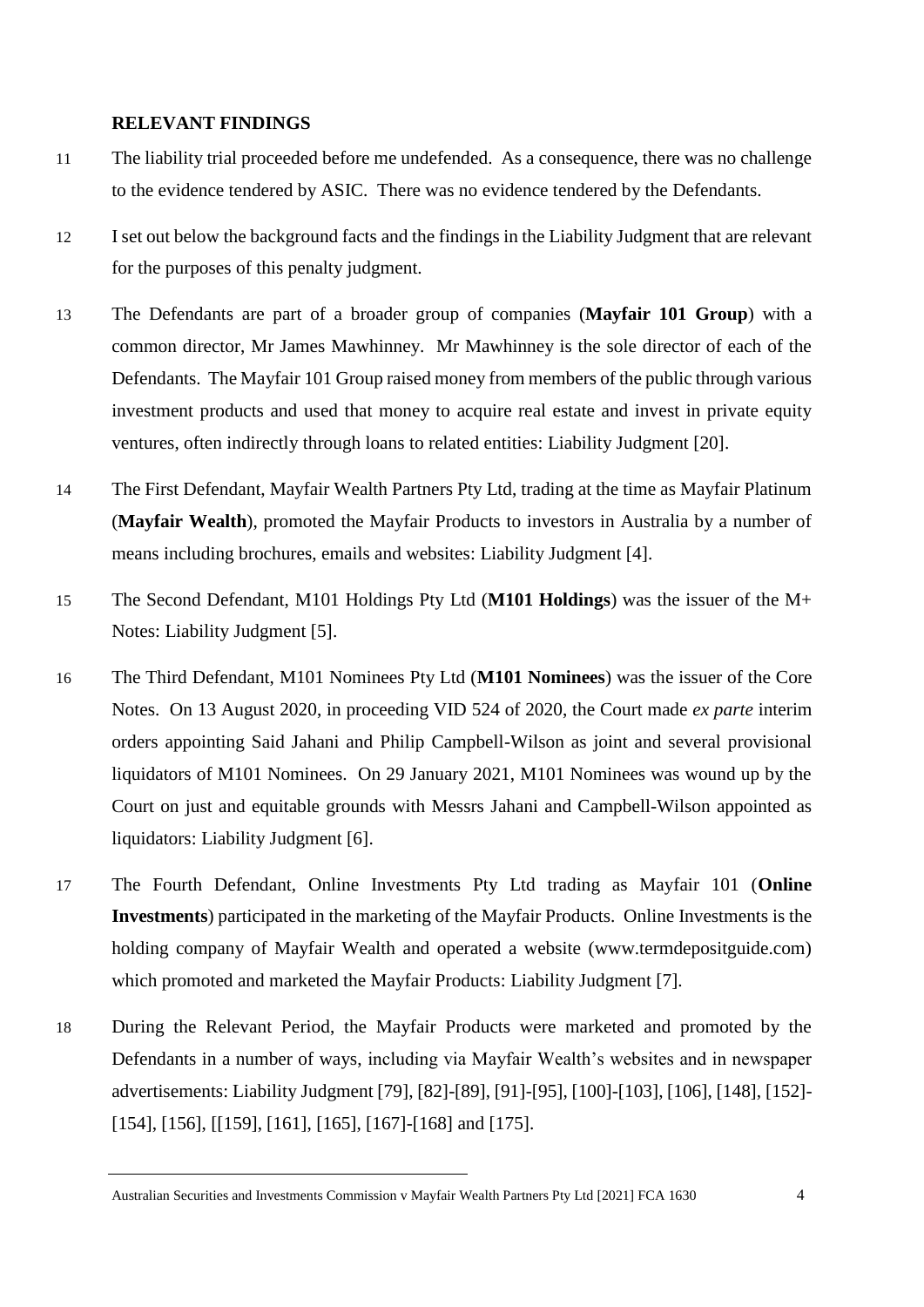## RELEVANT FINDINGS

11 The liability trial proceeded before me undefended. As a consequence, there was no challenge to the evidence tendered by ASIC. There was no evidence tendered by the Defendants.

12 I set out below the background facts and the findings in the Liability Judgment that are relevant for the purposes of this penalty judgment.

13 The Defendants are part of a broader group of companies (**Mayfair 101 Group**) with a common director, Mr James Mawhinney. Mr Mawhinney is the sole director of each of the Defendants. The Mayfair 101 Group raised money from members of the public through various investment products and used that money to acquire real estate and invest in private equity ventures, often indirectly through loans to related entities: Liability Judgment [20].

14 The First Defendant, Mayfair Wealth Partners Pty Ltd, trading at the time as Mayfair Platinum (**Mayfair Wealth**), promoted the Mayfair Products to investors in Australia by a number of means including brochures, emails and websites: Liability Judgment [4].

15 The Second Defendant, M101 Holdings Pty Ltd (**M101 Holdings**) was the issuer of the M+ Notes: Liability Judgment [5].

16 The Third Defendant, M101 Nominees Pty Ltd (**M101 Nominees**) was the issuer of the Core Notes. On 13 August 2020, in proceeding VID 524 of 2020, the Court made *ex parte* interim orders appointing Said Jahani and Philip Campbell-Wilson as joint and several provisional liquidators of M101 Nominees. On 29 January 2021, M101 Nominees was wound up by the Court on just and equitable grounds with Messrs Jahani and Campbell-Wilson appointed as liquidators: Liability Judgment [6].

17 The Fourth Defendant, Online Investments Pty Ltd trading as Mayfair 101 (**Online Investments**) participated in the marketing of the Mayfair Products. Online Investments is the holding company of Mayfair Wealth and operated a website (www.termdepositguide.com) which promoted and marketed the Mayfair Products: Liability Judgment [7].

18 During the Relevant Period, the Mayfair Products were marketed and promoted by the Defendants in a number of ways, including via Mayfair Wealth's websites and in newspaper advertisements: Liability Judgment [79], [82]-[89], [91]-[95], [100]-[103], [106], [148], [152]-[154], [156], [[159], [161], [165], [167]-[168] and [175].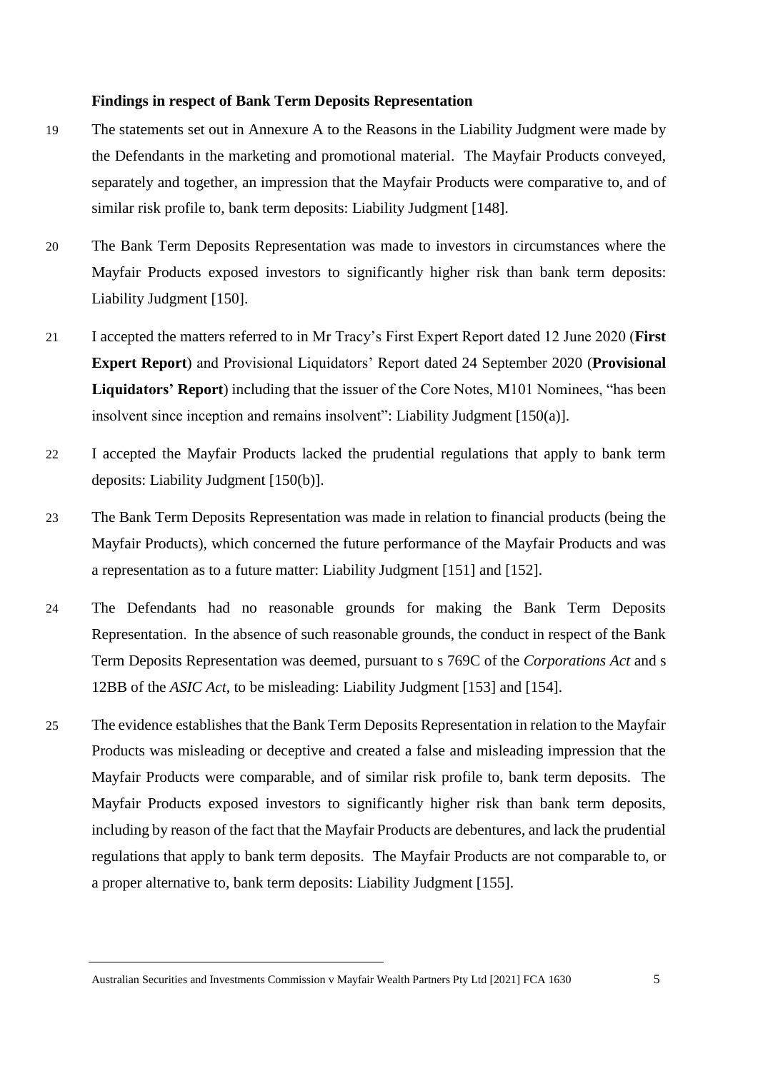**Findings in respect of Bank Term Deposits Representation**

19 The statements set out in Annexure A to the Reasons in the Liability Judgment were made by the Defendants in the marketing and promotional material. The Mayfair Products conveyed, separately and together, an impression that the Mayfair Products were comparative to, and of similar risk profile to, bank term deposits: Liability Judgment [148].

20 The Bank Term Deposits Representation was made to investors in circumstances where the Mayfair Products exposed investors to significantly higher risk than bank term deposits: Liability Judgment [150].

21 I accepted the matters referred to in Mr Tracy's First Expert Report dated 12 June 2020 (**First Expert Report**) and Provisional Liquidators' Report dated 24 September 2020 (**Provisional Liquidators' Report**) including that the issuer of the Core Notes, M101 Nominees, "has been insolvent since inception and remains insolvent": Liability Judgment [150(a)].

22 I accepted the Mayfair Products lacked the prudential regulations that apply to bank term deposits: Liability Judgment [150(b)].

23 The Bank Term Deposits Representation was made in relation to financial products (being the Mayfair Products), which concerned the future performance of the Mayfair Products and was a representation as to a future matter: Liability Judgment [151] and [152].

24 The Defendants had no reasonable grounds for making the Bank Term Deposits Representation. In the absence of such reasonable grounds, the conduct in respect of the Bank Term Deposits Representation was deemed, pursuant to s 769C of the *Corporations Act* and s 12BB of the *ASIC Act*, to be misleading: Liability Judgment [153] and [154].

25 The evidence establishes that the Bank Term Deposits Representation in relation to the Mayfair Products was misleading or deceptive and created a false and misleading impression that the Mayfair Products were comparable, and of similar risk profile to, bank term deposits. The Mayfair Products exposed investors to significantly higher risk than bank term deposits, including by reason of the fact that the Mayfair Products are debentures, and lack the prudential regulations that apply to bank term deposits. The Mayfair Products are not comparable to, or a proper alternative to, bank term deposits: Liability Judgment [155].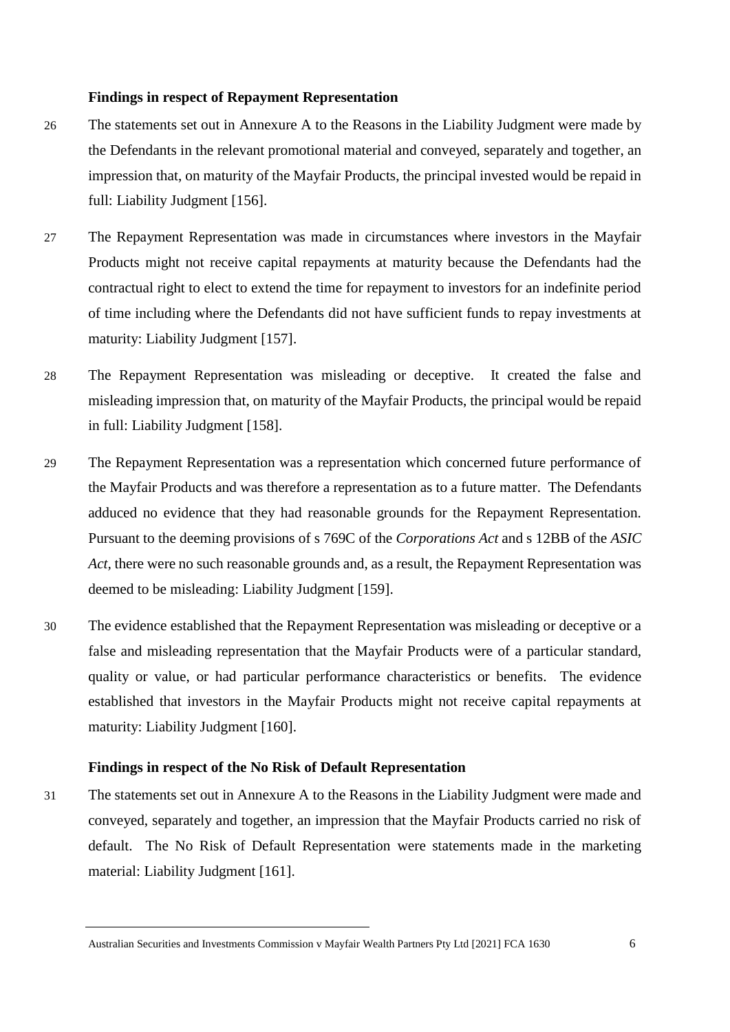**Findings in respect of Repayment Representation**

26 The statements set out in Annexure A to the Reasons in the Liability Judgment were made by the Defendants in the relevant promotional material and conveyed, separately and together, an impression that, on maturity of the Mayfair Products, the principal invested would be repaid in full: Liability Judgment [156].

27 The Repayment Representation was made in circumstances where investors in the Mayfair Products might not receive capital repayments at maturity because the Defendants had the contractual right to elect to extend the time for repayment to investors for an indefinite period of time including where the Defendants did not have sufficient funds to repay investments at maturity: Liability Judgment [157].

28 The Repayment Representation was misleading or deceptive. It created the false and misleading impression that, on maturity of the Mayfair Products, the principal would be repaid in full: Liability Judgment [158].

29 The Repayment Representation was a representation which concerned future performance of the Mayfair Products and was therefore a representation as to a future matter. The Defendants adduced no evidence that they had reasonable grounds for the Repayment Representation. Pursuant to the deeming provisions of s 769C of the *Corporations Act* and s 12BB of the *ASIC Act,* there were no such reasonable grounds and, as a result, the Repayment Representation was deemed to be misleading: Liability Judgment [159].

30 The evidence established that the Repayment Representation was misleading or deceptive or a false and misleading representation that the Mayfair Products were of a particular standard, quality or value, or had particular performance characteristics or benefits. The evidence established that investors in the Mayfair Products might not receive capital repayments at maturity: Liability Judgment [160].

**Findings in respect of the No Risk of Default Representation**

31 The statements set out in Annexure A to the Reasons in the Liability Judgment were made and conveyed, separately and together, an impression that the Mayfair Products carried no risk of default. The No Risk of Default Representation were statements made in the marketing material: Liability Judgment [161].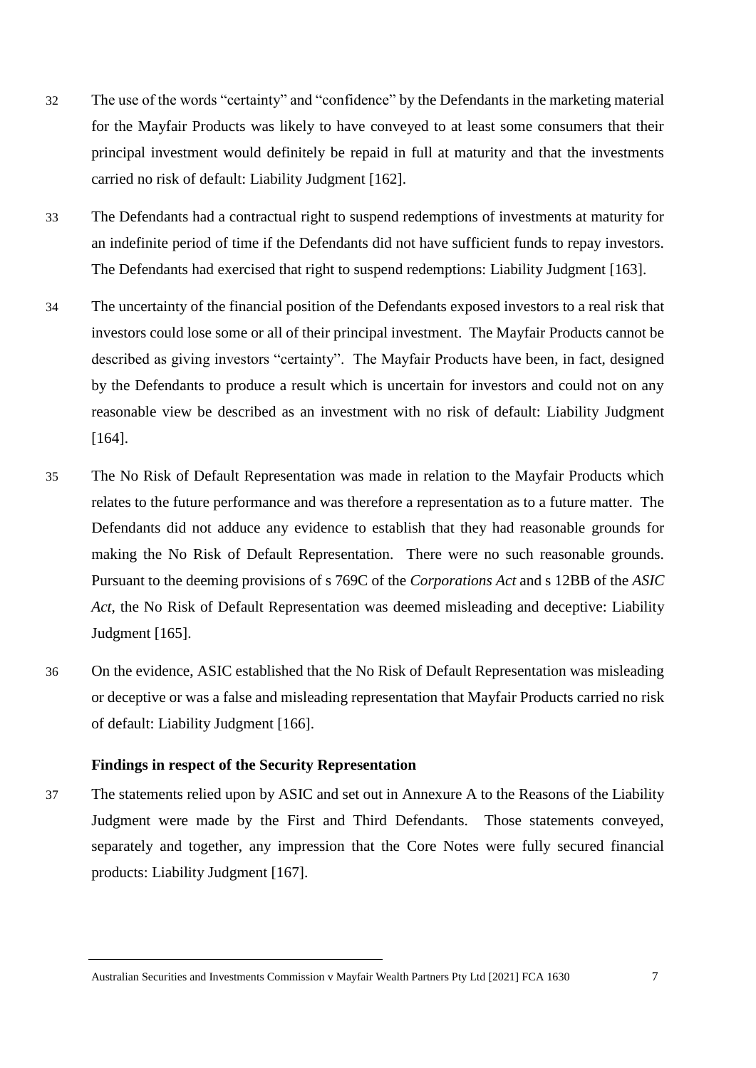32 The use of the words "certainty" and "confidence" by the Defendants in the marketing material for the Mayfair Products was likely to have conveyed to at least some consumers that their principal investment would definitely be repaid in full at maturity and that the investments carried no risk of default: Liability Judgment [162].

33 The Defendants had a contractual right to suspend redemptions of investments at maturity for an indefinite period of time if the Defendants did not have sufficient funds to repay investors. The Defendants had exercised that right to suspend redemptions: Liability Judgment [163].

34 The uncertainty of the financial position of the Defendants exposed investors to a real risk that investors could lose some or all of their principal investment. The Mayfair Products cannot be described as giving investors "certainty". The Mayfair Products have been, in fact, designed by the Defendants to produce a result which is uncertain for investors and could not on any reasonable view be described as an investment with no risk of default: Liability Judgment [164].

35 The No Risk of Default Representation was made in relation to the Mayfair Products which relates to the future performance and was therefore a representation as to a future matter. The Defendants did not adduce any evidence to establish that they had reasonable grounds for making the No Risk of Default Representation. There were no such reasonable grounds. Pursuant to the deeming provisions of s 769C of the *Corporations Act* and s 12BB of the *ASIC Act*, the No Risk of Default Representation was deemed misleading and deceptive: Liability Judgment [165].

36 On the evidence, ASIC established that the No Risk of Default Representation was misleading or deceptive or was a false and misleading representation that Mayfair Products carried no risk of default: Liability Judgment [166].

### Findings in respect of the Security Representation

37 The statements relied upon by ASIC and set out in Annexure A to the Reasons of the Liability Judgment were made by the First and Third Defendants. Those statements conveyed, separately and together, any impression that the Core Notes were fully secured financial products: Liability Judgment [167].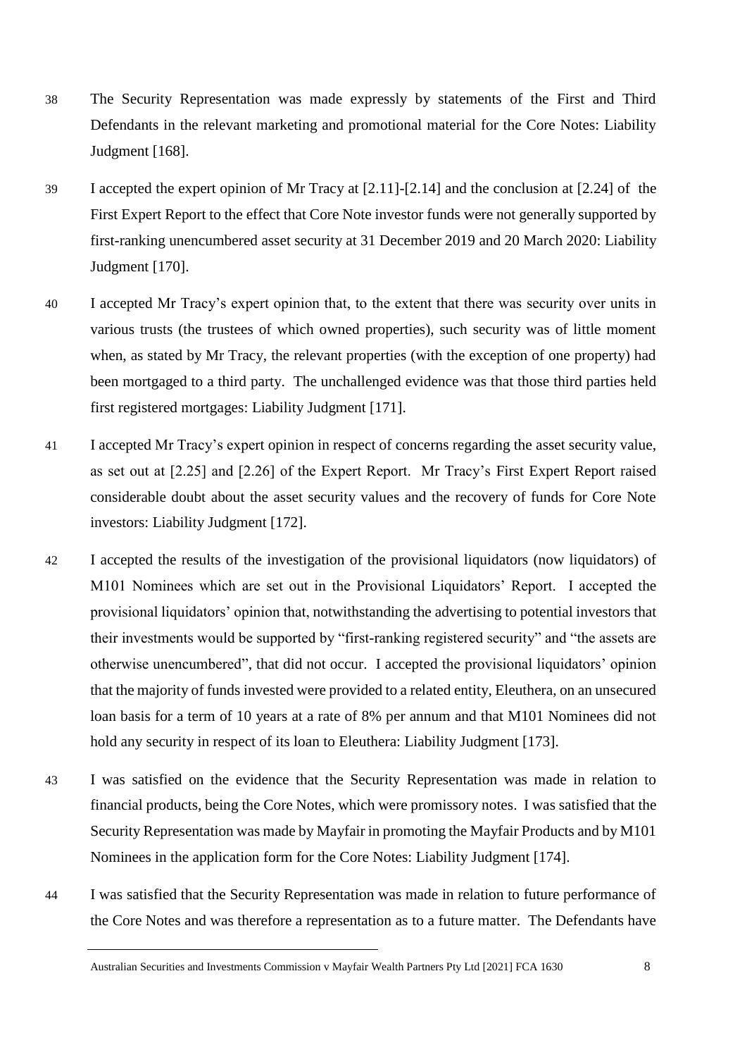38 The Security Representation was made expressly by statements of the First and Third Defendants in the relevant marketing and promotional material for the Core Notes: Liability Judgment [168].

39 I accepted the expert opinion of Mr Tracy at [2.11]-[2.14] and the conclusion at [2.24] of the First Expert Report to the effect that Core Note investor funds were not generally supported by first-ranking unencumbered asset security at 31 December 2019 and 20 March 2020: Liability Judgment [170].

40 I accepted Mr Tracy's expert opinion that, to the extent that there was security over units in various trusts (the trustees of which owned properties), such security was of little moment when, as stated by Mr Tracy, the relevant properties (with the exception of one property) had been mortgaged to a third party. The unchallenged evidence was that those third parties held first registered mortgages: Liability Judgment [171].

41 I accepted Mr Tracy's expert opinion in respect of concerns regarding the asset security value, as set out at [2.25] and [2.26] of the Expert Report. Mr Tracy's First Expert Report raised considerable doubt about the asset security values and the recovery of funds for Core Note investors: Liability Judgment [172].

42 I accepted the results of the investigation of the provisional liquidators (now liquidators) of M101 Nominees which are set out in the Provisional Liquidators' Report. I accepted the provisional liquidators' opinion that, notwithstanding the advertising to potential investors that their investments would be supported by "first-ranking registered security" and "the assets are otherwise unencumbered", that did not occur. I accepted the provisional liquidators' opinion that the majority of funds invested were provided to a related entity, Eleuthera, on an unsecured loan basis for a term of 10 years at a rate of 8% per annum and that M101 Nominees did not hold any security in respect of its loan to Eleuthera: Liability Judgment [173].

43 I was satisfied on the evidence that the Security Representation was made in relation to financial products, being the Core Notes, which were promissory notes. I was satisfied that the Security Representation was made by Mayfair in promoting the Mayfair Products and by M101 Nominees in the application form for the Core Notes: Liability Judgment [174].

44 I was satisfied that the Security Representation was made in relation to future performance of the Core Notes and was therefore a representation as to a future matter. The Defendants have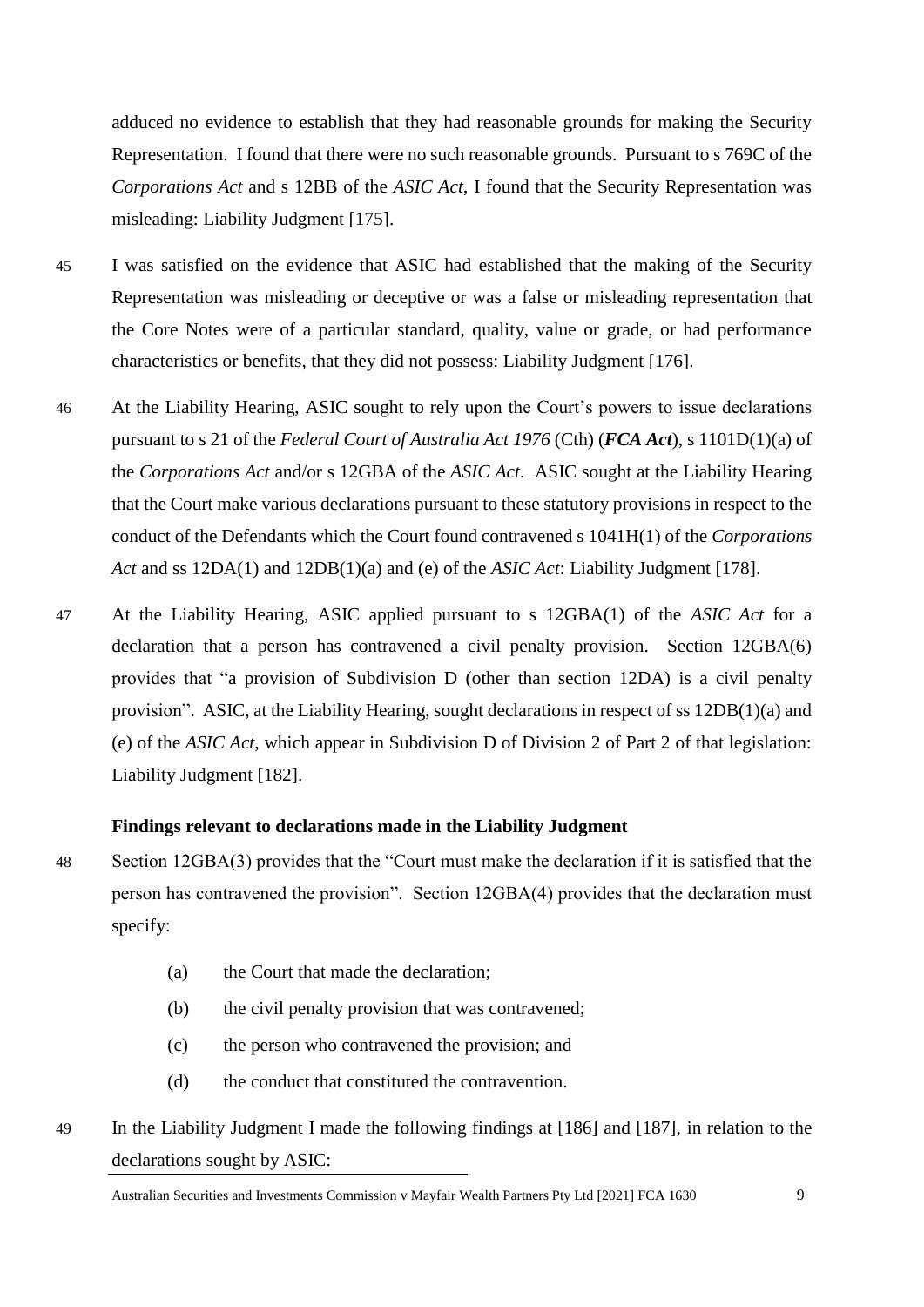adduced no evidence to establish that they had reasonable grounds for making the Security Representation. I found that there were no such reasonable grounds. Pursuant to s 769C of the *Corporations Act* and s 12BB of the *ASIC Act*, I found that the Security Representation was misleading: Liability Judgment [175].

45 I was satisfied on the evidence that ASIC had established that the making of the Security Representation was misleading or deceptive or was a false or misleading representation that the Core Notes were of a particular standard, quality, value or grade, or had performance characteristics or benefits, that they did not possess: Liability Judgment [176].

46 At the Liability Hearing, ASIC sought to rely upon the Court's powers to issue declarations pursuant to s 21 of the *Federal Court of Australia Act 1976* (Cth) (***FCA Act***), s 1101D(1)(a) of the *Corporations Act* and/or s 12GBA of the *ASIC Act*. ASIC sought at the Liability Hearing that the Court make various declarations pursuant to these statutory provisions in respect to the conduct of the Defendants which the Court found contravened s 1041H(1) of the *Corporations Act* and ss 12DA(1) and 12DB(1)(a) and (e) of the *ASIC Act*: Liability Judgment [178].

47 At the Liability Hearing, ASIC applied pursuant to s 12GBA(1) of the *ASIC Act* for a declaration that a person has contravened a civil penalty provision. Section 12GBA(6) provides that "a provision of Subdivision D (other than section 12DA) is a civil penalty provision". ASIC, at the Liability Hearing, sought declarations in respect of ss 12DB(1)(a) and (e) of the *ASIC Act*, which appear in Subdivision D of Division 2 of Part 2 of that legislation: Liability Judgment [182].

**Findings relevant to declarations made in the Liability Judgment**

48 Section 12GBA(3) provides that the "Court must make the declaration if it is satisfied that the person has contravened the provision". Section 12GBA(4) provides that the declaration must specify:

(a) the Court that made the declaration;

(b) the civil penalty provision that was contravened;

(c) the person who contravened the provision; and

(d) the conduct that constituted the contravention.

49 In the Liability Judgment I made the following findings at [186] and [187], in relation to the declarations sought by ASIC: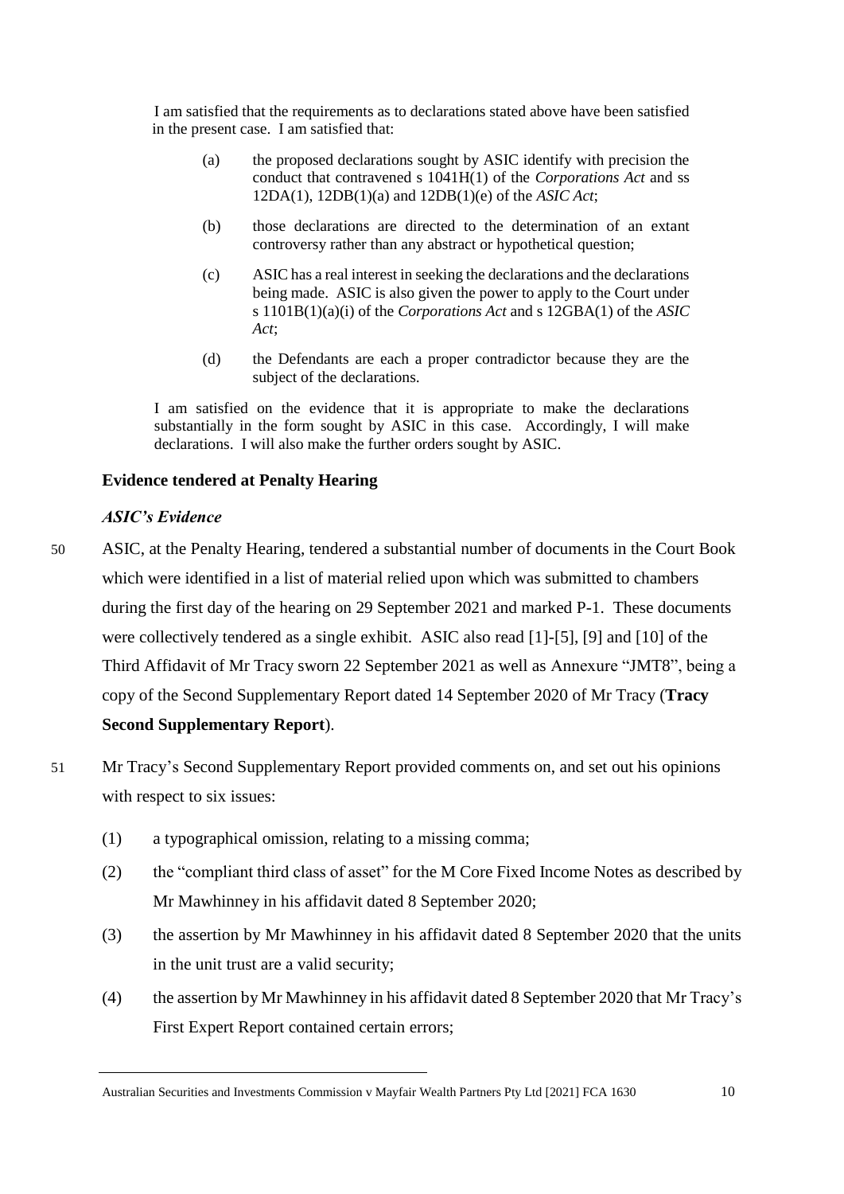I am satisfied that the requirements as to declarations stated above have been satisfied in the present case. I am satisfied that:

(a) the proposed declarations sought by ASIC identify with precision the conduct that contravened s 1041H(1) of the *Corporations Act* and ss 12DA(1), 12DB(1)(a) and 12DB(1)(e) of the *ASIC Act*;

(b) those declarations are directed to the determination of an extant controversy rather than any abstract or hypothetical question;

(c) ASIC has a real interest in seeking the declarations and the declarations being made. ASIC is also given the power to apply to the Court under s 1101B(1)(a)(i) of the *Corporations Act* and s 12GBA(1) of the *ASIC Act*;

(d) the Defendants are each a proper contradictor because they are the subject of the declarations.

I am satisfied on the evidence that it is appropriate to make the declarations substantially in the form sought by ASIC in this case. Accordingly, I will make declarations. I will also make the further orders sought by ASIC.

## Evidence tendered at Penalty Hearing

### *ASIC's Evidence*

50 ASIC, at the Penalty Hearing, tendered a substantial number of documents in the Court Book which were identified in a list of material relied upon which was submitted to chambers during the first day of the hearing on 29 September 2021 and marked P-1. These documents were collectively tendered as a single exhibit. ASIC also read [1]-[5], [9] and [10] of the Third Affidavit of Mr Tracy sworn 22 September 2021 as well as Annexure "JMT8", being a copy of the Second Supplementary Report dated 14 September 2020 of Mr Tracy (**Tracy Second Supplementary Report**).

51 Mr Tracy's Second Supplementary Report provided comments on, and set out his opinions with respect to six issues:

(1) a typographical omission, relating to a missing comma;

(2) the "compliant third class of asset" for the M Core Fixed Income Notes as described by Mr Mawhinney in his affidavit dated 8 September 2020;

(3) the assertion by Mr Mawhinney in his affidavit dated 8 September 2020 that the units in the unit trust are a valid security;

(4) the assertion by Mr Mawhinney in his affidavit dated 8 September 2020 that Mr Tracy's First Expert Report contained certain errors;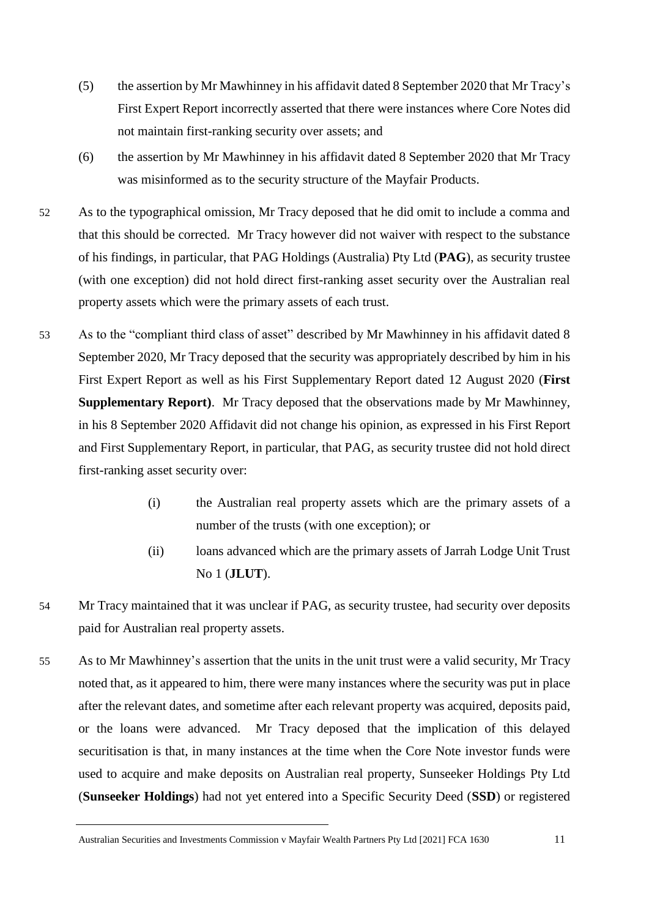(5) the assertion by Mr Mawhinney in his affidavit dated 8 September 2020 that Mr Tracy's First Expert Report incorrectly asserted that there were instances where Core Notes did not maintain first-ranking security over assets; and

(6) the assertion by Mr Mawhinney in his affidavit dated 8 September 2020 that Mr Tracy was misinformed as to the security structure of the Mayfair Products.

52 As to the typographical omission, Mr Tracy deposed that he did omit to include a comma and that this should be corrected. Mr Tracy however did not waiver with respect to the substance of his findings, in particular, that PAG Holdings (Australia) Pty Ltd (**PAG**), as security trustee (with one exception) did not hold direct first-ranking asset security over the Australian real property assets which were the primary assets of each trust.

53 As to the "compliant third class of asset" described by Mr Mawhinney in his affidavit dated 8 September 2020, Mr Tracy deposed that the security was appropriately described by him in his First Expert Report as well as his First Supplementary Report dated 12 August 2020 (**First Supplementary Report)**. Mr Tracy deposed that the observations made by Mr Mawhinney, in his 8 September 2020 Affidavit did not change his opinion, as expressed in his First Report and First Supplementary Report, in particular, that PAG, as security trustee did not hold direct first-ranking asset security over:

> (i) the Australian real property assets which are the primary assets of a number of the trusts (with one exception); or
>
> (ii) loans advanced which are the primary assets of Jarrah Lodge Unit Trust No 1 (**JLUT**).

54 Mr Tracy maintained that it was unclear if PAG, as security trustee, had security over deposits paid for Australian real property assets.

55 As to Mr Mawhinney's assertion that the units in the unit trust were a valid security, Mr Tracy noted that, as it appeared to him, there were many instances where the security was put in place after the relevant dates, and sometime after each relevant property was acquired, deposits paid, or the loans were advanced. Mr Tracy deposed that the implication of this delayed securitisation is that, in many instances at the time when the Core Note investor funds were used to acquire and make deposits on Australian real property, Sunseeker Holdings Pty Ltd (**Sunseeker Holdings**) had not yet entered into a Specific Security Deed (**SSD**) or registered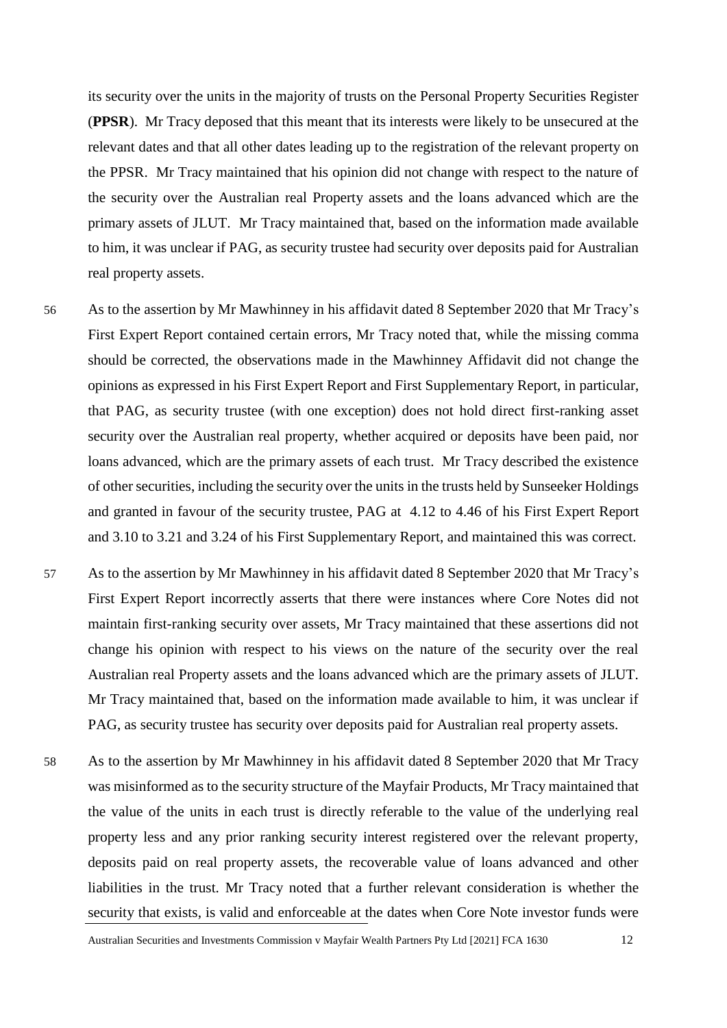its security over the units in the majority of trusts on the Personal Property Securities Register (**PPSR**). Mr Tracy deposed that this meant that its interests were likely to be unsecured at the relevant dates and that all other dates leading up to the registration of the relevant property on the PPSR. Mr Tracy maintained that his opinion did not change with respect to the nature of the security over the Australian real Property assets and the loans advanced which are the primary assets of JLUT. Mr Tracy maintained that, based on the information made available to him, it was unclear if PAG, as security trustee had security over deposits paid for Australian real property assets.

56 As to the assertion by Mr Mawhinney in his affidavit dated 8 September 2020 that Mr Tracy's First Expert Report contained certain errors, Mr Tracy noted that, while the missing comma should be corrected, the observations made in the Mawhinney Affidavit did not change the opinions as expressed in his First Expert Report and First Supplementary Report, in particular, that PAG, as security trustee (with one exception) does not hold direct first-ranking asset security over the Australian real property, whether acquired or deposits have been paid, nor loans advanced, which are the primary assets of each trust. Mr Tracy described the existence of other securities, including the security over the units in the trusts held by Sunseeker Holdings and granted in favour of the security trustee, PAG at 4.12 to 4.46 of his First Expert Report and 3.10 to 3.21 and 3.24 of his First Supplementary Report, and maintained this was correct.

57 As to the assertion by Mr Mawhinney in his affidavit dated 8 September 2020 that Mr Tracy's First Expert Report incorrectly asserts that there were instances where Core Notes did not maintain first-ranking security over assets, Mr Tracy maintained that these assertions did not change his opinion with respect to his views on the nature of the security over the real Australian real Property assets and the loans advanced which are the primary assets of JLUT. Mr Tracy maintained that, based on the information made available to him, it was unclear if PAG, as security trustee has security over deposits paid for Australian real property assets.

58 As to the assertion by Mr Mawhinney in his affidavit dated 8 September 2020 that Mr Tracy was misinformed as to the security structure of the Mayfair Products, Mr Tracy maintained that the value of the units in each trust is directly referable to the value of the underlying real property less and any prior ranking security interest registered over the relevant property, deposits paid on real property assets, the recoverable value of loans advanced and other liabilities in the trust. Mr Tracy noted that a further relevant consideration is whether the security that exists, is valid and enforceable at the dates when Core Note investor funds were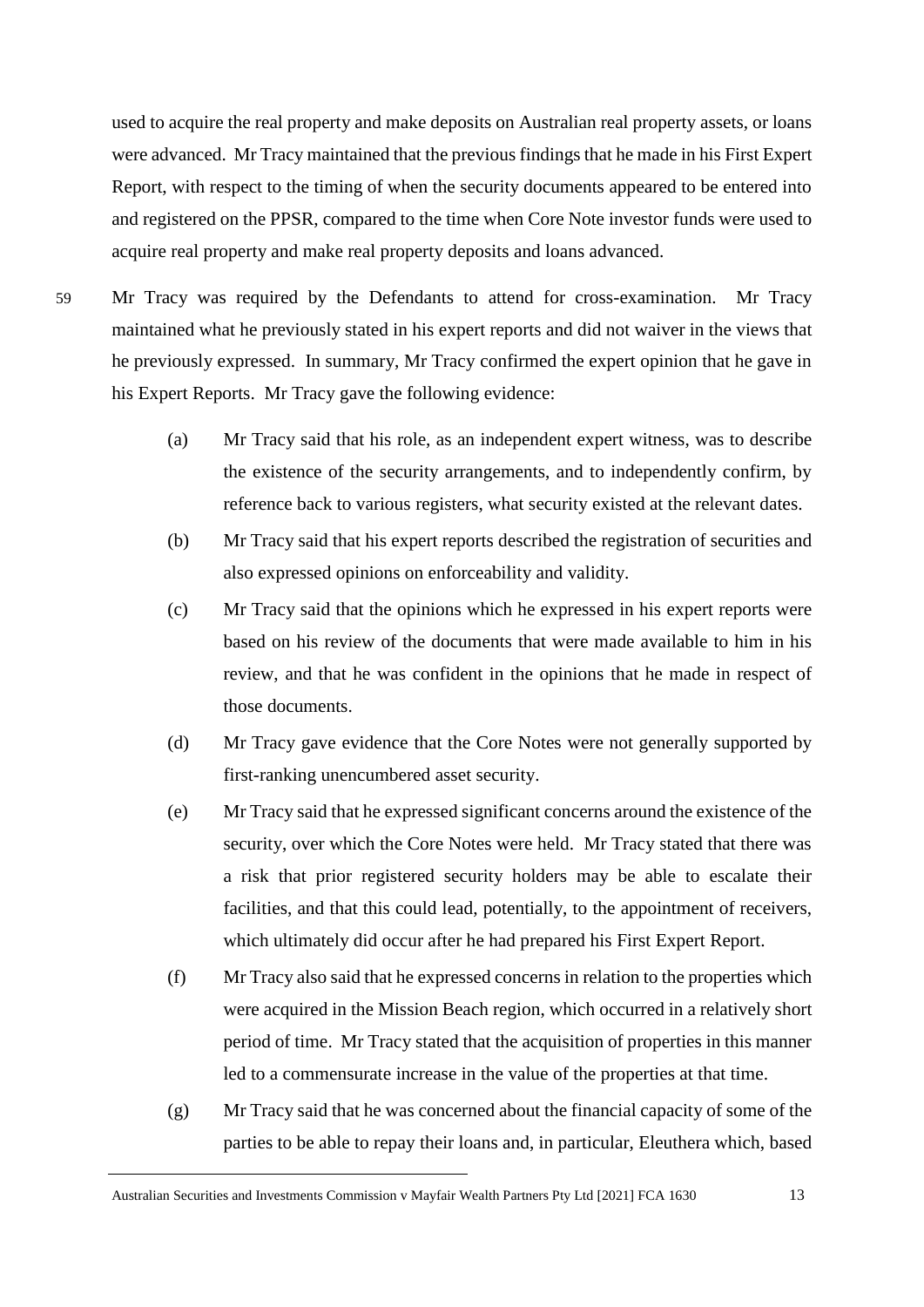used to acquire the real property and make deposits on Australian real property assets, or loans were advanced. Mr Tracy maintained that the previous findings that he made in his First Expert Report, with respect to the timing of when the security documents appeared to be entered into and registered on the PPSR, compared to the time when Core Note investor funds were used to acquire real property and make real property deposits and loans advanced.

59 Mr Tracy was required by the Defendants to attend for cross-examination. Mr Tracy maintained what he previously stated in his expert reports and did not waiver in the views that he previously expressed. In summary, Mr Tracy confirmed the expert opinion that he gave in his Expert Reports. Mr Tracy gave the following evidence:

(a) Mr Tracy said that his role, as an independent expert witness, was to describe the existence of the security arrangements, and to independently confirm, by reference back to various registers, what security existed at the relevant dates.

(b) Mr Tracy said that his expert reports described the registration of securities and also expressed opinions on enforceability and validity.

(c) Mr Tracy said that the opinions which he expressed in his expert reports were based on his review of the documents that were made available to him in his review, and that he was confident in the opinions that he made in respect of those documents.

(d) Mr Tracy gave evidence that the Core Notes were not generally supported by first-ranking unencumbered asset security.

(e) Mr Tracy said that he expressed significant concerns around the existence of the security, over which the Core Notes were held. Mr Tracy stated that there was a risk that prior registered security holders may be able to escalate their facilities, and that this could lead, potentially, to the appointment of receivers, which ultimately did occur after he had prepared his First Expert Report.

(f) Mr Tracy also said that he expressed concerns in relation to the properties which were acquired in the Mission Beach region, which occurred in a relatively short period of time. Mr Tracy stated that the acquisition of properties in this manner led to a commensurate increase in the value of the properties at that time.

(g) Mr Tracy said that he was concerned about the financial capacity of some of the parties to be able to repay their loans and, in particular, Eleuthera which, based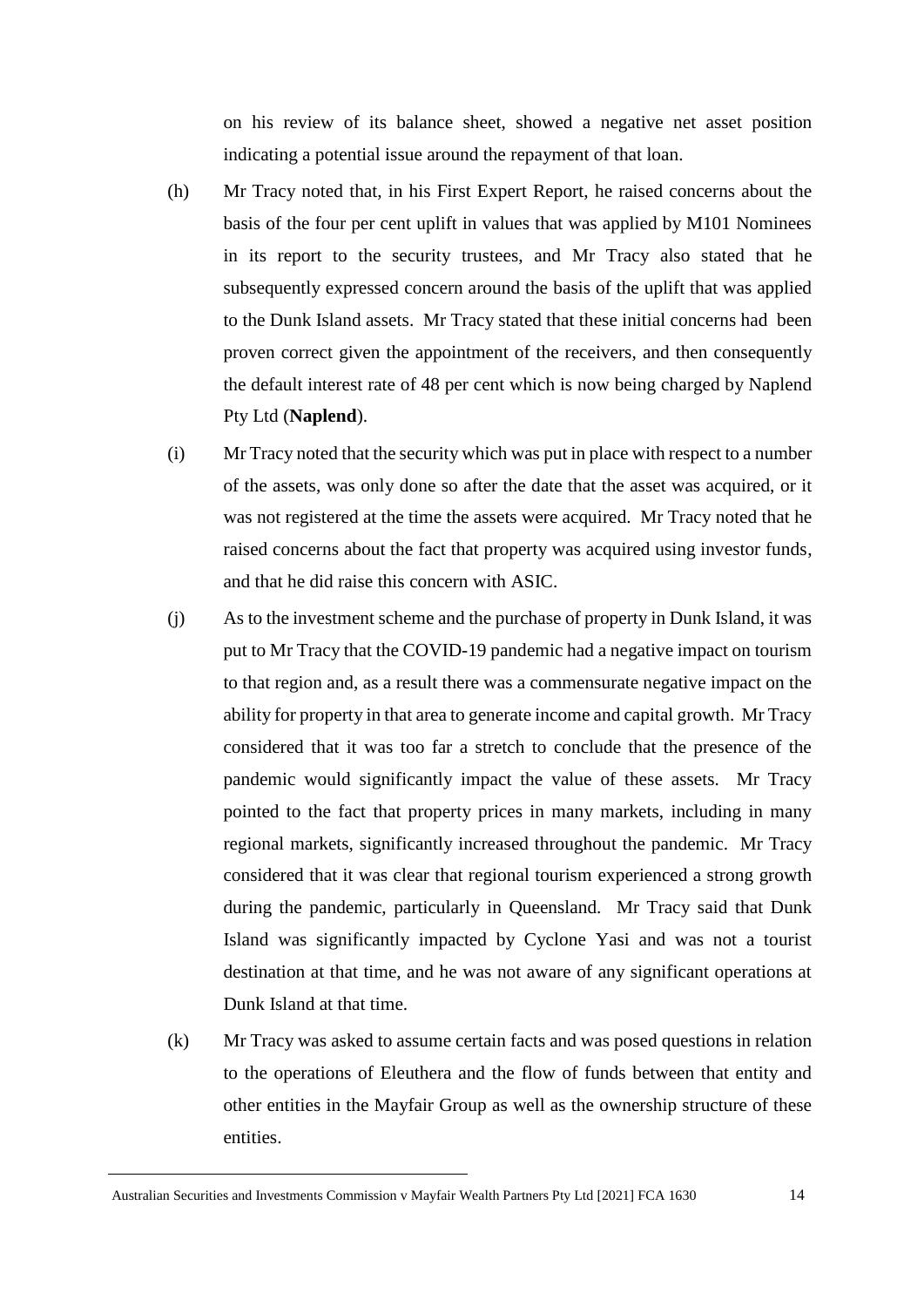on his review of its balance sheet, showed a negative net asset position indicating a potential issue around the repayment of that loan.

(h) Mr Tracy noted that, in his First Expert Report, he raised concerns about the basis of the four per cent uplift in values that was applied by M101 Nominees in its report to the security trustees, and Mr Tracy also stated that he subsequently expressed concern around the basis of the uplift that was applied to the Dunk Island assets. Mr Tracy stated that these initial concerns had been proven correct given the appointment of the receivers, and then consequently the default interest rate of 48 per cent which is now being charged by Naplend Pty Ltd (**Naplend**).

(i) Mr Tracy noted that the security which was put in place with respect to a number of the assets, was only done so after the date that the asset was acquired, or it was not registered at the time the assets were acquired. Mr Tracy noted that he raised concerns about the fact that property was acquired using investor funds, and that he did raise this concern with ASIC.

(j) As to the investment scheme and the purchase of property in Dunk Island, it was put to Mr Tracy that the COVID-19 pandemic had a negative impact on tourism to that region and, as a result there was a commensurate negative impact on the ability for property in that area to generate income and capital growth. Mr Tracy considered that it was too far a stretch to conclude that the presence of the pandemic would significantly impact the value of these assets. Mr Tracy pointed to the fact that property prices in many markets, including in many regional markets, significantly increased throughout the pandemic. Mr Tracy considered that it was clear that regional tourism experienced a strong growth during the pandemic, particularly in Queensland. Mr Tracy said that Dunk Island was significantly impacted by Cyclone Yasi and was not a tourist destination at that time, and he was not aware of any significant operations at Dunk Island at that time.

(k) Mr Tracy was asked to assume certain facts and was posed questions in relation to the operations of Eleuthera and the flow of funds between that entity and other entities in the Mayfair Group as well as the ownership structure of these entities.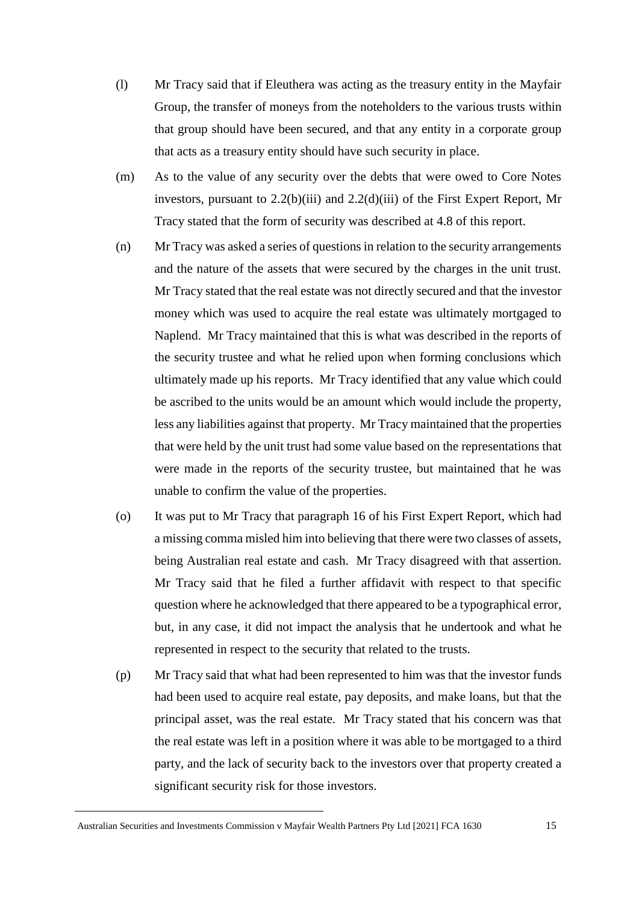(l) Mr Tracy said that if Eleuthera was acting as the treasury entity in the Mayfair Group, the transfer of moneys from the noteholders to the various trusts within that group should have been secured, and that any entity in a corporate group that acts as a treasury entity should have such security in place.

(m) As to the value of any security over the debts that were owed to Core Notes investors, pursuant to 2.2(b)(iii) and 2.2(d)(iii) of the First Expert Report, Mr Tracy stated that the form of security was described at 4.8 of this report.

(n) Mr Tracy was asked a series of questions in relation to the security arrangements and the nature of the assets that were secured by the charges in the unit trust. Mr Tracy stated that the real estate was not directly secured and that the investor money which was used to acquire the real estate was ultimately mortgaged to Naplend. Mr Tracy maintained that this is what was described in the reports of the security trustee and what he relied upon when forming conclusions which ultimately made up his reports. Mr Tracy identified that any value which could be ascribed to the units would be an amount which would include the property, less any liabilities against that property. Mr Tracy maintained that the properties that were held by the unit trust had some value based on the representations that were made in the reports of the security trustee, but maintained that he was unable to confirm the value of the properties.

(o) It was put to Mr Tracy that paragraph 16 of his First Expert Report, which had a missing comma misled him into believing that there were two classes of assets, being Australian real estate and cash. Mr Tracy disagreed with that assertion. Mr Tracy said that he filed a further affidavit with respect to that specific question where he acknowledged that there appeared to be a typographical error, but, in any case, it did not impact the analysis that he undertook and what he represented in respect to the security that related to the trusts.

(p) Mr Tracy said that what had been represented to him was that the investor funds had been used to acquire real estate, pay deposits, and make loans, but that the principal asset, was the real estate. Mr Tracy stated that his concern was that the real estate was left in a position where it was able to be mortgaged to a third party, and the lack of security back to the investors over that property created a significant security risk for those investors.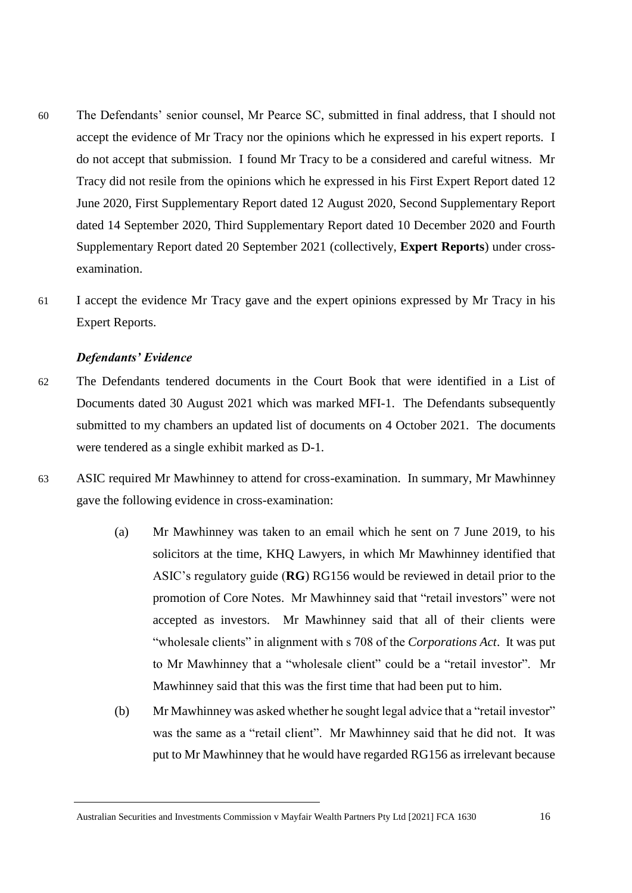60 The Defendants' senior counsel, Mr Pearce SC, submitted in final address, that I should not accept the evidence of Mr Tracy nor the opinions which he expressed in his expert reports. I do not accept that submission. I found Mr Tracy to be a considered and careful witness. Mr Tracy did not resile from the opinions which he expressed in his First Expert Report dated 12 June 2020, First Supplementary Report dated 12 August 2020, Second Supplementary Report dated 14 September 2020, Third Supplementary Report dated 10 December 2020 and Fourth Supplementary Report dated 20 September 2021 (collectively, **Expert Reports**) under cross-examination.

61 I accept the evidence Mr Tracy gave and the expert opinions expressed by Mr Tracy in his Expert Reports.

### *Defendants' Evidence*

62 The Defendants tendered documents in the Court Book that were identified in a List of Documents dated 30 August 2021 which was marked MFI-1. The Defendants subsequently submitted to my chambers an updated list of documents on 4 October 2021. The documents were tendered as a single exhibit marked as D-1.

63 ASIC required Mr Mawhinney to attend for cross-examination. In summary, Mr Mawhinney gave the following evidence in cross-examination:

(a) Mr Mawhinney was taken to an email which he sent on 7 June 2019, to his solicitors at the time, KHQ Lawyers, in which Mr Mawhinney identified that ASIC's regulatory guide (**RG**) RG156 would be reviewed in detail prior to the promotion of Core Notes. Mr Mawhinney said that "retail investors" were not accepted as investors. Mr Mawhinney said that all of their clients were "wholesale clients" in alignment with s 708 of the *Corporations Act*. It was put to Mr Mawhinney that a "wholesale client" could be a "retail investor". Mr Mawhinney said that this was the first time that had been put to him.

(b) Mr Mawhinney was asked whether he sought legal advice that a "retail investor" was the same as a "retail client". Mr Mawhinney said that he did not. It was put to Mr Mawhinney that he would have regarded RG156 as irrelevant because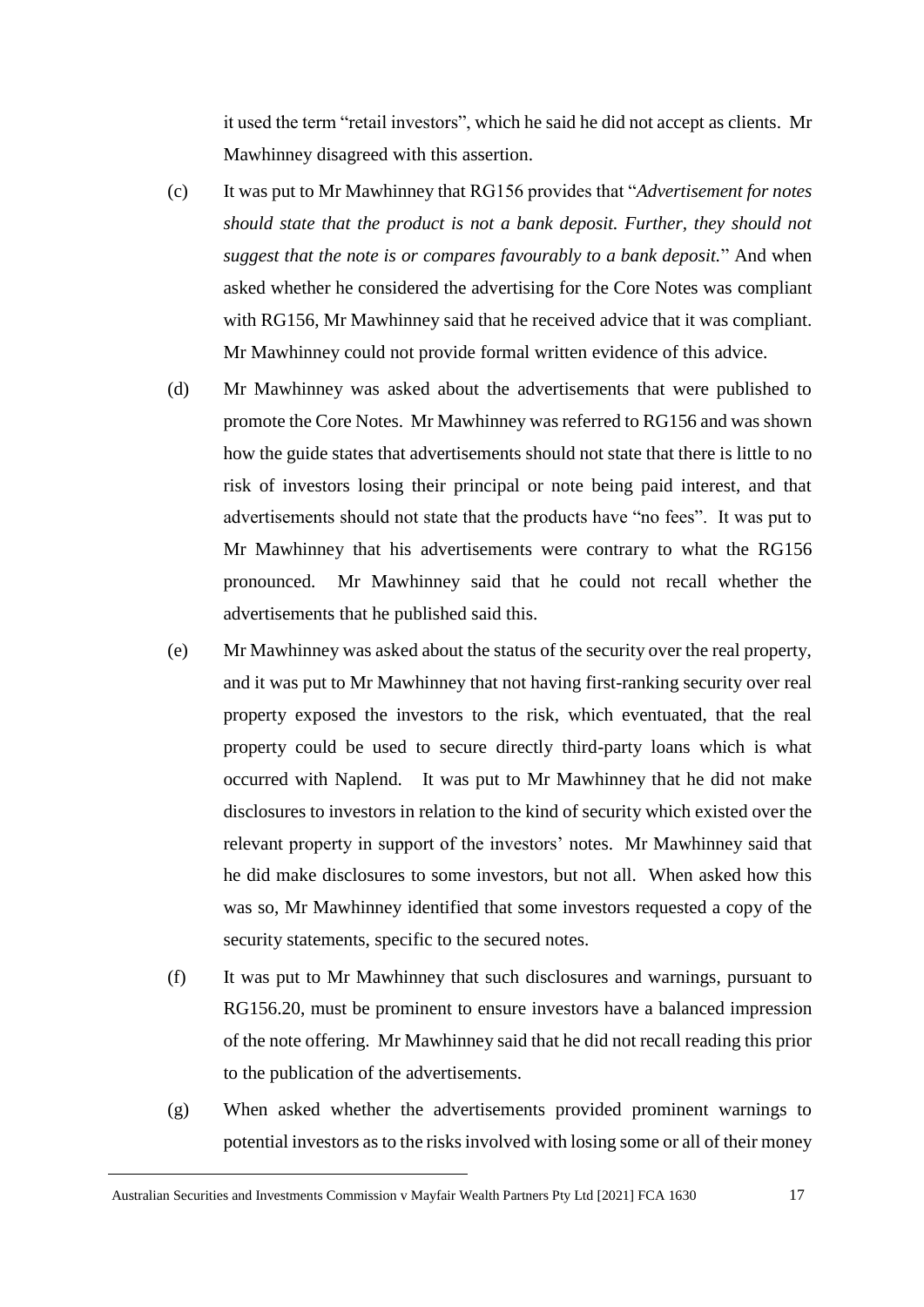it used the term "retail investors", which he said he did not accept as clients. Mr Mawhinney disagreed with this assertion.

(c) It was put to Mr Mawhinney that RG156 provides that "*Advertisement for notes should state that the product is not a bank deposit. Further, they should not suggest that the note is or compares favourably to a bank deposit.*" And when asked whether he considered the advertising for the Core Notes was compliant with RG156, Mr Mawhinney said that he received advice that it was compliant. Mr Mawhinney could not provide formal written evidence of this advice.

(d) Mr Mawhinney was asked about the advertisements that were published to promote the Core Notes. Mr Mawhinney was referred to RG156 and was shown how the guide states that advertisements should not state that there is little to no risk of investors losing their principal or note being paid interest, and that advertisements should not state that the products have "no fees". It was put to Mr Mawhinney that his advertisements were contrary to what the RG156 pronounced. Mr Mawhinney said that he could not recall whether the advertisements that he published said this.

(e) Mr Mawhinney was asked about the status of the security over the real property, and it was put to Mr Mawhinney that not having first-ranking security over real property exposed the investors to the risk, which eventuated, that the real property could be used to secure directly third-party loans which is what occurred with Naplend. It was put to Mr Mawhinney that he did not make disclosures to investors in relation to the kind of security which existed over the relevant property in support of the investors' notes. Mr Mawhinney said that he did make disclosures to some investors, but not all. When asked how this was so, Mr Mawhinney identified that some investors requested a copy of the security statements, specific to the secured notes.

(f) It was put to Mr Mawhinney that such disclosures and warnings, pursuant to RG156.20, must be prominent to ensure investors have a balanced impression of the note offering. Mr Mawhinney said that he did not recall reading this prior to the publication of the advertisements.

(g) When asked whether the advertisements provided prominent warnings to potential investors as to the risks involved with losing some or all of their money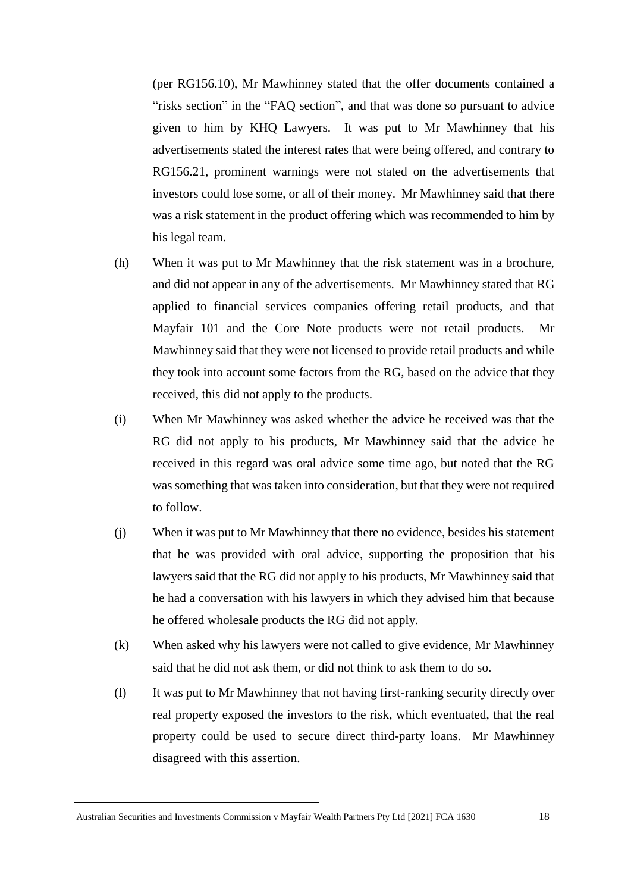(per RG156.10), Mr Mawhinney stated that the offer documents contained a "risks section" in the "FAQ section", and that was done so pursuant to advice given to him by KHQ Lawyers. It was put to Mr Mawhinney that his advertisements stated the interest rates that were being offered, and contrary to RG156.21, prominent warnings were not stated on the advertisements that investors could lose some, or all of their money. Mr Mawhinney said that there was a risk statement in the product offering which was recommended to him by his legal team.

(h) When it was put to Mr Mawhinney that the risk statement was in a brochure, and did not appear in any of the advertisements. Mr Mawhinney stated that RG applied to financial services companies offering retail products, and that Mayfair 101 and the Core Note products were not retail products. Mr Mawhinney said that they were not licensed to provide retail products and while they took into account some factors from the RG, based on the advice that they received, this did not apply to the products.

(i) When Mr Mawhinney was asked whether the advice he received was that the RG did not apply to his products, Mr Mawhinney said that the advice he received in this regard was oral advice some time ago, but noted that the RG was something that was taken into consideration, but that they were not required to follow.

(j) When it was put to Mr Mawhinney that there no evidence, besides his statement that he was provided with oral advice, supporting the proposition that his lawyers said that the RG did not apply to his products, Mr Mawhinney said that he had a conversation with his lawyers in which they advised him that because he offered wholesale products the RG did not apply.

(k) When asked why his lawyers were not called to give evidence, Mr Mawhinney said that he did not ask them, or did not think to ask them to do so.

(l) It was put to Mr Mawhinney that not having first-ranking security directly over real property exposed the investors to the risk, which eventuated, that the real property could be used to secure direct third-party loans. Mr Mawhinney disagreed with this assertion.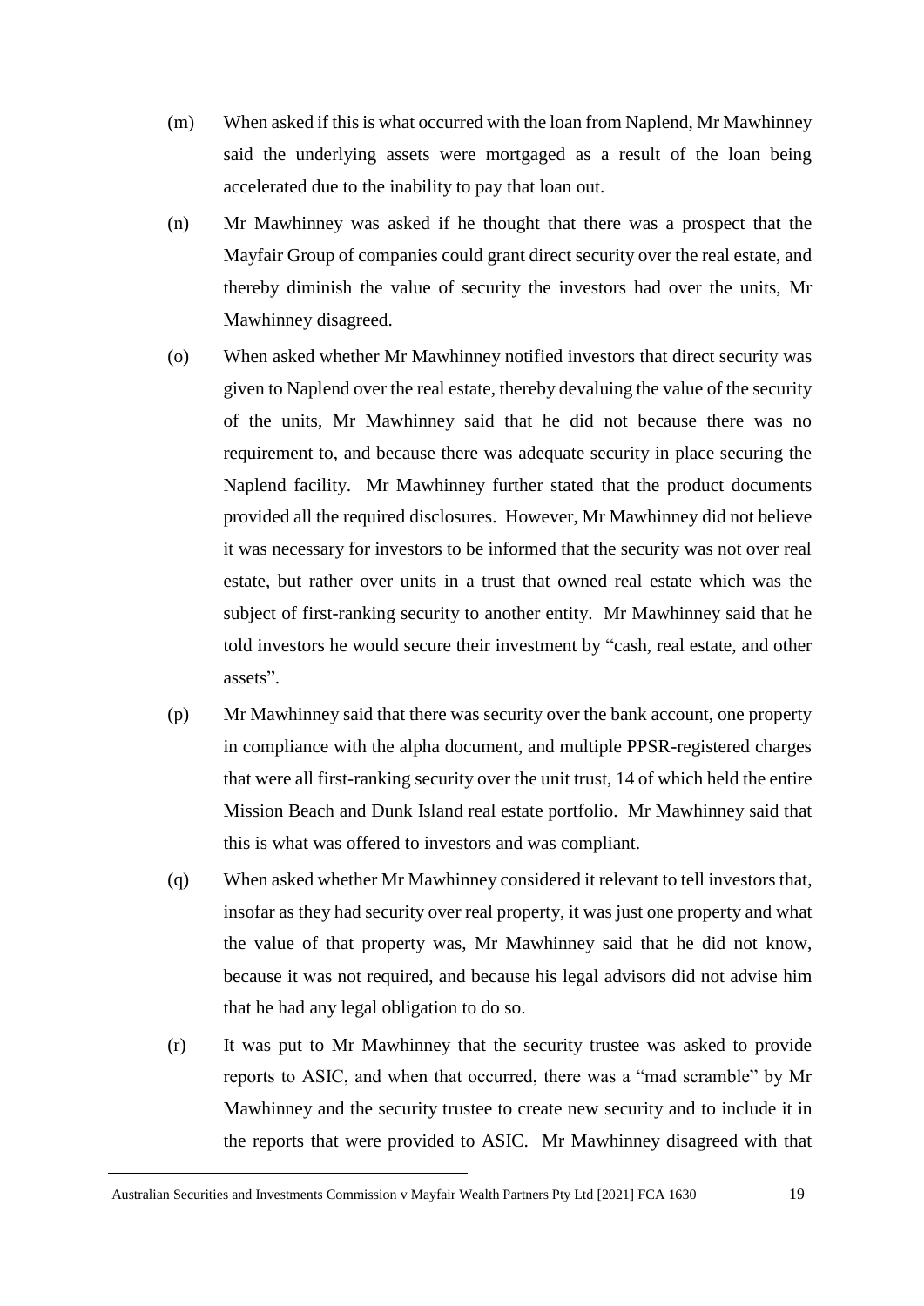(m) When asked if this is what occurred with the loan from Naplend, Mr Mawhinney said the underlying assets were mortgaged as a result of the loan being accelerated due to the inability to pay that loan out.

(n) Mr Mawhinney was asked if he thought that there was a prospect that the Mayfair Group of companies could grant direct security over the real estate, and thereby diminish the value of security the investors had over the units, Mr Mawhinney disagreed.

(o) When asked whether Mr Mawhinney notified investors that direct security was given to Naplend over the real estate, thereby devaluing the value of the security of the units, Mr Mawhinney said that he did not because there was no requirement to, and because there was adequate security in place securing the Naplend facility. Mr Mawhinney further stated that the product documents provided all the required disclosures. However, Mr Mawhinney did not believe it was necessary for investors to be informed that the security was not over real estate, but rather over units in a trust that owned real estate which was the subject of first-ranking security to another entity. Mr Mawhinney said that he told investors he would secure their investment by "cash, real estate, and other assets".

(p) Mr Mawhinney said that there was security over the bank account, one property in compliance with the alpha document, and multiple PPSR-registered charges that were all first-ranking security over the unit trust, 14 of which held the entire Mission Beach and Dunk Island real estate portfolio. Mr Mawhinney said that this is what was offered to investors and was compliant.

(q) When asked whether Mr Mawhinney considered it relevant to tell investors that, insofar as they had security over real property, it was just one property and what the value of that property was, Mr Mawhinney said that he did not know, because it was not required, and because his legal advisors did not advise him that he had any legal obligation to do so.

(r) It was put to Mr Mawhinney that the security trustee was asked to provide reports to ASIC, and when that occurred, there was a "mad scramble" by Mr Mawhinney and the security trustee to create new security and to include it in the reports that were provided to ASIC. Mr Mawhinney disagreed with that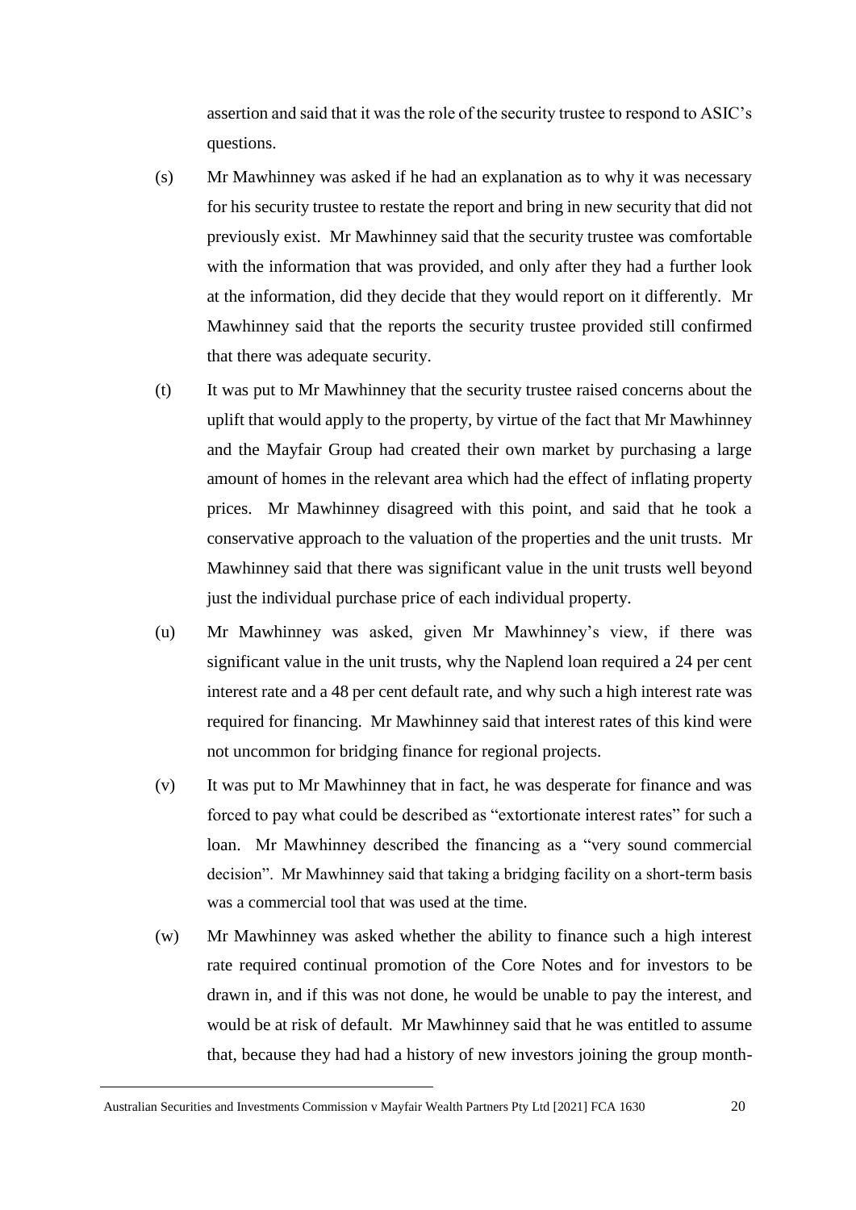assertion and said that it was the role of the security trustee to respond to ASIC's questions.

(s) Mr Mawhinney was asked if he had an explanation as to why it was necessary for his security trustee to restate the report and bring in new security that did not previously exist. Mr Mawhinney said that the security trustee was comfortable with the information that was provided, and only after they had a further look at the information, did they decide that they would report on it differently. Mr Mawhinney said that the reports the security trustee provided still confirmed that there was adequate security.

(t) It was put to Mr Mawhinney that the security trustee raised concerns about the uplift that would apply to the property, by virtue of the fact that Mr Mawhinney and the Mayfair Group had created their own market by purchasing a large amount of homes in the relevant area which had the effect of inflating property prices. Mr Mawhinney disagreed with this point, and said that he took a conservative approach to the valuation of the properties and the unit trusts. Mr Mawhinney said that there was significant value in the unit trusts well beyond just the individual purchase price of each individual property.

(u) Mr Mawhinney was asked, given Mr Mawhinney's view, if there was significant value in the unit trusts, why the Naplend loan required a 24 per cent interest rate and a 48 per cent default rate, and why such a high interest rate was required for financing. Mr Mawhinney said that interest rates of this kind were not uncommon for bridging finance for regional projects.

(v) It was put to Mr Mawhinney that in fact, he was desperate for finance and was forced to pay what could be described as "extortionate interest rates" for such a loan. Mr Mawhinney described the financing as a "very sound commercial decision". Mr Mawhinney said that taking a bridging facility on a short-term basis was a commercial tool that was used at the time.

(w) Mr Mawhinney was asked whether the ability to finance such a high interest rate required continual promotion of the Core Notes and for investors to be drawn in, and if this was not done, he would be unable to pay the interest, and would be at risk of default. Mr Mawhinney said that he was entitled to assume that, because they had had a history of new investors joining the group month-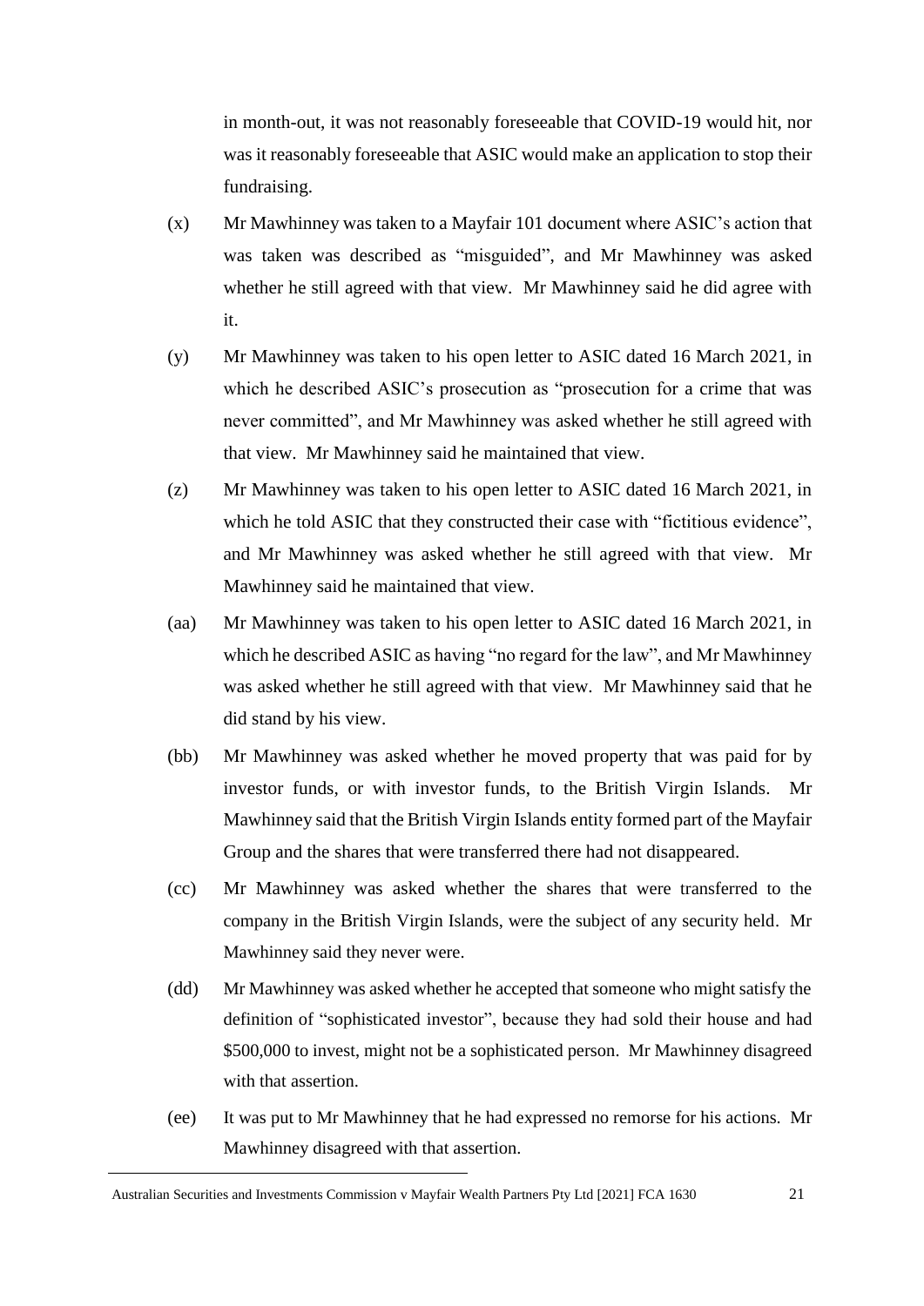in month-out, it was not reasonably foreseeable that COVID-19 would hit, nor was it reasonably foreseeable that ASIC would make an application to stop their fundraising.

(x) Mr Mawhinney was taken to a Mayfair 101 document where ASIC's action that was taken was described as "misguided", and Mr Mawhinney was asked whether he still agreed with that view. Mr Mawhinney said he did agree with it.

(y) Mr Mawhinney was taken to his open letter to ASIC dated 16 March 2021, in which he described ASIC's prosecution as "prosecution for a crime that was never committed", and Mr Mawhinney was asked whether he still agreed with that view. Mr Mawhinney said he maintained that view.

(z) Mr Mawhinney was taken to his open letter to ASIC dated 16 March 2021, in which he told ASIC that they constructed their case with "fictitious evidence", and Mr Mawhinney was asked whether he still agreed with that view. Mr Mawhinney said he maintained that view.

(aa) Mr Mawhinney was taken to his open letter to ASIC dated 16 March 2021, in which he described ASIC as having "no regard for the law", and Mr Mawhinney was asked whether he still agreed with that view. Mr Mawhinney said that he did stand by his view.

(bb) Mr Mawhinney was asked whether he moved property that was paid for by investor funds, or with investor funds, to the British Virgin Islands. Mr Mawhinney said that the British Virgin Islands entity formed part of the Mayfair Group and the shares that were transferred there had not disappeared.

(cc) Mr Mawhinney was asked whether the shares that were transferred to the company in the British Virgin Islands, were the subject of any security held. Mr Mawhinney said they never were.

(dd) Mr Mawhinney was asked whether he accepted that someone who might satisfy the definition of "sophisticated investor", because they had sold their house and had $500,000 to invest, might not be a sophisticated person. Mr Mawhinney disagreed with that assertion.

(ee) It was put to Mr Mawhinney that he had expressed no remorse for his actions. Mr Mawhinney disagreed with that assertion.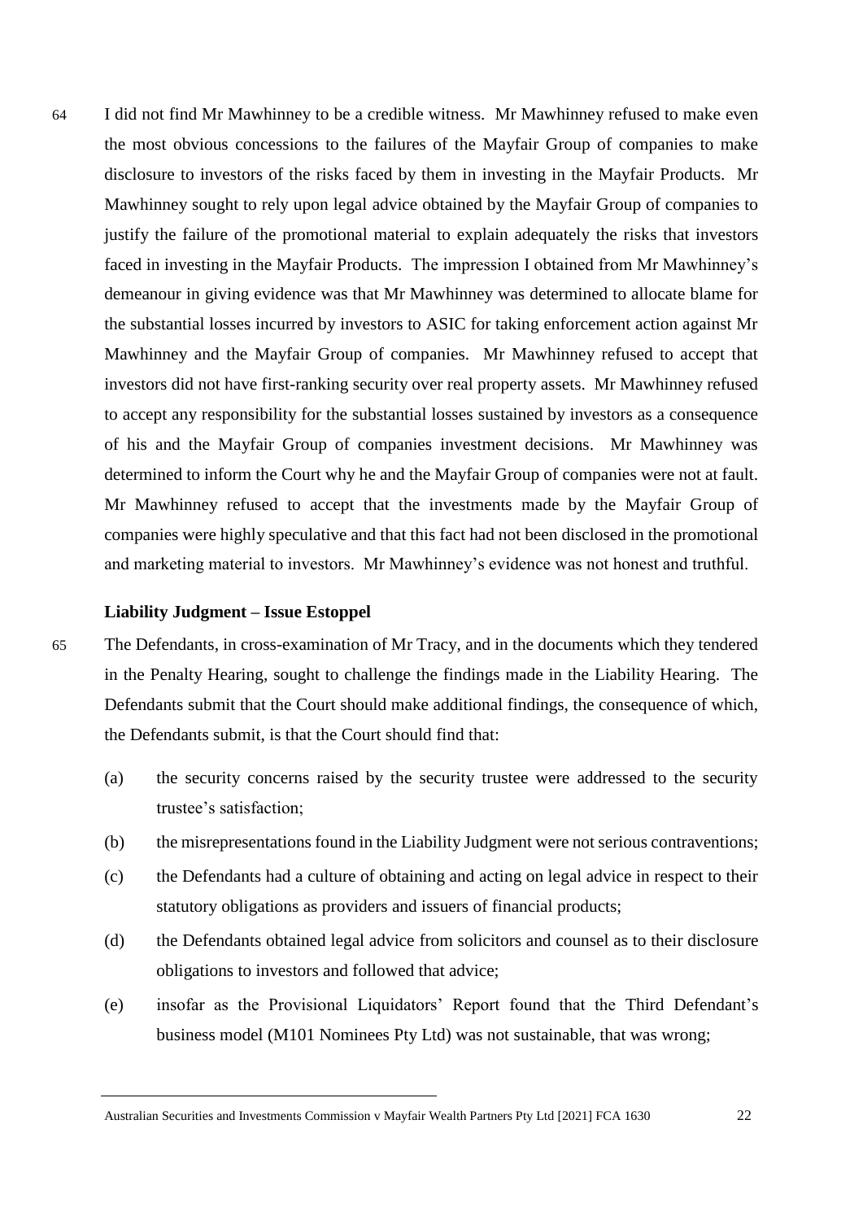64 I did not find Mr Mawhinney to be a credible witness. Mr Mawhinney refused to make even the most obvious concessions to the failures of the Mayfair Group of companies to make disclosure to investors of the risks faced by them in investing in the Mayfair Products. Mr Mawhinney sought to rely upon legal advice obtained by the Mayfair Group of companies to justify the failure of the promotional material to explain adequately the risks that investors faced in investing in the Mayfair Products. The impression I obtained from Mr Mawhinney's demeanour in giving evidence was that Mr Mawhinney was determined to allocate blame for the substantial losses incurred by investors to ASIC for taking enforcement action against Mr Mawhinney and the Mayfair Group of companies. Mr Mawhinney refused to accept that investors did not have first-ranking security over real property assets. Mr Mawhinney refused to accept any responsibility for the substantial losses sustained by investors as a consequence of his and the Mayfair Group of companies investment decisions. Mr Mawhinney was determined to inform the Court why he and the Mayfair Group of companies were not at fault. Mr Mawhinney refused to accept that the investments made by the Mayfair Group of companies were highly speculative and that this fact had not been disclosed in the promotional and marketing material to investors. Mr Mawhinney's evidence was not honest and truthful.

### Liability Judgment – Issue Estoppel

65 The Defendants, in cross-examination of Mr Tracy, and in the documents which they tendered in the Penalty Hearing, sought to challenge the findings made in the Liability Hearing. The Defendants submit that the Court should make additional findings, the consequence of which, the Defendants submit, is that the Court should find that:

(a) the security concerns raised by the security trustee were addressed to the security trustee's satisfaction;

(b) the misrepresentations found in the Liability Judgment were not serious contraventions;

(c) the Defendants had a culture of obtaining and acting on legal advice in respect to their statutory obligations as providers and issuers of financial products;

(d) the Defendants obtained legal advice from solicitors and counsel as to their disclosure obligations to investors and followed that advice;

(e) insofar as the Provisional Liquidators' Report found that the Third Defendant's business model (M101 Nominees Pty Ltd) was not sustainable, that was wrong;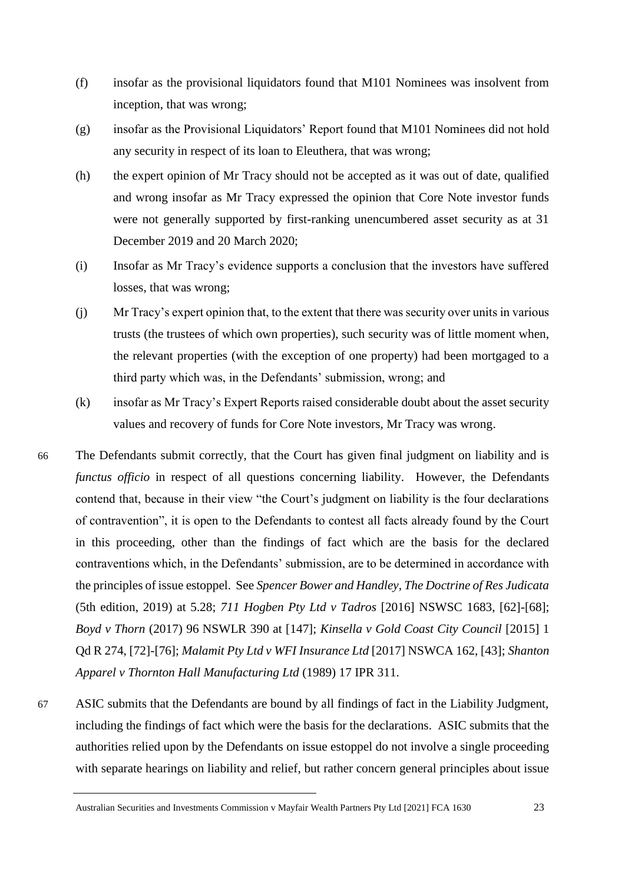(f) insofar as the provisional liquidators found that M101 Nominees was insolvent from inception, that was wrong;

(g) insofar as the Provisional Liquidators' Report found that M101 Nominees did not hold any security in respect of its loan to Eleuthera, that was wrong;

(h) the expert opinion of Mr Tracy should not be accepted as it was out of date, qualified and wrong insofar as Mr Tracy expressed the opinion that Core Note investor funds were not generally supported by first-ranking unencumbered asset security as at 31 December 2019 and 20 March 2020;

(i) Insofar as Mr Tracy's evidence supports a conclusion that the investors have suffered losses, that was wrong;

(j) Mr Tracy's expert opinion that, to the extent that there was security over units in various trusts (the trustees of which own properties), such security was of little moment when, the relevant properties (with the exception of one property) had been mortgaged to a third party which was, in the Defendants' submission, wrong; and

(k) insofar as Mr Tracy's Expert Reports raised considerable doubt about the asset security values and recovery of funds for Core Note investors, Mr Tracy was wrong.

66 The Defendants submit correctly, that the Court has given final judgment on liability and is *functus officio* in respect of all questions concerning liability. However, the Defendants contend that, because in their view "the Court's judgment on liability is the four declarations of contravention", it is open to the Defendants to contest all facts already found by the Court in this proceeding, other than the findings of fact which are the basis for the declared contraventions which, in the Defendants' submission, are to be determined in accordance with the principles of issue estoppel. See *Spencer Bower and Handley, The Doctrine of Res Judicata* (5th edition, 2019) at 5.28; *711 Hogben Pty Ltd v Tadros* [2016] NSWSC 1683, [62]-[68]; *Boyd v Thorn* (2017) 96 NSWLR 390 at [147]; *Kinsella v Gold Coast City Council* [2015] 1 Qd R 274, [72]-[76]; *Malamit Pty Ltd v WFI Insurance Ltd* [2017] NSWCA 162, [43]; *Shanton Apparel v Thornton Hall Manufacturing Ltd* (1989) 17 IPR 311.

67 ASIC submits that the Defendants are bound by all findings of fact in the Liability Judgment, including the findings of fact which were the basis for the declarations. ASIC submits that the authorities relied upon by the Defendants on issue estoppel do not involve a single proceeding with separate hearings on liability and relief, but rather concern general principles about issue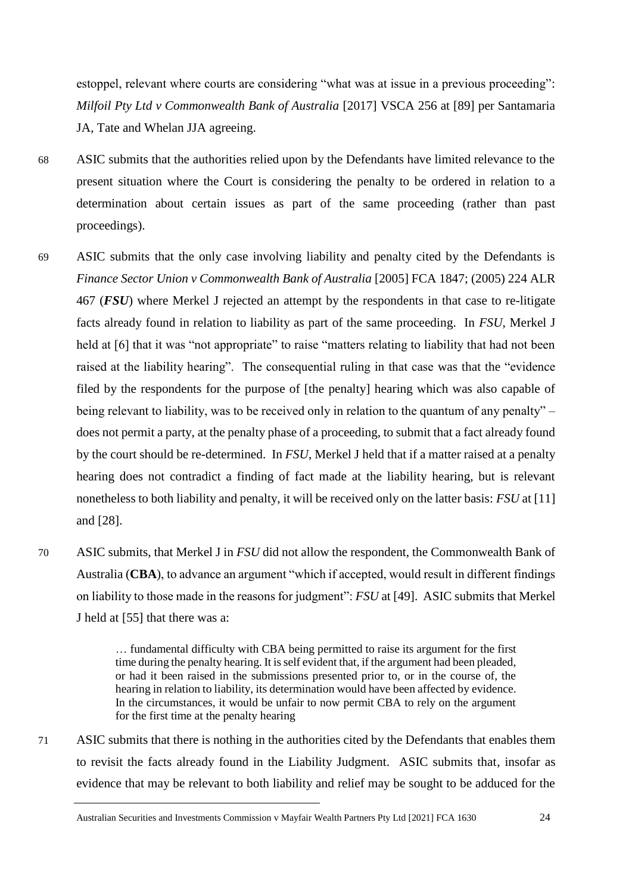estoppel, relevant where courts are considering "what was at issue in a previous proceeding": *Milfoil Pty Ltd v Commonwealth Bank of Australia* [2017] VSCA 256 at [89] per Santamaria JA, Tate and Whelan JJA agreeing.

68 ASIC submits that the authorities relied upon by the Defendants have limited relevance to the present situation where the Court is considering the penalty to be ordered in relation to a determination about certain issues as part of the same proceeding (rather than past proceedings).

69 ASIC submits that the only case involving liability and penalty cited by the Defendants is *Finance Sector Union v Commonwealth Bank of Australia* [2005] FCA 1847; (2005) 224 ALR 467 (***FSU***) where Merkel J rejected an attempt by the respondents in that case to re-litigate facts already found in relation to liability as part of the same proceeding. In *FSU*, Merkel J held at [6] that it was "not appropriate" to raise "matters relating to liability that had not been raised at the liability hearing". The consequential ruling in that case was that the "evidence filed by the respondents for the purpose of [the penalty] hearing which was also capable of being relevant to liability, was to be received only in relation to the quantum of any penalty" – does not permit a party, at the penalty phase of a proceeding, to submit that a fact already found by the court should be re-determined. In *FSU*, Merkel J held that if a matter raised at a penalty hearing does not contradict a finding of fact made at the liability hearing, but is relevant nonetheless to both liability and penalty, it will be received only on the latter basis: *FSU* at [11] and [28].

70 ASIC submits, that Merkel J in *FSU* did not allow the respondent, the Commonwealth Bank of Australia (**CBA**), to advance an argument "which if accepted, would result in different findings on liability to those made in the reasons for judgment": *FSU* at [49]. ASIC submits that Merkel J held at [55] that there was a:

> … fundamental difficulty with CBA being permitted to raise its argument for the first time during the penalty hearing. It is self evident that, if the argument had been pleaded, or had it been raised in the submissions presented prior to, or in the course of, the hearing in relation to liability, its determination would have been affected by evidence. In the circumstances, it would be unfair to now permit CBA to rely on the argument for the first time at the penalty hearing

71 ASIC submits that there is nothing in the authorities cited by the Defendants that enables them to revisit the facts already found in the Liability Judgment. ASIC submits that, insofar as evidence that may be relevant to both liability and relief may be sought to be adduced for the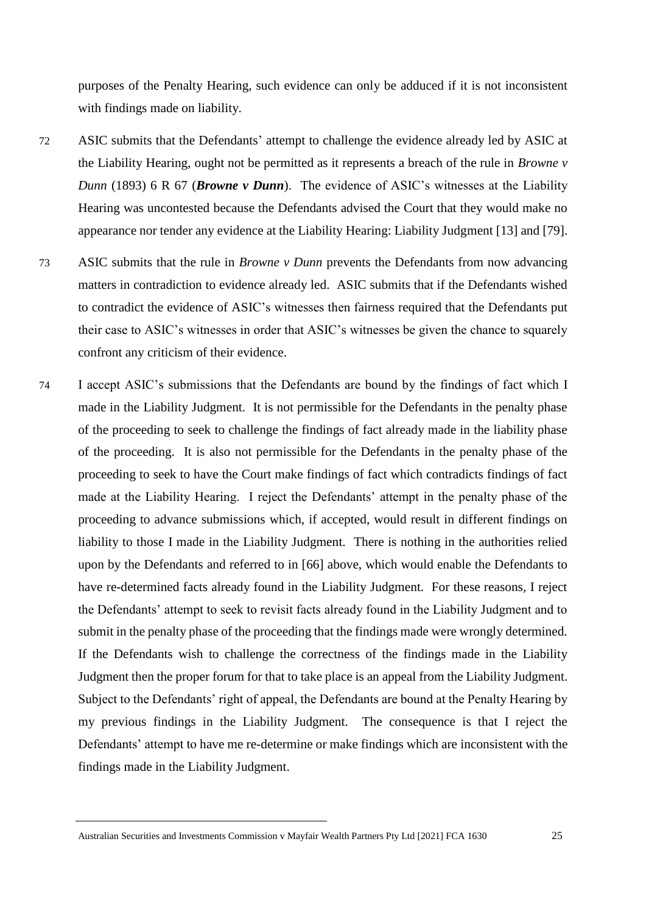purposes of the Penalty Hearing, such evidence can only be adduced if it is not inconsistent with findings made on liability.

72 ASIC submits that the Defendants' attempt to challenge the evidence already led by ASIC at the Liability Hearing, ought not be permitted as it represents a breach of the rule in *Browne v Dunn* (1893) 6 R 67 (***Browne v Dunn***). The evidence of ASIC's witnesses at the Liability Hearing was uncontested because the Defendants advised the Court that they would make no appearance nor tender any evidence at the Liability Hearing: Liability Judgment [13] and [79].

73 ASIC submits that the rule in *Browne v Dunn* prevents the Defendants from now advancing matters in contradiction to evidence already led. ASIC submits that if the Defendants wished to contradict the evidence of ASIC's witnesses then fairness required that the Defendants put their case to ASIC's witnesses in order that ASIC's witnesses be given the chance to squarely confront any criticism of their evidence.

74 I accept ASIC's submissions that the Defendants are bound by the findings of fact which I made in the Liability Judgment. It is not permissible for the Defendants in the penalty phase of the proceeding to seek to challenge the findings of fact already made in the liability phase of the proceeding. It is also not permissible for the Defendants in the penalty phase of the proceeding to seek to have the Court make findings of fact which contradicts findings of fact made at the Liability Hearing. I reject the Defendants' attempt in the penalty phase of the proceeding to advance submissions which, if accepted, would result in different findings on liability to those I made in the Liability Judgment. There is nothing in the authorities relied upon by the Defendants and referred to in [66] above, which would enable the Defendants to have re-determined facts already found in the Liability Judgment. For these reasons, I reject the Defendants' attempt to seek to revisit facts already found in the Liability Judgment and to submit in the penalty phase of the proceeding that the findings made were wrongly determined. If the Defendants wish to challenge the correctness of the findings made in the Liability Judgment then the proper forum for that to take place is an appeal from the Liability Judgment. Subject to the Defendants' right of appeal, the Defendants are bound at the Penalty Hearing by my previous findings in the Liability Judgment. The consequence is that I reject the Defendants' attempt to have me re-determine or make findings which are inconsistent with the findings made in the Liability Judgment.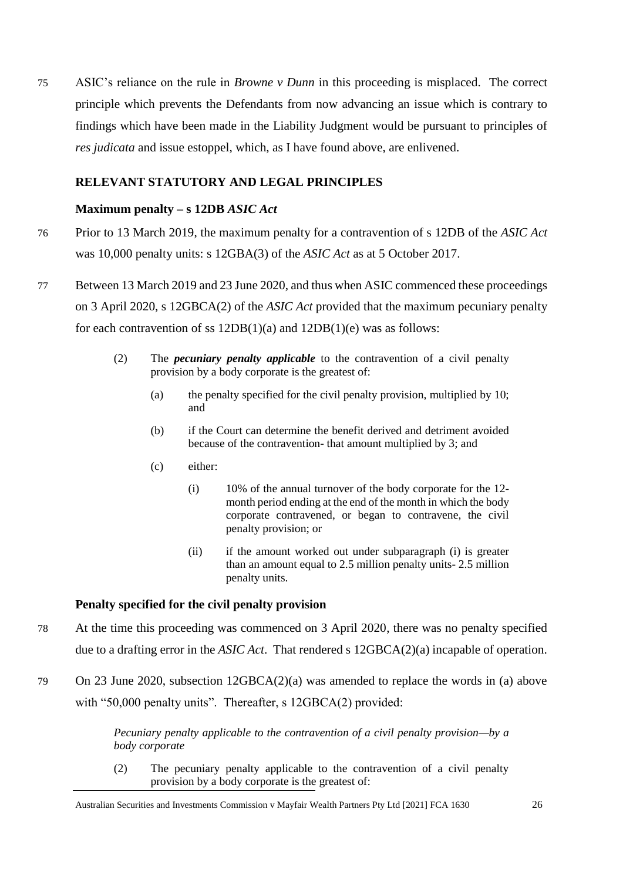75 ASIC's reliance on the rule in *Browne v Dunn* in this proceeding is misplaced. The correct principle which prevents the Defendants from now advancing an issue which is contrary to findings which have been made in the Liability Judgment would be pursuant to principles of *res judicata* and issue estoppel, which, as I have found above, are enlivened.

## RELEVANT STATUTORY AND LEGAL PRINCIPLES

### Maximum penalty – s 12DB *ASIC Act*

76 Prior to 13 March 2019, the maximum penalty for a contravention of s 12DB of the *ASIC Act* was 10,000 penalty units: s 12GBA(3) of the *ASIC Act* as at 5 October 2017.

77 Between 13 March 2019 and 23 June 2020, and thus when ASIC commenced these proceedings on 3 April 2020, s 12GBCA(2) of the *ASIC Act* provided that the maximum pecuniary penalty for each contravention of ss 12DB(1)(a) and 12DB(1)(e) was as follows:

> (2) The ***pecuniary penalty applicable*** to the contravention of a civil penalty provision by a body corporate is the greatest of:
>
> (a) the penalty specified for the civil penalty provision, multiplied by 10; and
>
> (b) if the Court can determine the benefit derived and detriment avoided because of the contravention- that amount multiplied by 3; and
>
> (c) either:
>
> (i) 10% of the annual turnover of the body corporate for the 12-month period ending at the end of the month in which the body corporate contravened, or began to contravene, the civil penalty provision; or
>
> (ii) if the amount worked out under subparagraph (i) is greater than an amount equal to 2.5 million penalty units- 2.5 million penalty units.

### Penalty specified for the civil penalty provision

78 At the time this proceeding was commenced on 3 April 2020, there was no penalty specified due to a drafting error in the *ASIC Act*. That rendered s 12GBCA(2)(a) incapable of operation.

79 On 23 June 2020, subsection 12GBCA(2)(a) was amended to replace the words in (a) above with "50,000 penalty units". Thereafter, s 12GBCA(2) provided:

> *Pecuniary penalty applicable to the contravention of a civil penalty provision—by a body corporate*
>
> (2) The pecuniary penalty applicable to the contravention of a civil penalty provision by a body corporate is the greatest of: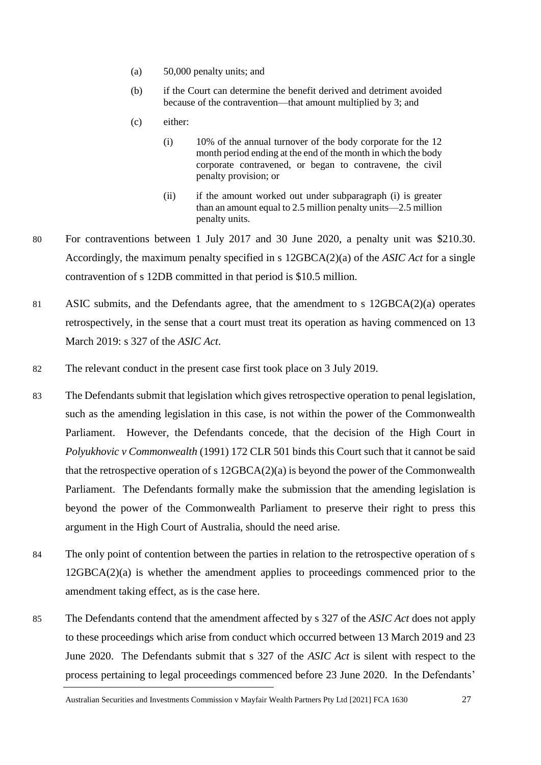(a) 50,000 penalty units; and

(b) if the Court can determine the benefit derived and detriment avoided because of the contravention—that amount multiplied by 3; and

(c) either:

(i) 10% of the annual turnover of the body corporate for the 12 month period ending at the end of the month in which the body corporate contravened, or began to contravene, the civil penalty provision; or

(ii) if the amount worked out under subparagraph (i) is greater than an amount equal to 2.5 million penalty units—2.5 million penalty units.

80 For contraventions between 1 July 2017 and 30 June 2020, a penalty unit was $210.30. Accordingly, the maximum penalty specified in s 12GBCA(2)(a) of the *ASIC Act* for a single contravention of s 12DB committed in that period is $10.5 million.

81 ASIC submits, and the Defendants agree, that the amendment to s 12GBCA(2)(a) operates retrospectively, in the sense that a court must treat its operation as having commenced on 13 March 2019: s 327 of the *ASIC Act*.

82 The relevant conduct in the present case first took place on 3 July 2019.

83 The Defendants submit that legislation which gives retrospective operation to penal legislation, such as the amending legislation in this case, is not within the power of the Commonwealth Parliament. However, the Defendants concede, that the decision of the High Court in *Polyukhovic v Commonwealth* (1991) 172 CLR 501 binds this Court such that it cannot be said that the retrospective operation of s 12GBCA(2)(a) is beyond the power of the Commonwealth Parliament. The Defendants formally make the submission that the amending legislation is beyond the power of the Commonwealth Parliament to preserve their right to press this argument in the High Court of Australia, should the need arise.

84 The only point of contention between the parties in relation to the retrospective operation of s 12GBCA(2)(a) is whether the amendment applies to proceedings commenced prior to the amendment taking effect, as is the case here.

85 The Defendants contend that the amendment affected by s 327 of the *ASIC Act* does not apply to these proceedings which arise from conduct which occurred between 13 March 2019 and 23 June 2020. The Defendants submit that s 327 of the *ASIC Act* is silent with respect to the process pertaining to legal proceedings commenced before 23 June 2020. In the Defendants'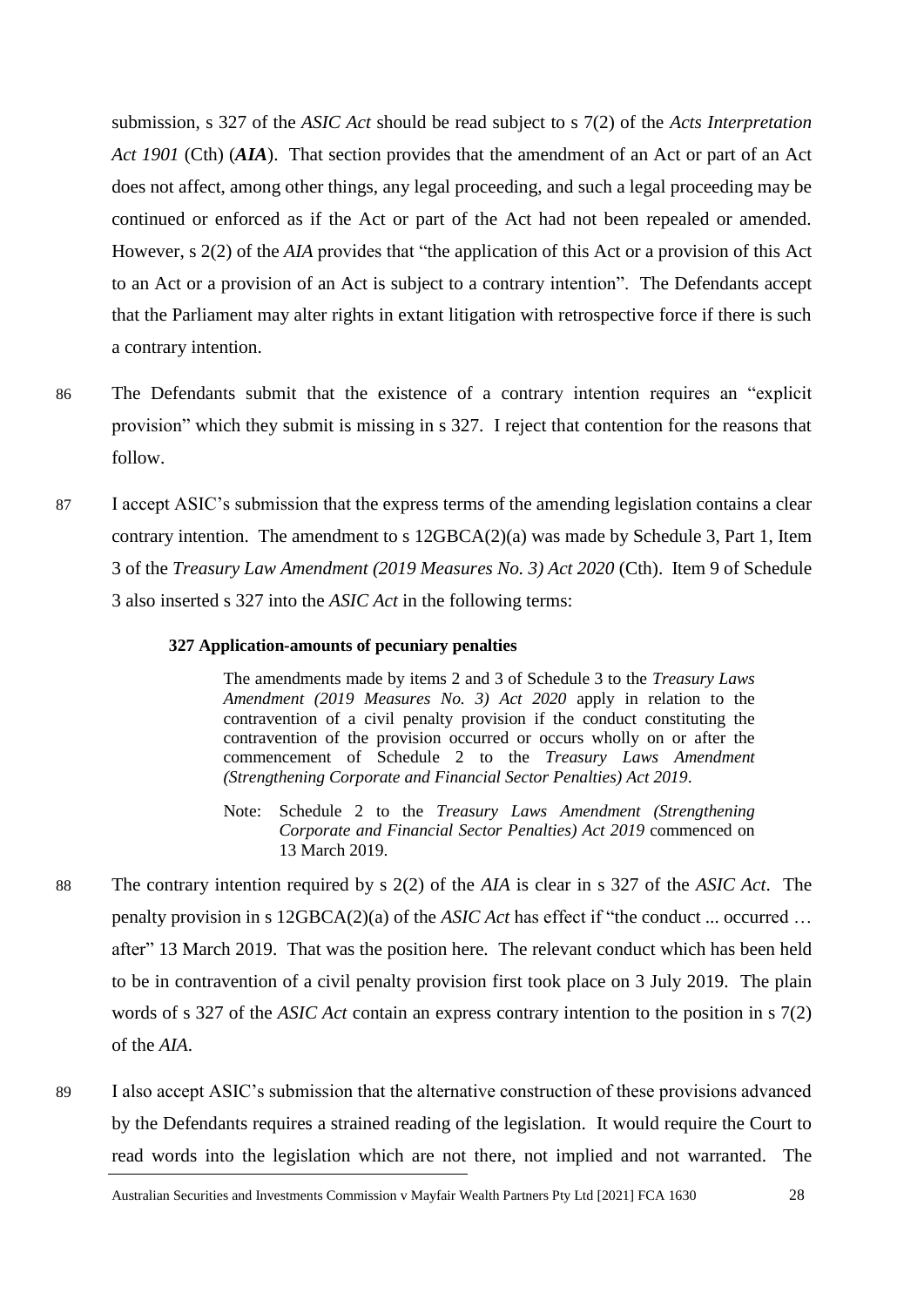submission, s 327 of the *ASIC Act* should be read subject to s 7(2) of the *Acts Interpretation Act 1901* (Cth) (***AIA***). That section provides that the amendment of an Act or part of an Act does not affect, among other things, any legal proceeding, and such a legal proceeding may be continued or enforced as if the Act or part of the Act had not been repealed or amended. However, s 2(2) of the *AIA* provides that "the application of this Act or a provision of this Act to an Act or a provision of an Act is subject to a contrary intention". The Defendants accept that the Parliament may alter rights in extant litigation with retrospective force if there is such a contrary intention.

86 The Defendants submit that the existence of a contrary intention requires an "explicit provision" which they submit is missing in s 327. I reject that contention for the reasons that follow.

87 I accept ASIC's submission that the express terms of the amending legislation contains a clear contrary intention. The amendment to s 12GBCA(2)(a) was made by Schedule 3, Part 1, Item 3 of the *Treasury Law Amendment (2019 Measures No. 3) Act 2020* (Cth). Item 9 of Schedule 3 also inserted s 327 into the *ASIC Act* in the following terms:

> **327 Application-amounts of pecuniary penalties**
>
> The amendments made by items 2 and 3 of Schedule 3 to the *Treasury Laws Amendment (2019 Measures No. 3) Act 2020* apply in relation to the contravention of a civil penalty provision if the conduct constituting the contravention of the provision occurred or occurs wholly on or after the commencement of Schedule 2 to the *Treasury Laws Amendment (Strengthening Corporate and Financial Sector Penalties) Act 2019*.
>
> Note: Schedule 2 to the *Treasury Laws Amendment (Strengthening Corporate and Financial Sector Penalties) Act 2019* commenced on 13 March 2019.

88 The contrary intention required by s 2(2) of the *AIA* is clear in s 327 of the *ASIC Act*. The penalty provision in s 12GBCA(2)(a) of the *ASIC Act* has effect if "the conduct ... occurred … after" 13 March 2019. That was the position here. The relevant conduct which has been held to be in contravention of a civil penalty provision first took place on 3 July 2019. The plain words of s 327 of the *ASIC Act* contain an express contrary intention to the position in s 7(2) of the *AIA*.

89 I also accept ASIC's submission that the alternative construction of these provisions advanced by the Defendants requires a strained reading of the legislation. It would require the Court to read words into the legislation which are not there, not implied and not warranted. The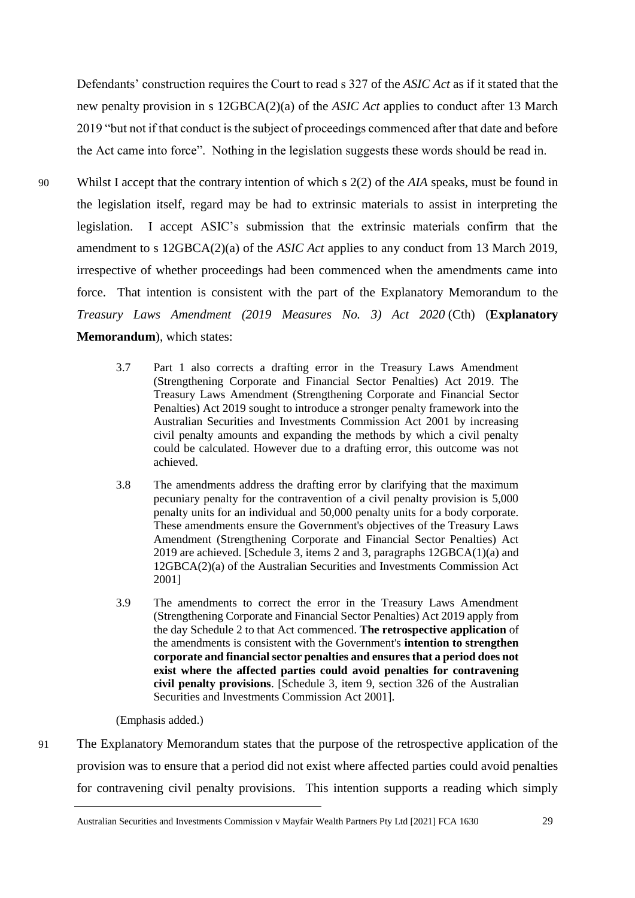Defendants' construction requires the Court to read s 327 of the *ASIC Act* as if it stated that the new penalty provision in s 12GBCA(2)(a) of the *ASIC Act* applies to conduct after 13 March 2019 "but not if that conduct is the subject of proceedings commenced after that date and before the Act came into force". Nothing in the legislation suggests these words should be read in.

90 Whilst I accept that the contrary intention of which s 2(2) of the *AIA* speaks, must be found in the legislation itself, regard may be had to extrinsic materials to assist in interpreting the legislation. I accept ASIC's submission that the extrinsic materials confirm that the amendment to s 12GBCA(2)(a) of the *ASIC Act* applies to any conduct from 13 March 2019, irrespective of whether proceedings had been commenced when the amendments came into force. That intention is consistent with the part of the Explanatory Memorandum to the *Treasury Laws Amendment (2019 Measures No. 3) Act 2020* (Cth) (**Explanatory Memorandum**), which states:

> 3.7 Part 1 also corrects a drafting error in the Treasury Laws Amendment (Strengthening Corporate and Financial Sector Penalties) Act 2019. The Treasury Laws Amendment (Strengthening Corporate and Financial Sector Penalties) Act 2019 sought to introduce a stronger penalty framework into the Australian Securities and Investments Commission Act 2001 by increasing civil penalty amounts and expanding the methods by which a civil penalty could be calculated. However due to a drafting error, this outcome was not achieved.
>
> 3.8 The amendments address the drafting error by clarifying that the maximum pecuniary penalty for the contravention of a civil penalty provision is 5,000 penalty units for an individual and 50,000 penalty units for a body corporate. These amendments ensure the Government's objectives of the Treasury Laws Amendment (Strengthening Corporate and Financial Sector Penalties) Act 2019 are achieved. [Schedule 3, items 2 and 3, paragraphs 12GBCA(1)(a) and 12GBCA(2)(a) of the Australian Securities and Investments Commission Act 2001]
>
> 3.9 The amendments to correct the error in the Treasury Laws Amendment (Strengthening Corporate and Financial Sector Penalties) Act 2019 apply from the day Schedule 2 to that Act commenced. **The retrospective application** of the amendments is consistent with the Government's **intention to strengthen corporate and financial sector penalties and ensures that a period does not exist where the affected parties could avoid penalties for contravening civil penalty provisions**. [Schedule 3, item 9, section 326 of the Australian Securities and Investments Commission Act 2001].

(Emphasis added.)

91 The Explanatory Memorandum states that the purpose of the retrospective application of the provision was to ensure that a period did not exist where affected parties could avoid penalties for contravening civil penalty provisions. This intention supports a reading which simply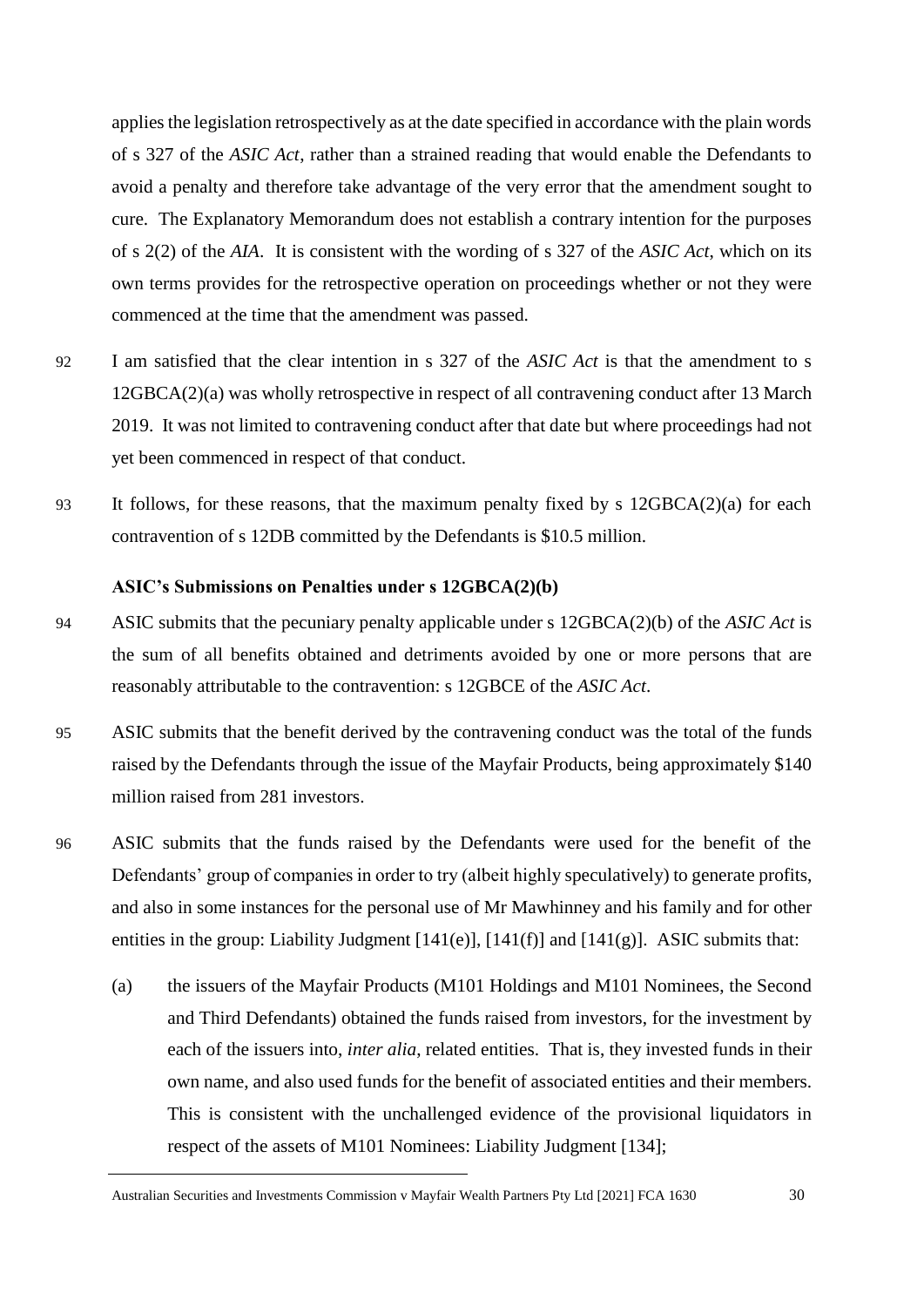applies the legislation retrospectively as at the date specified in accordance with the plain words of s 327 of the *ASIC Act*, rather than a strained reading that would enable the Defendants to avoid a penalty and therefore take advantage of the very error that the amendment sought to cure. The Explanatory Memorandum does not establish a contrary intention for the purposes of s 2(2) of the *AIA*. It is consistent with the wording of s 327 of the *ASIC Act*, which on its own terms provides for the retrospective operation on proceedings whether or not they were commenced at the time that the amendment was passed.

92 I am satisfied that the clear intention in s 327 of the *ASIC Act* is that the amendment to s 12GBCA(2)(a) was wholly retrospective in respect of all contravening conduct after 13 March 2019. It was not limited to contravening conduct after that date but where proceedings had not yet been commenced in respect of that conduct.

93 It follows, for these reasons, that the maximum penalty fixed by s 12GBCA(2)(a) for each contravention of s 12DB committed by the Defendants is $10.5 million.

### ASIC's Submissions on Penalties under s 12GBCA(2)(b)

94 ASIC submits that the pecuniary penalty applicable under s 12GBCA(2)(b) of the *ASIC Act* is the sum of all benefits obtained and detriments avoided by one or more persons that are reasonably attributable to the contravention: s 12GBCE of the *ASIC Act*.

95 ASIC submits that the benefit derived by the contravening conduct was the total of the funds raised by the Defendants through the issue of the Mayfair Products, being approximately $140 million raised from 281 investors.

96 ASIC submits that the funds raised by the Defendants were used for the benefit of the Defendants' group of companies in order to try (albeit highly speculatively) to generate profits, and also in some instances for the personal use of Mr Mawhinney and his family and for other entities in the group: Liability Judgment [141(e)], [141(f)] and [141(g)]. ASIC submits that:

(a) the issuers of the Mayfair Products (M101 Holdings and M101 Nominees, the Second and Third Defendants) obtained the funds raised from investors, for the investment by each of the issuers into, *inter alia*, related entities. That is, they invested funds in their own name, and also used funds for the benefit of associated entities and their members. This is consistent with the unchallenged evidence of the provisional liquidators in respect of the assets of M101 Nominees: Liability Judgment [134];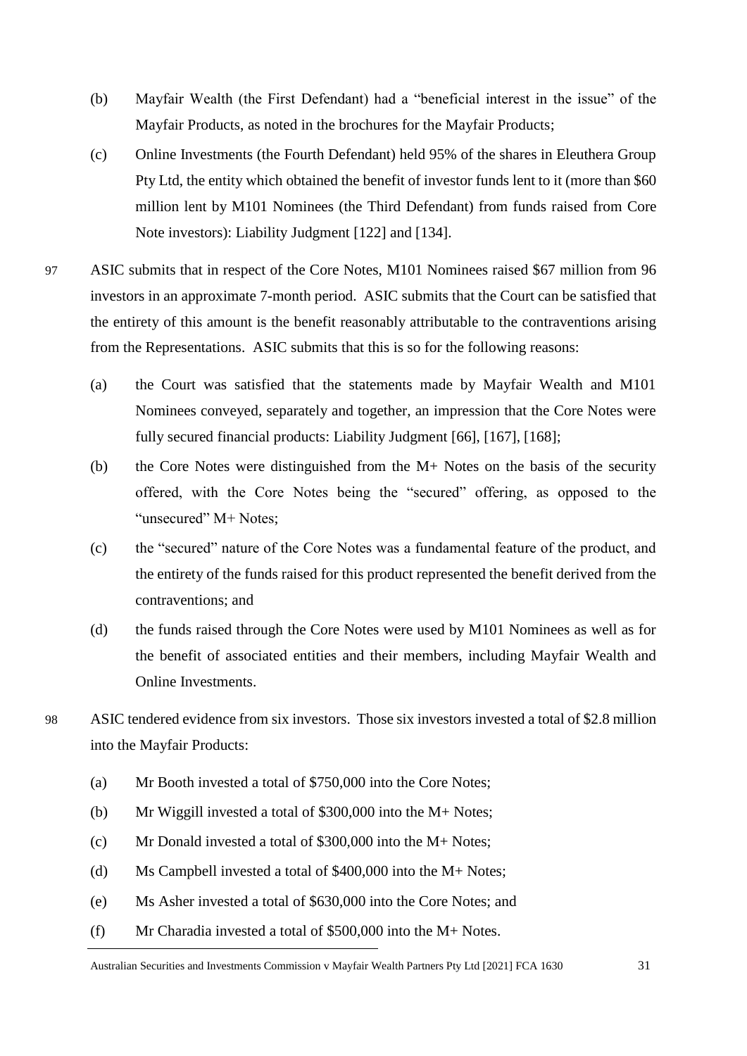(b) Mayfair Wealth (the First Defendant) had a "beneficial interest in the issue" of the Mayfair Products, as noted in the brochures for the Mayfair Products;

(c) Online Investments (the Fourth Defendant) held 95% of the shares in Eleuthera Group Pty Ltd, the entity which obtained the benefit of investor funds lent to it (more than $60 million lent by M101 Nominees (the Third Defendant) from funds raised from Core Note investors): Liability Judgment [122] and [134].

97 ASIC submits that in respect of the Core Notes, M101 Nominees raised $67 million from 96 investors in an approximate 7-month period. ASIC submits that the Court can be satisfied that the entirety of this amount is the benefit reasonably attributable to the contraventions arising from the Representations. ASIC submits that this is so for the following reasons:

(a) the Court was satisfied that the statements made by Mayfair Wealth and M101 Nominees conveyed, separately and together, an impression that the Core Notes were fully secured financial products: Liability Judgment [66], [167], [168];

(b) the Core Notes were distinguished from the M+ Notes on the basis of the security offered, with the Core Notes being the "secured" offering, as opposed to the "unsecured" M+ Notes;

(c) the "secured" nature of the Core Notes was a fundamental feature of the product, and the entirety of the funds raised for this product represented the benefit derived from the contraventions; and

(d) the funds raised through the Core Notes were used by M101 Nominees as well as for the benefit of associated entities and their members, including Mayfair Wealth and Online Investments.

98 ASIC tendered evidence from six investors. Those six investors invested a total of $2.8 million into the Mayfair Products:

(a) Mr Booth invested a total of $750,000 into the Core Notes;

(b) Mr Wiggill invested a total of $300,000 into the M+ Notes;

(c) Mr Donald invested a total of $300,000 into the M+ Notes;

(d) Ms Campbell invested a total of $400,000 into the M+ Notes;

(e) Ms Asher invested a total of $630,000 into the Core Notes; and

(f) Mr Charadia invested a total of $500,000 into the M+ Notes.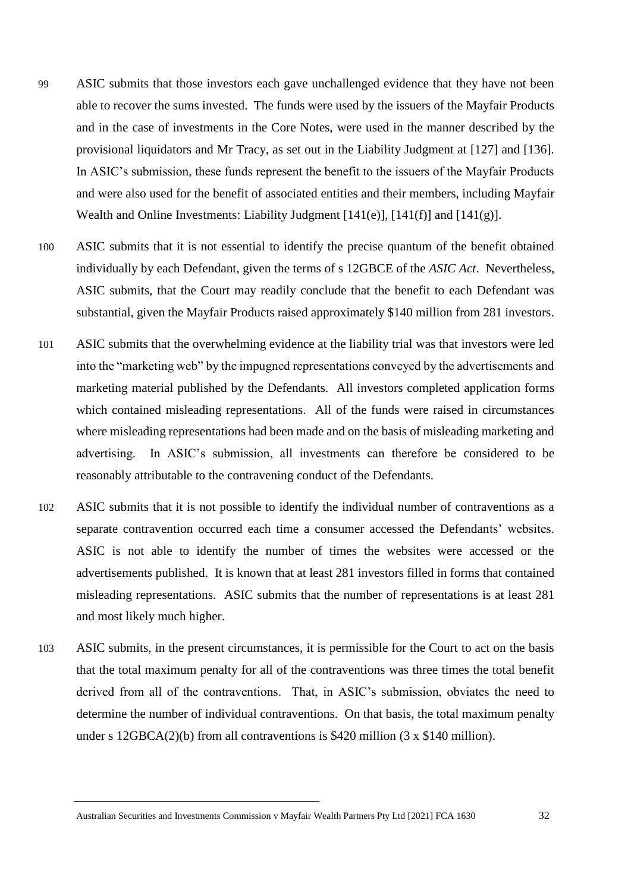99 ASIC submits that those investors each gave unchallenged evidence that they have not been able to recover the sums invested. The funds were used by the issuers of the Mayfair Products and in the case of investments in the Core Notes, were used in the manner described by the provisional liquidators and Mr Tracy, as set out in the Liability Judgment at [127] and [136]. In ASIC's submission, these funds represent the benefit to the issuers of the Mayfair Products and were also used for the benefit of associated entities and their members, including Mayfair Wealth and Online Investments: Liability Judgment [141(e)], [141(f)] and [141(g)].

100 ASIC submits that it is not essential to identify the precise quantum of the benefit obtained individually by each Defendant, given the terms of s 12GBCE of the *ASIC Act*. Nevertheless, ASIC submits, that the Court may readily conclude that the benefit to each Defendant was substantial, given the Mayfair Products raised approximately $140 million from 281 investors.

101 ASIC submits that the overwhelming evidence at the liability trial was that investors were led into the "marketing web" by the impugned representations conveyed by the advertisements and marketing material published by the Defendants. All investors completed application forms which contained misleading representations. All of the funds were raised in circumstances where misleading representations had been made and on the basis of misleading marketing and advertising. In ASIC's submission, all investments can therefore be considered to be reasonably attributable to the contravening conduct of the Defendants.

102 ASIC submits that it is not possible to identify the individual number of contraventions as a separate contravention occurred each time a consumer accessed the Defendants' websites. ASIC is not able to identify the number of times the websites were accessed or the advertisements published. It is known that at least 281 investors filled in forms that contained misleading representations. ASIC submits that the number of representations is at least 281 and most likely much higher.

103 ASIC submits, in the present circumstances, it is permissible for the Court to act on the basis that the total maximum penalty for all of the contraventions was three times the total benefit derived from all of the contraventions. That, in ASIC's submission, obviates the need to determine the number of individual contraventions. On that basis, the total maximum penalty under s 12GBCA(2)(b) from all contraventions is $420 million (3 x $140 million).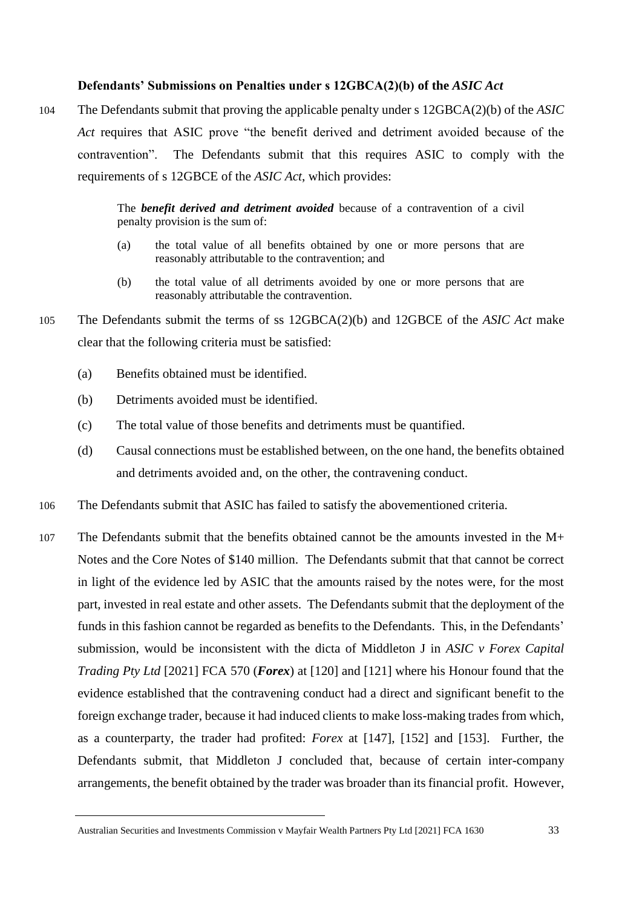**Defendants' Submissions on Penalties under s 12GBCA(2)(b) of the *ASIC Act***

104 The Defendants submit that proving the applicable penalty under s 12GBCA(2)(b) of the *ASIC Act* requires that ASIC prove "the benefit derived and detriment avoided because of the contravention". The Defendants submit that this requires ASIC to comply with the requirements of s 12GBCE of the *ASIC Act*, which provides:

> The ***benefit derived and detriment avoided*** because of a contravention of a civil penalty provision is the sum of:
>
> (a) the total value of all benefits obtained by one or more persons that are reasonably attributable to the contravention; and
>
> (b) the total value of all detriments avoided by one or more persons that are reasonably attributable the contravention.

105 The Defendants submit the terms of ss 12GBCA(2)(b) and 12GBCE of the *ASIC Act* make clear that the following criteria must be satisfied:

(a) Benefits obtained must be identified.

(b) Detriments avoided must be identified.

(c) The total value of those benefits and detriments must be quantified.

(d) Causal connections must be established between, on the one hand, the benefits obtained and detriments avoided and, on the other, the contravening conduct.

106 The Defendants submit that ASIC has failed to satisfy the abovementioned criteria.

107 The Defendants submit that the benefits obtained cannot be the amounts invested in the M+ Notes and the Core Notes of $140 million. The Defendants submit that that cannot be correct in light of the evidence led by ASIC that the amounts raised by the notes were, for the most part, invested in real estate and other assets. The Defendants submit that the deployment of the funds in this fashion cannot be regarded as benefits to the Defendants. This, in the Defendants' submission, would be inconsistent with the dicta of Middleton J in *ASIC v Forex Capital Trading Pty Ltd* [2021] FCA 570 (***Forex***) at [120] and [121] where his Honour found that the evidence established that the contravening conduct had a direct and significant benefit to the foreign exchange trader, because it had induced clients to make loss-making trades from which, as a counterparty, the trader had profited: *Forex* at [147], [152] and [153]. Further, the Defendants submit, that Middleton J concluded that, because of certain inter-company arrangements, the benefit obtained by the trader was broader than its financial profit. However,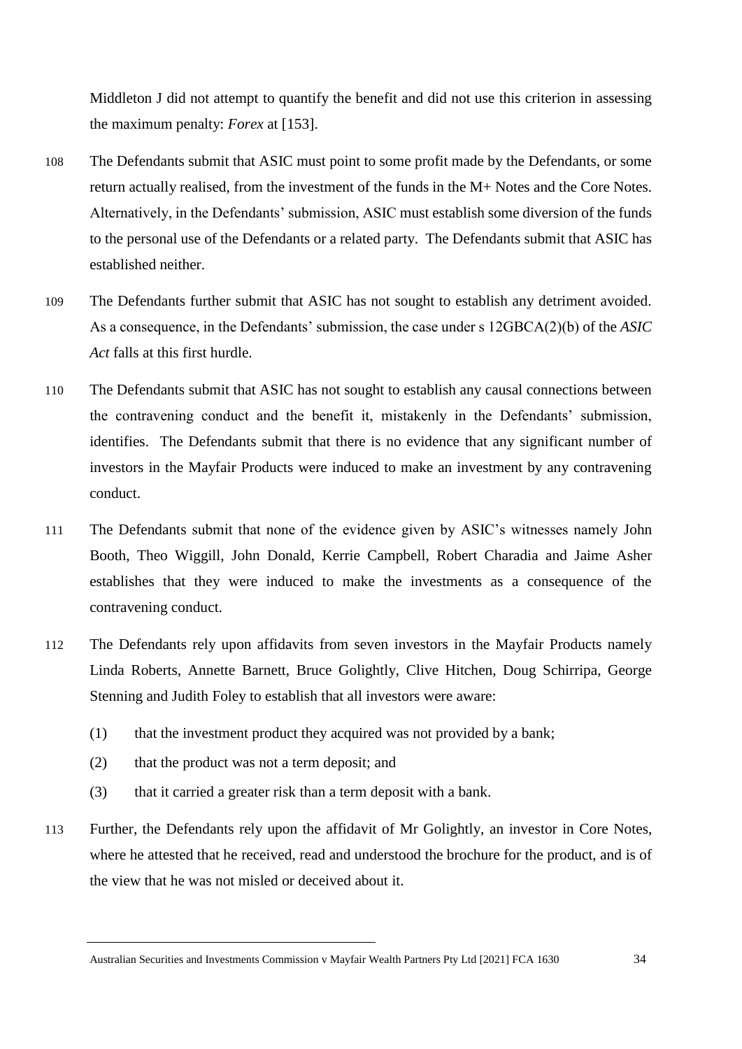Middleton J did not attempt to quantify the benefit and did not use this criterion in assessing the maximum penalty: *Forex* at [153].

108 The Defendants submit that ASIC must point to some profit made by the Defendants, or some return actually realised, from the investment of the funds in the M+ Notes and the Core Notes. Alternatively, in the Defendants' submission, ASIC must establish some diversion of the funds to the personal use of the Defendants or a related party. The Defendants submit that ASIC has established neither.

109 The Defendants further submit that ASIC has not sought to establish any detriment avoided. As a consequence, in the Defendants' submission, the case under s 12GBCA(2)(b) of the *ASIC Act* falls at this first hurdle.

110 The Defendants submit that ASIC has not sought to establish any causal connections between the contravening conduct and the benefit it, mistakenly in the Defendants' submission, identifies. The Defendants submit that there is no evidence that any significant number of investors in the Mayfair Products were induced to make an investment by any contravening conduct.

111 The Defendants submit that none of the evidence given by ASIC's witnesses namely John Booth, Theo Wiggill, John Donald, Kerrie Campbell, Robert Charadia and Jaime Asher establishes that they were induced to make the investments as a consequence of the contravening conduct.

112 The Defendants rely upon affidavits from seven investors in the Mayfair Products namely Linda Roberts, Annette Barnett, Bruce Golightly, Clive Hitchen, Doug Schirripa, George Stenning and Judith Foley to establish that all investors were aware:

(1) that the investment product they acquired was not provided by a bank;

(2) that the product was not a term deposit; and

(3) that it carried a greater risk than a term deposit with a bank.

113 Further, the Defendants rely upon the affidavit of Mr Golightly, an investor in Core Notes, where he attested that he received, read and understood the brochure for the product, and is of the view that he was not misled or deceived about it.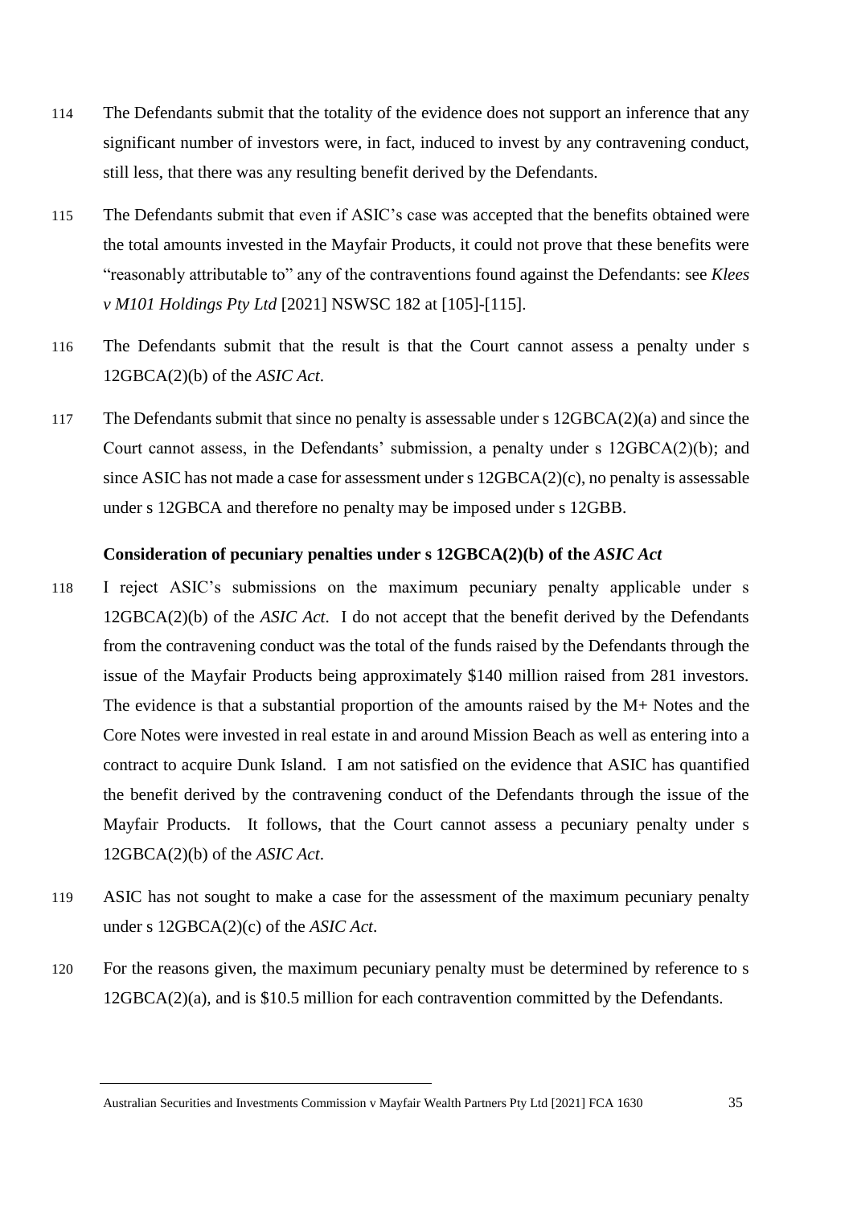114 The Defendants submit that the totality of the evidence does not support an inference that any significant number of investors were, in fact, induced to invest by any contravening conduct, still less, that there was any resulting benefit derived by the Defendants.

115 The Defendants submit that even if ASIC's case was accepted that the benefits obtained were the total amounts invested in the Mayfair Products, it could not prove that these benefits were "reasonably attributable to" any of the contraventions found against the Defendants: see *Klees v M101 Holdings Pty Ltd* [2021] NSWSC 182 at [105]-[115].

116 The Defendants submit that the result is that the Court cannot assess a penalty under s 12GBCA(2)(b) of the *ASIC Act*.

117 The Defendants submit that since no penalty is assessable under s 12GBCA(2)(a) and since the Court cannot assess, in the Defendants' submission, a penalty under s 12GBCA(2)(b); and since ASIC has not made a case for assessment under s 12GBCA(2)(c), no penalty is assessable under s 12GBCA and therefore no penalty may be imposed under s 12GBB.

### Consideration of pecuniary penalties under s 12GBCA(2)(b) of the *ASIC Act*

118 I reject ASIC's submissions on the maximum pecuniary penalty applicable under s 12GBCA(2)(b) of the *ASIC Act*. I do not accept that the benefit derived by the Defendants from the contravening conduct was the total of the funds raised by the Defendants through the issue of the Mayfair Products being approximately $140 million raised from 281 investors. The evidence is that a substantial proportion of the amounts raised by the M+ Notes and the Core Notes were invested in real estate in and around Mission Beach as well as entering into a contract to acquire Dunk Island. I am not satisfied on the evidence that ASIC has quantified the benefit derived by the contravening conduct of the Defendants through the issue of the Mayfair Products. It follows, that the Court cannot assess a pecuniary penalty under s 12GBCA(2)(b) of the *ASIC Act*.

119 ASIC has not sought to make a case for the assessment of the maximum pecuniary penalty under s 12GBCA(2)(c) of the *ASIC Act*.

120 For the reasons given, the maximum pecuniary penalty must be determined by reference to s 12GBCA(2)(a), and is $10.5 million for each contravention committed by the Defendants.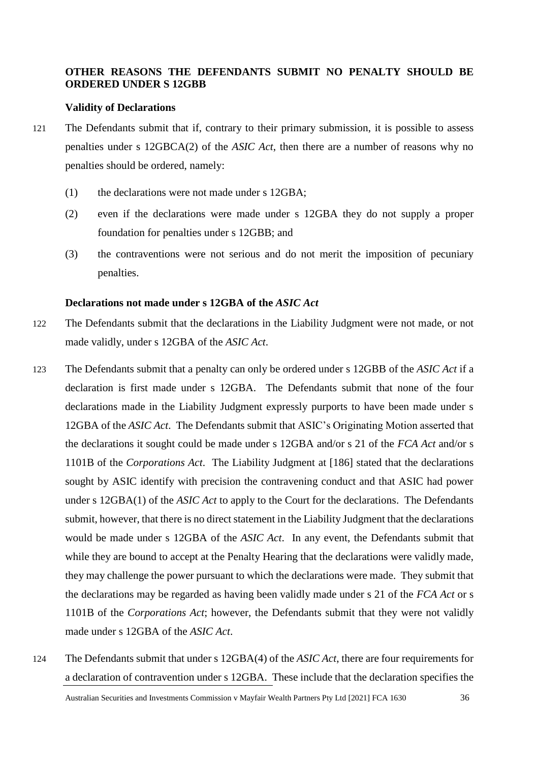## OTHER REASONS THE DEFENDANTS SUBMIT NO PENALTY SHOULD BE ORDERED UNDER S 12GBB

### Validity of Declarations

121 The Defendants submit that if, contrary to their primary submission, it is possible to assess penalties under s 12GBCA(2) of the *ASIC Act*, then there are a number of reasons why no penalties should be ordered, namely:

(1) the declarations were not made under s 12GBA;

(2) even if the declarations were made under s 12GBA they do not supply a proper foundation for penalties under s 12GBB; and

(3) the contraventions were not serious and do not merit the imposition of pecuniary penalties.

### Declarations not made under s 12GBA of the *ASIC Act*

122 The Defendants submit that the declarations in the Liability Judgment were not made, or not made validly, under s 12GBA of the *ASIC Act*.

123 The Defendants submit that a penalty can only be ordered under s 12GBB of the *ASIC Act* if a declaration is first made under s 12GBA. The Defendants submit that none of the four declarations made in the Liability Judgment expressly purports to have been made under s 12GBA of the *ASIC Act*. The Defendants submit that ASIC's Originating Motion asserted that the declarations it sought could be made under s 12GBA and/or s 21 of the *FCA Act* and/or s 1101B of the *Corporations Act*. The Liability Judgment at [186] stated that the declarations sought by ASIC identify with precision the contravening conduct and that ASIC had power under s 12GBA(1) of the *ASIC Act* to apply to the Court for the declarations. The Defendants submit, however, that there is no direct statement in the Liability Judgment that the declarations would be made under s 12GBA of the *ASIC Act*. In any event, the Defendants submit that while they are bound to accept at the Penalty Hearing that the declarations were validly made, they may challenge the power pursuant to which the declarations were made. They submit that the declarations may be regarded as having been validly made under s 21 of the *FCA Act* or s 1101B of the *Corporations Act*; however, the Defendants submit that they were not validly made under s 12GBA of the *ASIC Act*.

124 The Defendants submit that under s 12GBA(4) of the *ASIC Act*, there are four requirements for a declaration of contravention under s 12GBA. These include that the declaration specifies the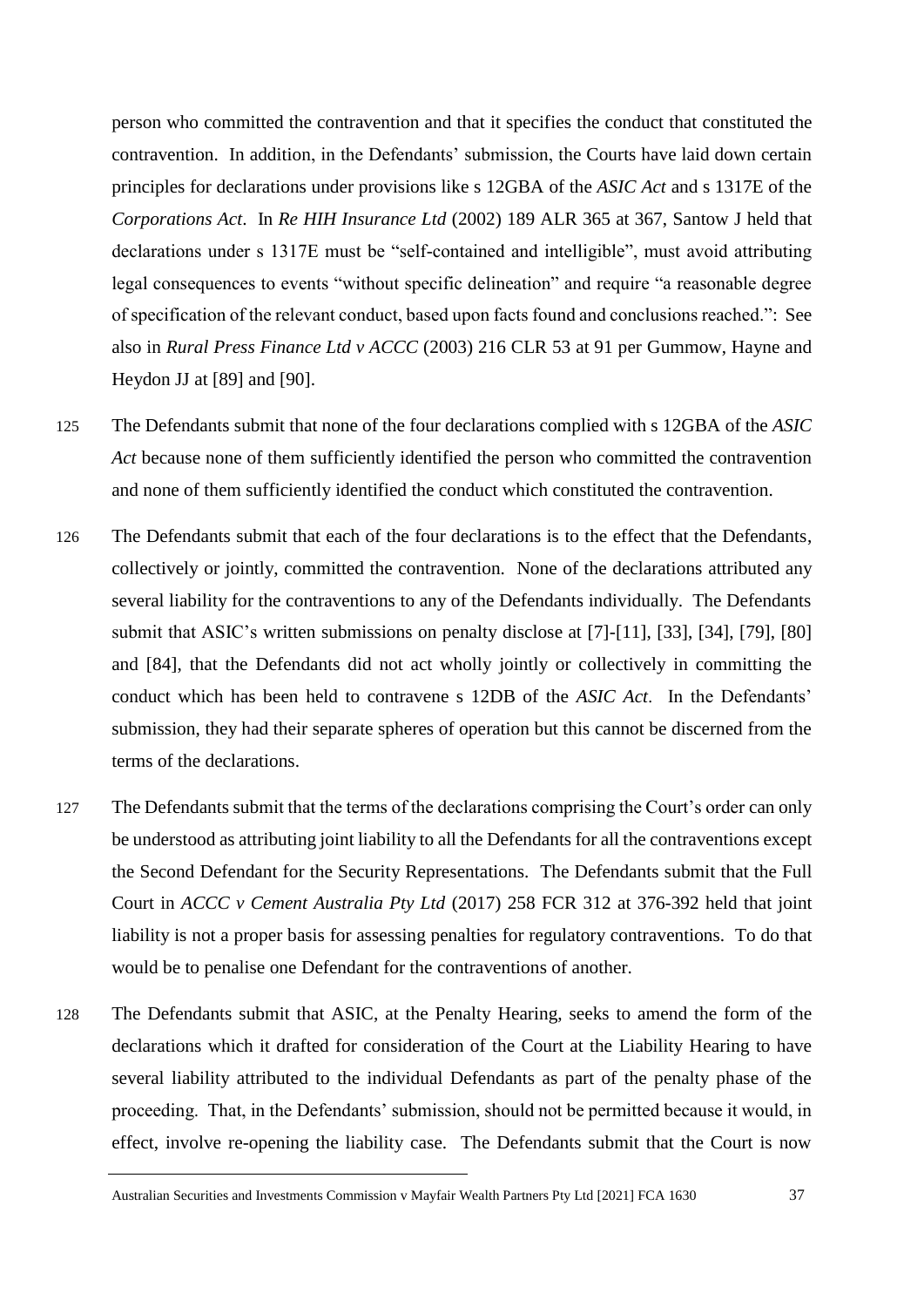person who committed the contravention and that it specifies the conduct that constituted the contravention. In addition, in the Defendants' submission, the Courts have laid down certain principles for declarations under provisions like s 12GBA of the *ASIC Act* and s 1317E of the *Corporations Act*. In *Re HIH Insurance Ltd* (2002) 189 ALR 365 at 367, Santow J held that declarations under s 1317E must be "self-contained and intelligible", must avoid attributing legal consequences to events "without specific delineation" and require "a reasonable degree of specification of the relevant conduct, based upon facts found and conclusions reached.": See also in *Rural Press Finance Ltd v ACCC* (2003) 216 CLR 53 at 91 per Gummow, Hayne and Heydon JJ at [89] and [90].

125 The Defendants submit that none of the four declarations complied with s 12GBA of the *ASIC Act* because none of them sufficiently identified the person who committed the contravention and none of them sufficiently identified the conduct which constituted the contravention.

126 The Defendants submit that each of the four declarations is to the effect that the Defendants, collectively or jointly, committed the contravention. None of the declarations attributed any several liability for the contraventions to any of the Defendants individually. The Defendants submit that ASIC's written submissions on penalty disclose at [7]-[11], [33], [34], [79], [80] and [84], that the Defendants did not act wholly jointly or collectively in committing the conduct which has been held to contravene s 12DB of the *ASIC Act*. In the Defendants' submission, they had their separate spheres of operation but this cannot be discerned from the terms of the declarations.

127 The Defendants submit that the terms of the declarations comprising the Court's order can only be understood as attributing joint liability to all the Defendants for all the contraventions except the Second Defendant for the Security Representations. The Defendants submit that the Full Court in *ACCC v Cement Australia Pty Ltd* (2017) 258 FCR 312 at 376-392 held that joint liability is not a proper basis for assessing penalties for regulatory contraventions. To do that would be to penalise one Defendant for the contraventions of another.

128 The Defendants submit that ASIC, at the Penalty Hearing, seeks to amend the form of the declarations which it drafted for consideration of the Court at the Liability Hearing to have several liability attributed to the individual Defendants as part of the penalty phase of the proceeding. That, in the Defendants' submission, should not be permitted because it would, in effect, involve re-opening the liability case. The Defendants submit that the Court is now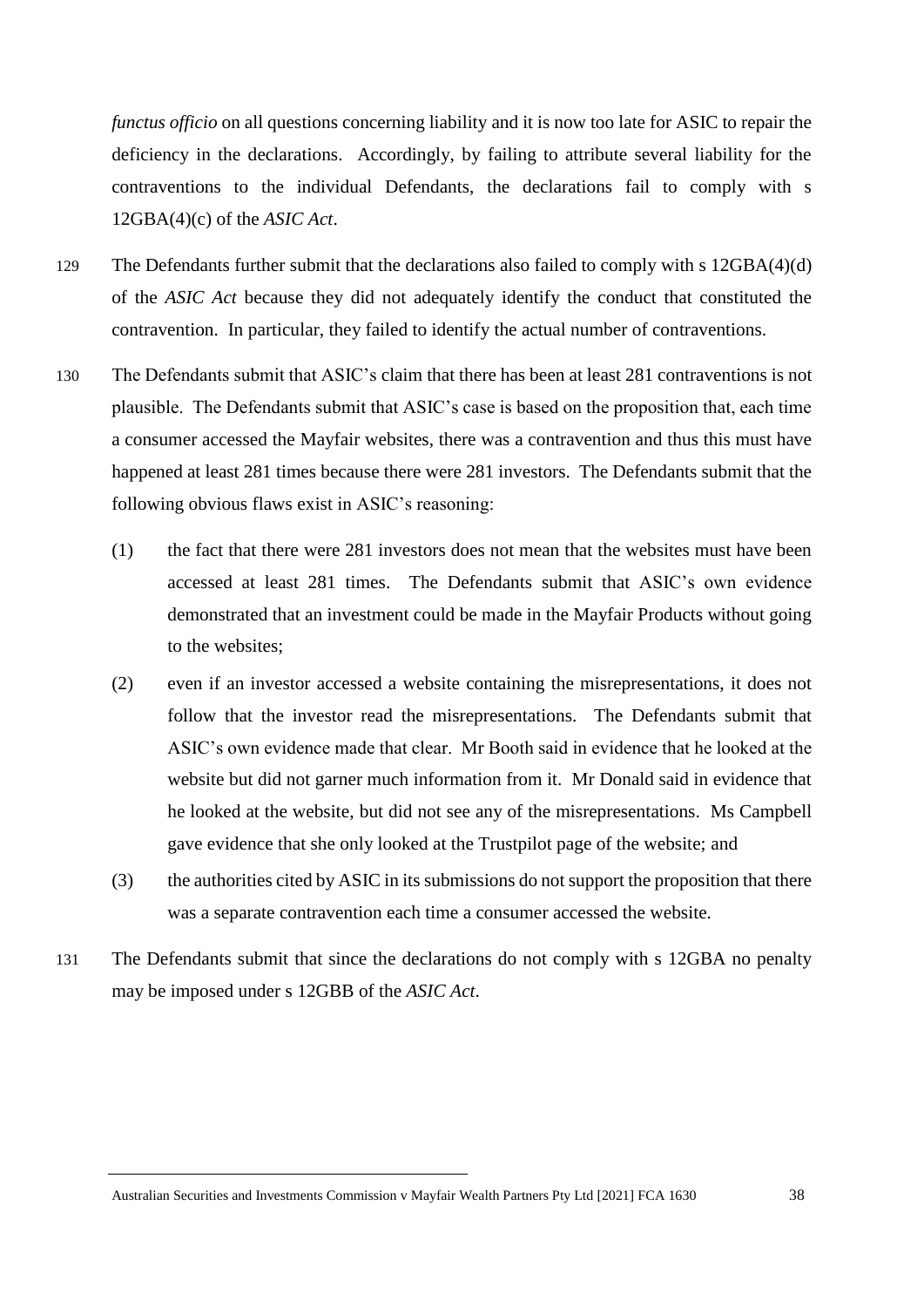*functus officio* on all questions concerning liability and it is now too late for ASIC to repair the deficiency in the declarations. Accordingly, by failing to attribute several liability for the contraventions to the individual Defendants, the declarations fail to comply with s 12GBA(4)(c) of the *ASIC Act*.

129 The Defendants further submit that the declarations also failed to comply with s 12GBA(4)(d) of the *ASIC Act* because they did not adequately identify the conduct that constituted the contravention. In particular, they failed to identify the actual number of contraventions.

130 The Defendants submit that ASIC's claim that there has been at least 281 contraventions is not plausible. The Defendants submit that ASIC's case is based on the proposition that, each time a consumer accessed the Mayfair websites, there was a contravention and thus this must have happened at least 281 times because there were 281 investors. The Defendants submit that the following obvious flaws exist in ASIC's reasoning:

(1) the fact that there were 281 investors does not mean that the websites must have been accessed at least 281 times. The Defendants submit that ASIC's own evidence demonstrated that an investment could be made in the Mayfair Products without going to the websites;

(2) even if an investor accessed a website containing the misrepresentations, it does not follow that the investor read the misrepresentations. The Defendants submit that ASIC's own evidence made that clear. Mr Booth said in evidence that he looked at the website but did not garner much information from it. Mr Donald said in evidence that he looked at the website, but did not see any of the misrepresentations. Ms Campbell gave evidence that she only looked at the Trustpilot page of the website; and

(3) the authorities cited by ASIC in its submissions do not support the proposition that there was a separate contravention each time a consumer accessed the website.

131 The Defendants submit that since the declarations do not comply with s 12GBA no penalty may be imposed under s 12GBB of the *ASIC Act*.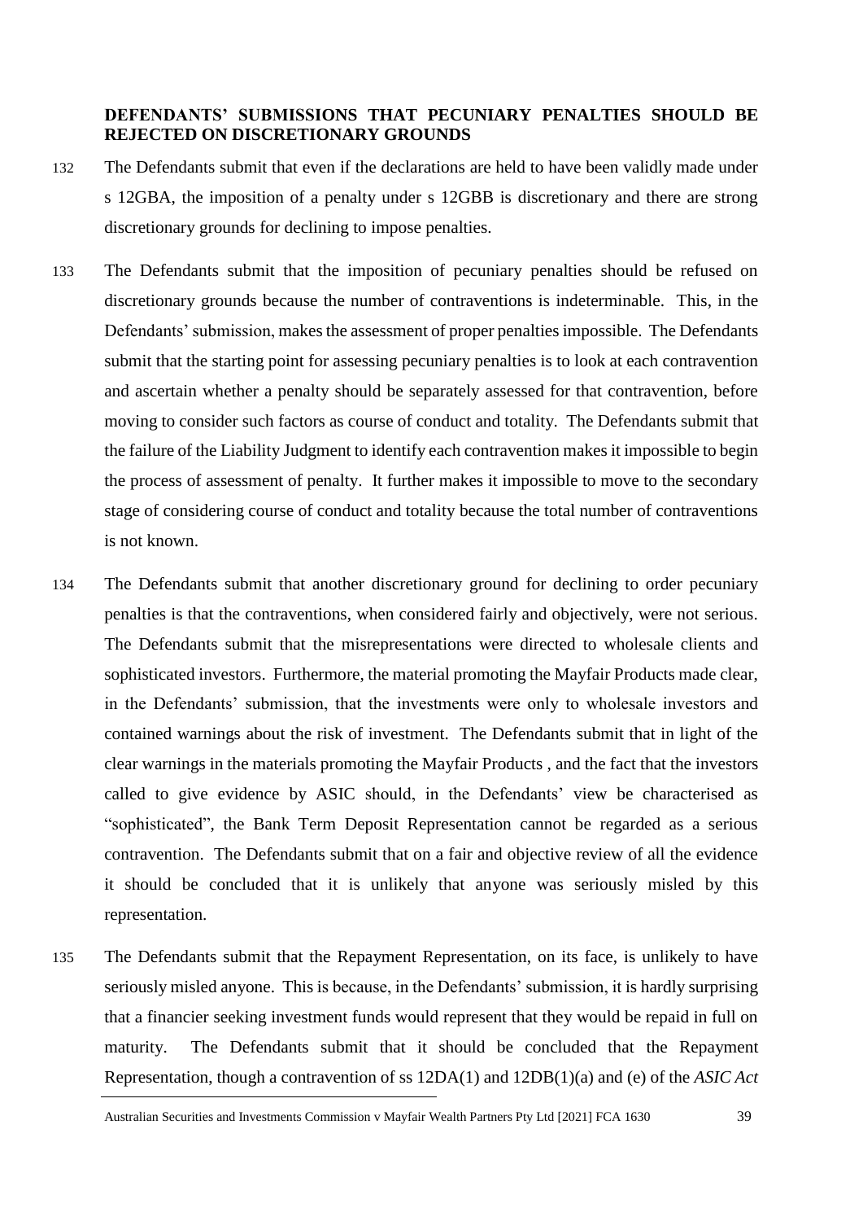## DEFENDANTS' SUBMISSIONS THAT PECUNIARY PENALTIES SHOULD BE REJECTED ON DISCRETIONARY GROUNDS

132 The Defendants submit that even if the declarations are held to have been validly made under s 12GBA, the imposition of a penalty under s 12GBB is discretionary and there are strong discretionary grounds for declining to impose penalties.

133 The Defendants submit that the imposition of pecuniary penalties should be refused on discretionary grounds because the number of contraventions is indeterminable. This, in the Defendants' submission, makes the assessment of proper penalties impossible. The Defendants submit that the starting point for assessing pecuniary penalties is to look at each contravention and ascertain whether a penalty should be separately assessed for that contravention, before moving to consider such factors as course of conduct and totality. The Defendants submit that the failure of the Liability Judgment to identify each contravention makes it impossible to begin the process of assessment of penalty. It further makes it impossible to move to the secondary stage of considering course of conduct and totality because the total number of contraventions is not known.

134 The Defendants submit that another discretionary ground for declining to order pecuniary penalties is that the contraventions, when considered fairly and objectively, were not serious. The Defendants submit that the misrepresentations were directed to wholesale clients and sophisticated investors. Furthermore, the material promoting the Mayfair Products made clear, in the Defendants' submission, that the investments were only to wholesale investors and contained warnings about the risk of investment. The Defendants submit that in light of the clear warnings in the materials promoting the Mayfair Products , and the fact that the investors called to give evidence by ASIC should, in the Defendants' view be characterised as "sophisticated", the Bank Term Deposit Representation cannot be regarded as a serious contravention. The Defendants submit that on a fair and objective review of all the evidence it should be concluded that it is unlikely that anyone was seriously misled by this representation.

135 The Defendants submit that the Repayment Representation, on its face, is unlikely to have seriously misled anyone. This is because, in the Defendants' submission, it is hardly surprising that a financier seeking investment funds would represent that they would be repaid in full on maturity. The Defendants submit that it should be concluded that the Repayment Representation, though a contravention of ss 12DA(1) and 12DB(1)(a) and (e) of the *ASIC Act*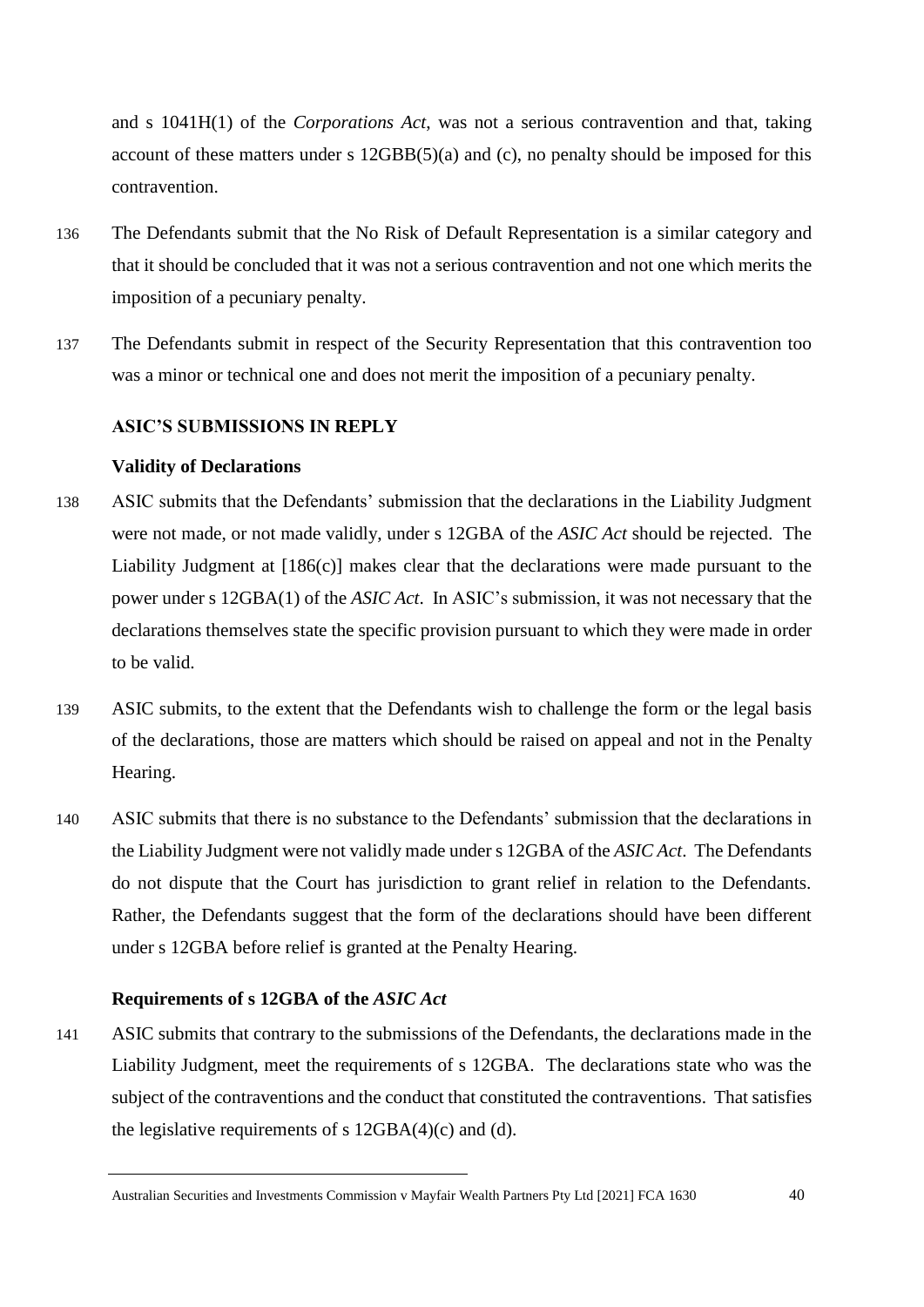and s 1041H(1) of the *Corporations Act*, was not a serious contravention and that, taking account of these matters under s 12GBB(5)(a) and (c), no penalty should be imposed for this contravention.

136 The Defendants submit that the No Risk of Default Representation is a similar category and that it should be concluded that it was not a serious contravention and not one which merits the imposition of a pecuniary penalty.

137 The Defendants submit in respect of the Security Representation that this contravention too was a minor or technical one and does not merit the imposition of a pecuniary penalty.

## ASIC'S SUBMISSIONS IN REPLY

### Validity of Declarations

138 ASIC submits that the Defendants' submission that the declarations in the Liability Judgment were not made, or not made validly, under s 12GBA of the *ASIC Act* should be rejected. The Liability Judgment at [186(c)] makes clear that the declarations were made pursuant to the power under s 12GBA(1) of the *ASIC Act*. In ASIC's submission, it was not necessary that the declarations themselves state the specific provision pursuant to which they were made in order to be valid.

139 ASIC submits, to the extent that the Defendants wish to challenge the form or the legal basis of the declarations, those are matters which should be raised on appeal and not in the Penalty Hearing.

140 ASIC submits that there is no substance to the Defendants' submission that the declarations in the Liability Judgment were not validly made under s 12GBA of the *ASIC Act*. The Defendants do not dispute that the Court has jurisdiction to grant relief in relation to the Defendants. Rather, the Defendants suggest that the form of the declarations should have been different under s 12GBA before relief is granted at the Penalty Hearing.

### Requirements of s 12GBA of the *ASIC Act*

141 ASIC submits that contrary to the submissions of the Defendants, the declarations made in the Liability Judgment, meet the requirements of s 12GBA. The declarations state who was the subject of the contraventions and the conduct that constituted the contraventions. That satisfies the legislative requirements of s 12GBA(4)(c) and (d).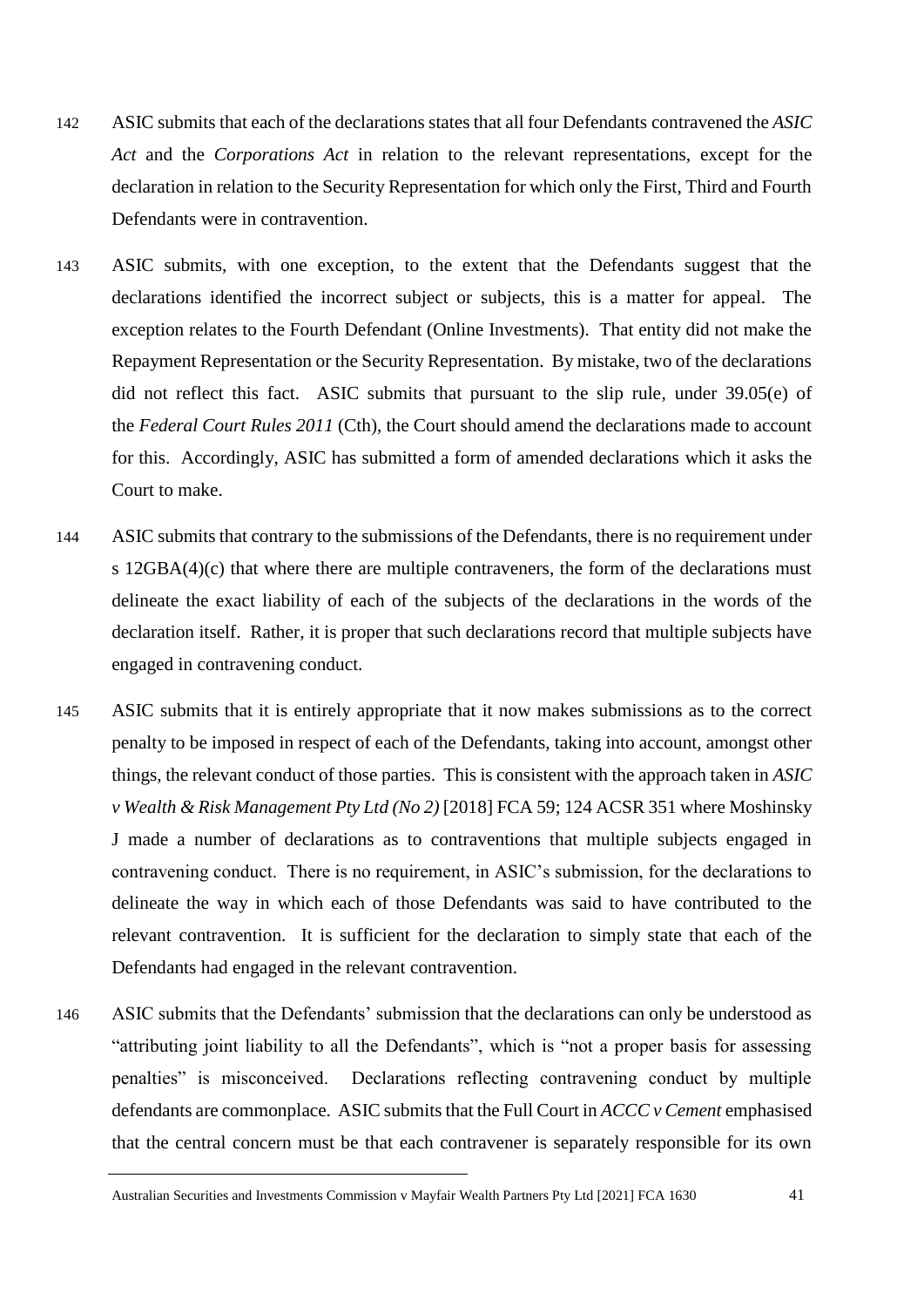142 ASIC submits that each of the declarations states that all four Defendants contravened the *ASIC Act* and the *Corporations Act* in relation to the relevant representations, except for the declaration in relation to the Security Representation for which only the First, Third and Fourth Defendants were in contravention.

143 ASIC submits, with one exception, to the extent that the Defendants suggest that the declarations identified the incorrect subject or subjects, this is a matter for appeal. The exception relates to the Fourth Defendant (Online Investments). That entity did not make the Repayment Representation or the Security Representation. By mistake, two of the declarations did not reflect this fact. ASIC submits that pursuant to the slip rule, under 39.05(e) of the *Federal Court Rules 2011* (Cth), the Court should amend the declarations made to account for this. Accordingly, ASIC has submitted a form of amended declarations which it asks the Court to make.

144 ASIC submits that contrary to the submissions of the Defendants, there is no requirement under s 12GBA(4)(c) that where there are multiple contraveners, the form of the declarations must delineate the exact liability of each of the subjects of the declarations in the words of the declaration itself. Rather, it is proper that such declarations record that multiple subjects have engaged in contravening conduct.

145 ASIC submits that it is entirely appropriate that it now makes submissions as to the correct penalty to be imposed in respect of each of the Defendants, taking into account, amongst other things, the relevant conduct of those parties. This is consistent with the approach taken in *ASIC v Wealth & Risk Management Pty Ltd (No 2)* [2018] FCA 59; 124 ACSR 351 where Moshinsky J made a number of declarations as to contraventions that multiple subjects engaged in contravening conduct. There is no requirement, in ASIC's submission, for the declarations to delineate the way in which each of those Defendants was said to have contributed to the relevant contravention. It is sufficient for the declaration to simply state that each of the Defendants had engaged in the relevant contravention.

146 ASIC submits that the Defendants' submission that the declarations can only be understood as "attributing joint liability to all the Defendants", which is "not a proper basis for assessing penalties" is misconceived. Declarations reflecting contravening conduct by multiple defendants are commonplace. ASIC submits that the Full Court in *ACCC v Cement* emphasised that the central concern must be that each contravener is separately responsible for its own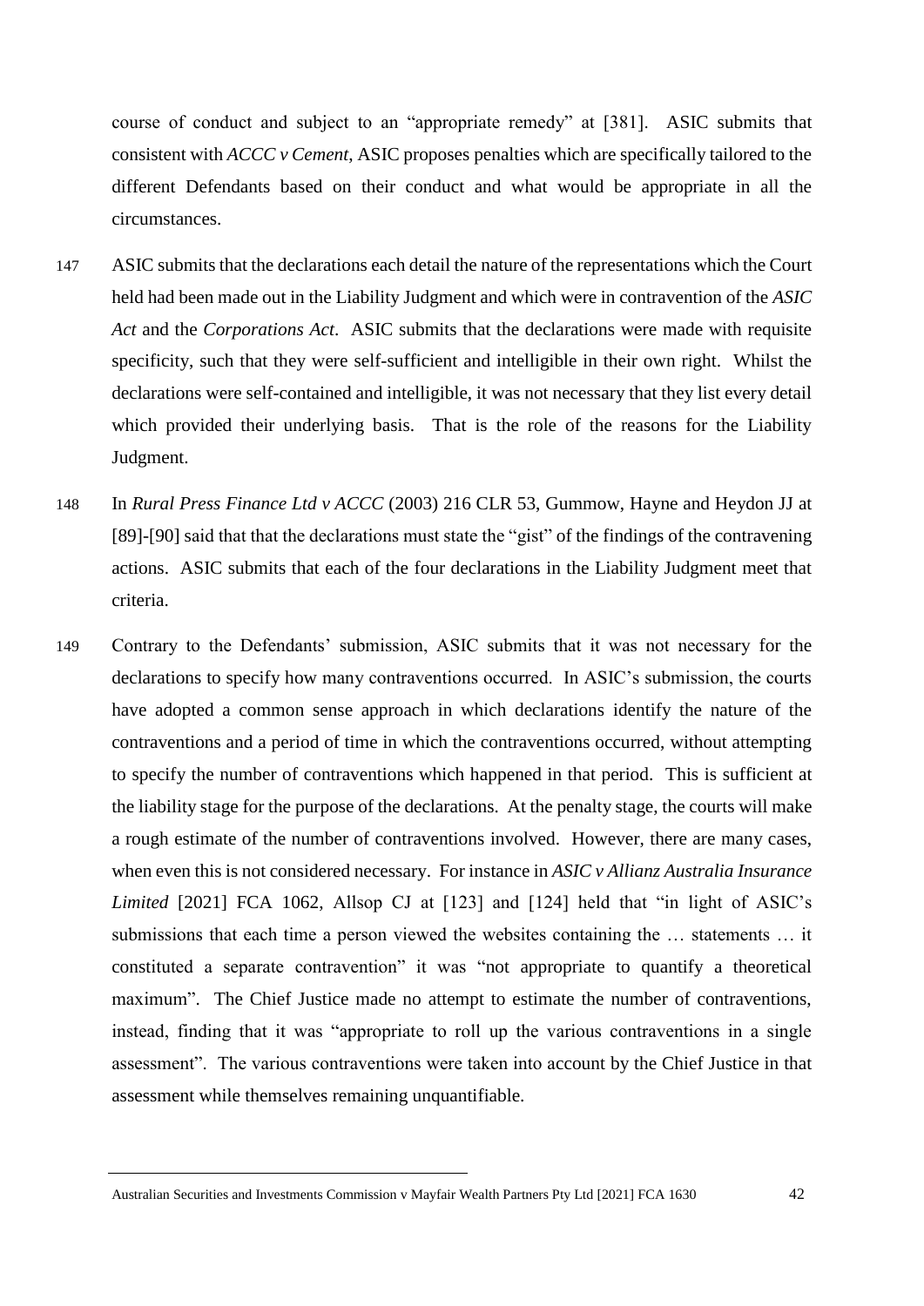course of conduct and subject to an "appropriate remedy" at [381]. ASIC submits that consistent with *ACCC v Cement*, ASIC proposes penalties which are specifically tailored to the different Defendants based on their conduct and what would be appropriate in all the circumstances.

147 ASIC submits that the declarations each detail the nature of the representations which the Court held had been made out in the Liability Judgment and which were in contravention of the *ASIC Act* and the *Corporations Act*. ASIC submits that the declarations were made with requisite specificity, such that they were self-sufficient and intelligible in their own right. Whilst the declarations were self-contained and intelligible, it was not necessary that they list every detail which provided their underlying basis. That is the role of the reasons for the Liability Judgment.

148 In *Rural Press Finance Ltd v ACCC* (2003) 216 CLR 53, Gummow, Hayne and Heydon JJ at [89]-[90] said that that the declarations must state the "gist" of the findings of the contravening actions. ASIC submits that each of the four declarations in the Liability Judgment meet that criteria.

149 Contrary to the Defendants' submission, ASIC submits that it was not necessary for the declarations to specify how many contraventions occurred. In ASIC's submission, the courts have adopted a common sense approach in which declarations identify the nature of the contraventions and a period of time in which the contraventions occurred, without attempting to specify the number of contraventions which happened in that period. This is sufficient at the liability stage for the purpose of the declarations. At the penalty stage, the courts will make a rough estimate of the number of contraventions involved. However, there are many cases, when even this is not considered necessary. For instance in *ASIC v Allianz Australia Insurance Limited* [2021] FCA 1062, Allsop CJ at [123] and [124] held that "in light of ASIC's submissions that each time a person viewed the websites containing the … statements … it constituted a separate contravention" it was "not appropriate to quantify a theoretical maximum". The Chief Justice made no attempt to estimate the number of contraventions, instead, finding that it was "appropriate to roll up the various contraventions in a single assessment". The various contraventions were taken into account by the Chief Justice in that assessment while themselves remaining unquantifiable.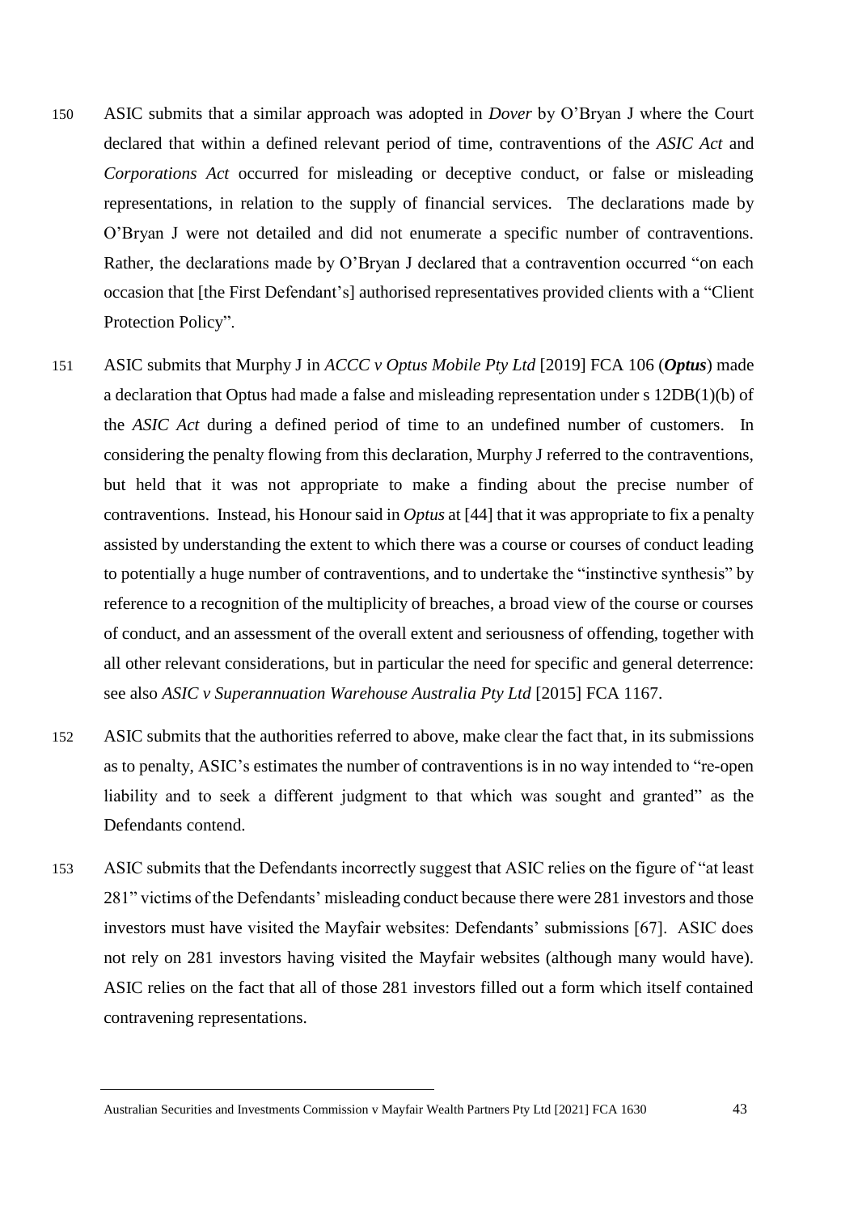150 ASIC submits that a similar approach was adopted in *Dover* by O'Bryan J where the Court declared that within a defined relevant period of time, contraventions of the *ASIC Act* and *Corporations Act* occurred for misleading or deceptive conduct, or false or misleading representations, in relation to the supply of financial services. The declarations made by O'Bryan J were not detailed and did not enumerate a specific number of contraventions. Rather, the declarations made by O'Bryan J declared that a contravention occurred "on each occasion that [the First Defendant's] authorised representatives provided clients with a "Client Protection Policy".

151 ASIC submits that Murphy J in *ACCC v Optus Mobile Pty Ltd* [2019] FCA 106 (***Optus***) made a declaration that Optus had made a false and misleading representation under s 12DB(1)(b) of the *ASIC Act* during a defined period of time to an undefined number of customers. In considering the penalty flowing from this declaration, Murphy J referred to the contraventions, but held that it was not appropriate to make a finding about the precise number of contraventions. Instead, his Honour said in *Optus* at [44] that it was appropriate to fix a penalty assisted by understanding the extent to which there was a course or courses of conduct leading to potentially a huge number of contraventions, and to undertake the "instinctive synthesis" by reference to a recognition of the multiplicity of breaches, a broad view of the course or courses of conduct, and an assessment of the overall extent and seriousness of offending, together with all other relevant considerations, but in particular the need for specific and general deterrence: see also *ASIC v Superannuation Warehouse Australia Pty Ltd* [2015] FCA 1167.

152 ASIC submits that the authorities referred to above, make clear the fact that, in its submissions as to penalty, ASIC's estimates the number of contraventions is in no way intended to "re-open liability and to seek a different judgment to that which was sought and granted" as the Defendants contend.

153 ASIC submits that the Defendants incorrectly suggest that ASIC relies on the figure of "at least 281" victims of the Defendants' misleading conduct because there were 281 investors and those investors must have visited the Mayfair websites: Defendants' submissions [67]. ASIC does not rely on 281 investors having visited the Mayfair websites (although many would have). ASIC relies on the fact that all of those 281 investors filled out a form which itself contained contravening representations.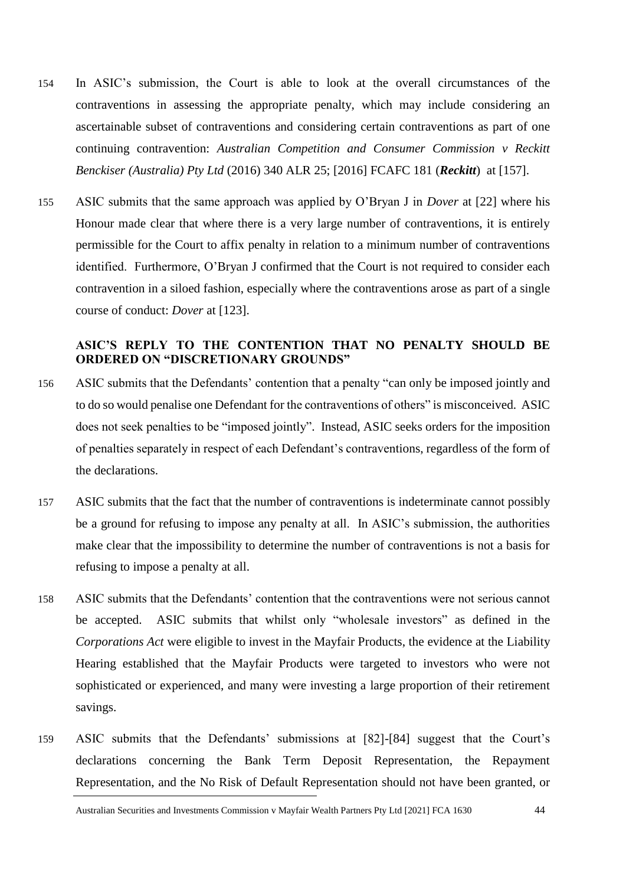154 In ASIC's submission, the Court is able to look at the overall circumstances of the contraventions in assessing the appropriate penalty, which may include considering an ascertainable subset of contraventions and considering certain contraventions as part of one continuing contravention: *Australian Competition and Consumer Commission v Reckitt Benckiser (Australia) Pty Ltd* (2016) 340 ALR 25; [2016] FCAFC 181 (***Reckitt***) at [157].

155 ASIC submits that the same approach was applied by O'Bryan J in *Dover* at [22] where his Honour made clear that where there is a very large number of contraventions, it is entirely permissible for the Court to affix penalty in relation to a minimum number of contraventions identified. Furthermore, O'Bryan J confirmed that the Court is not required to consider each contravention in a siloed fashion, especially where the contraventions arose as part of a single course of conduct: *Dover* at [123].

**ASIC'S REPLY TO THE CONTENTION THAT NO PENALTY SHOULD BE ORDERED ON "DISCRETIONARY GROUNDS"**

156 ASIC submits that the Defendants' contention that a penalty "can only be imposed jointly and to do so would penalise one Defendant for the contraventions of others" is misconceived. ASIC does not seek penalties to be "imposed jointly". Instead, ASIC seeks orders for the imposition of penalties separately in respect of each Defendant's contraventions, regardless of the form of the declarations.

157 ASIC submits that the fact that the number of contraventions is indeterminate cannot possibly be a ground for refusing to impose any penalty at all. In ASIC's submission, the authorities make clear that the impossibility to determine the number of contraventions is not a basis for refusing to impose a penalty at all.

158 ASIC submits that the Defendants' contention that the contraventions were not serious cannot be accepted. ASIC submits that whilst only "wholesale investors" as defined in the *Corporations Act* were eligible to invest in the Mayfair Products, the evidence at the Liability Hearing established that the Mayfair Products were targeted to investors who were not sophisticated or experienced, and many were investing a large proportion of their retirement savings.

159 ASIC submits that the Defendants' submissions at [82]-[84] suggest that the Court's declarations concerning the Bank Term Deposit Representation, the Repayment Representation, and the No Risk of Default Representation should not have been granted, or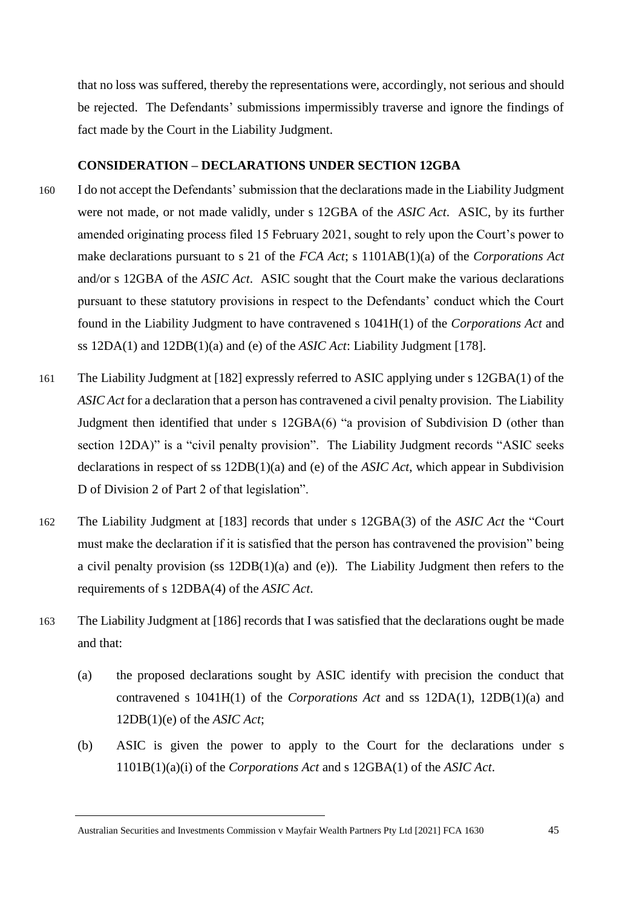that no loss was suffered, thereby the representations were, accordingly, not serious and should be rejected. The Defendants' submissions impermissibly traverse and ignore the findings of fact made by the Court in the Liability Judgment.

## CONSIDERATION – DECLARATIONS UNDER SECTION 12GBA

160 I do not accept the Defendants' submission that the declarations made in the Liability Judgment were not made, or not made validly, under s 12GBA of the *ASIC Act*. ASIC, by its further amended originating process filed 15 February 2021, sought to rely upon the Court's power to make declarations pursuant to s 21 of the *FCA Act*; s 1101AB(1)(a) of the *Corporations Act* and/or s 12GBA of the *ASIC Act*. ASIC sought that the Court make the various declarations pursuant to these statutory provisions in respect to the Defendants' conduct which the Court found in the Liability Judgment to have contravened s 1041H(1) of the *Corporations Act* and ss 12DA(1) and 12DB(1)(a) and (e) of the *ASIC Act*: Liability Judgment [178].

161 The Liability Judgment at [182] expressly referred to ASIC applying under s 12GBA(1) of the *ASIC Act* for a declaration that a person has contravened a civil penalty provision. The Liability Judgment then identified that under s 12GBA(6) "a provision of Subdivision D (other than section 12DA)" is a "civil penalty provision". The Liability Judgment records "ASIC seeks declarations in respect of ss 12DB(1)(a) and (e) of the *ASIC Act*, which appear in Subdivision D of Division 2 of Part 2 of that legislation".

162 The Liability Judgment at [183] records that under s 12GBA(3) of the *ASIC Act* the "Court must make the declaration if it is satisfied that the person has contravened the provision" being a civil penalty provision (ss 12DB(1)(a) and (e)). The Liability Judgment then refers to the requirements of s 12DBA(4) of the *ASIC Act*.

163 The Liability Judgment at [186] records that I was satisfied that the declarations ought be made and that:

(a) the proposed declarations sought by ASIC identify with precision the conduct that contravened s 1041H(1) of the *Corporations Act* and ss 12DA(1), 12DB(1)(a) and 12DB(1)(e) of the *ASIC Act*;

(b) ASIC is given the power to apply to the Court for the declarations under s 1101B(1)(a)(i) of the *Corporations Act* and s 12GBA(1) of the *ASIC Act*.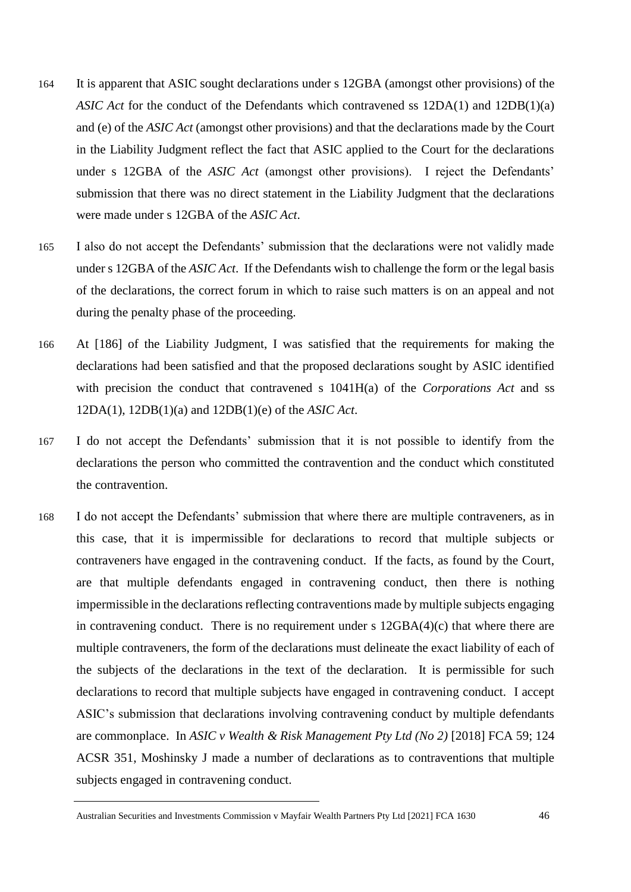164 It is apparent that ASIC sought declarations under s 12GBA (amongst other provisions) of the *ASIC Act* for the conduct of the Defendants which contravened ss 12DA(1) and 12DB(1)(a) and (e) of the *ASIC Act* (amongst other provisions) and that the declarations made by the Court in the Liability Judgment reflect the fact that ASIC applied to the Court for the declarations under s 12GBA of the *ASIC Act* (amongst other provisions). I reject the Defendants' submission that there was no direct statement in the Liability Judgment that the declarations were made under s 12GBA of the *ASIC Act*.

165 I also do not accept the Defendants' submission that the declarations were not validly made under s 12GBA of the *ASIC Act*. If the Defendants wish to challenge the form or the legal basis of the declarations, the correct forum in which to raise such matters is on an appeal and not during the penalty phase of the proceeding.

166 At [186] of the Liability Judgment, I was satisfied that the requirements for making the declarations had been satisfied and that the proposed declarations sought by ASIC identified with precision the conduct that contravened s 1041H(a) of the *Corporations Act* and ss 12DA(1), 12DB(1)(a) and 12DB(1)(e) of the *ASIC Act*.

167 I do not accept the Defendants' submission that it is not possible to identify from the declarations the person who committed the contravention and the conduct which constituted the contravention.

168 I do not accept the Defendants' submission that where there are multiple contraveners, as in this case, that it is impermissible for declarations to record that multiple subjects or contraveners have engaged in the contravening conduct. If the facts, as found by the Court, are that multiple defendants engaged in contravening conduct, then there is nothing impermissible in the declarations reflecting contraventions made by multiple subjects engaging in contravening conduct. There is no requirement under s 12GBA(4)(c) that where there are multiple contraveners, the form of the declarations must delineate the exact liability of each of the subjects of the declarations in the text of the declaration. It is permissible for such declarations to record that multiple subjects have engaged in contravening conduct. I accept ASIC's submission that declarations involving contravening conduct by multiple defendants are commonplace. In *ASIC v Wealth & Risk Management Pty Ltd (No 2)* [2018] FCA 59; 124 ACSR 351, Moshinsky J made a number of declarations as to contraventions that multiple subjects engaged in contravening conduct.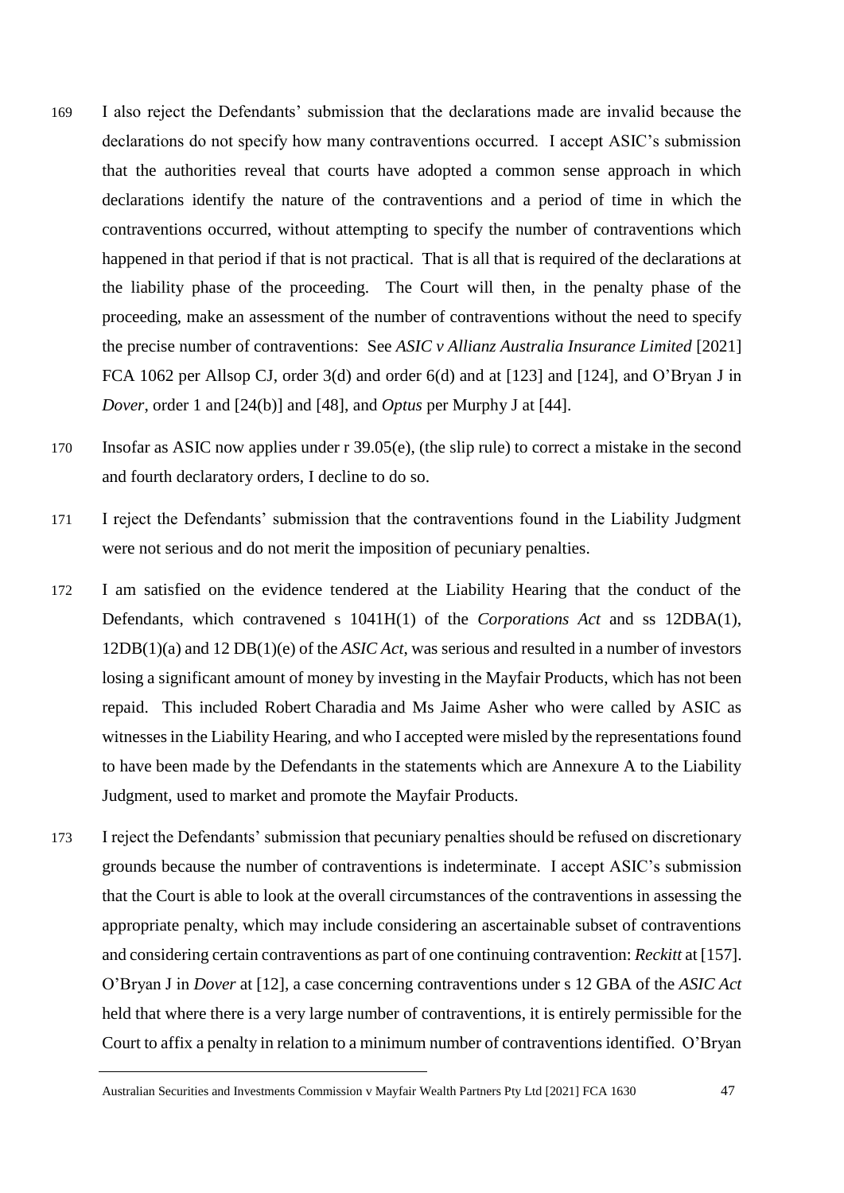169 I also reject the Defendants' submission that the declarations made are invalid because the declarations do not specify how many contraventions occurred. I accept ASIC's submission that the authorities reveal that courts have adopted a common sense approach in which declarations identify the nature of the contraventions and a period of time in which the contraventions occurred, without attempting to specify the number of contraventions which happened in that period if that is not practical. That is all that is required of the declarations at the liability phase of the proceeding. The Court will then, in the penalty phase of the proceeding, make an assessment of the number of contraventions without the need to specify the precise number of contraventions: See *ASIC v Allianz Australia Insurance Limited* [2021] FCA 1062 per Allsop CJ, order 3(d) and order 6(d) and at [123] and [124], and O'Bryan J in *Dover*, order 1 and [24(b)] and [48], and *Optus* per Murphy J at [44].

170 Insofar as ASIC now applies under r 39.05(e), (the slip rule) to correct a mistake in the second and fourth declaratory orders, I decline to do so.

171 I reject the Defendants' submission that the contraventions found in the Liability Judgment were not serious and do not merit the imposition of pecuniary penalties.

172 I am satisfied on the evidence tendered at the Liability Hearing that the conduct of the Defendants, which contravened s 1041H(1) of the *Corporations Act* and ss 12DBA(1), 12DB(1)(a) and 12 DB(1)(e) of the *ASIC Act*, was serious and resulted in a number of investors losing a significant amount of money by investing in the Mayfair Products, which has not been repaid. This included Robert Charadia and Ms Jaime Asher who were called by ASIC as witnesses in the Liability Hearing, and who I accepted were misled by the representations found to have been made by the Defendants in the statements which are Annexure A to the Liability Judgment, used to market and promote the Mayfair Products.

173 I reject the Defendants' submission that pecuniary penalties should be refused on discretionary grounds because the number of contraventions is indeterminate. I accept ASIC's submission that the Court is able to look at the overall circumstances of the contraventions in assessing the appropriate penalty, which may include considering an ascertainable subset of contraventions and considering certain contraventions as part of one continuing contravention: *Reckitt* at [157]. O'Bryan J in *Dover* at [12], a case concerning contraventions under s 12 GBA of the *ASIC Act* held that where there is a very large number of contraventions, it is entirely permissible for the Court to affix a penalty in relation to a minimum number of contraventions identified. O'Bryan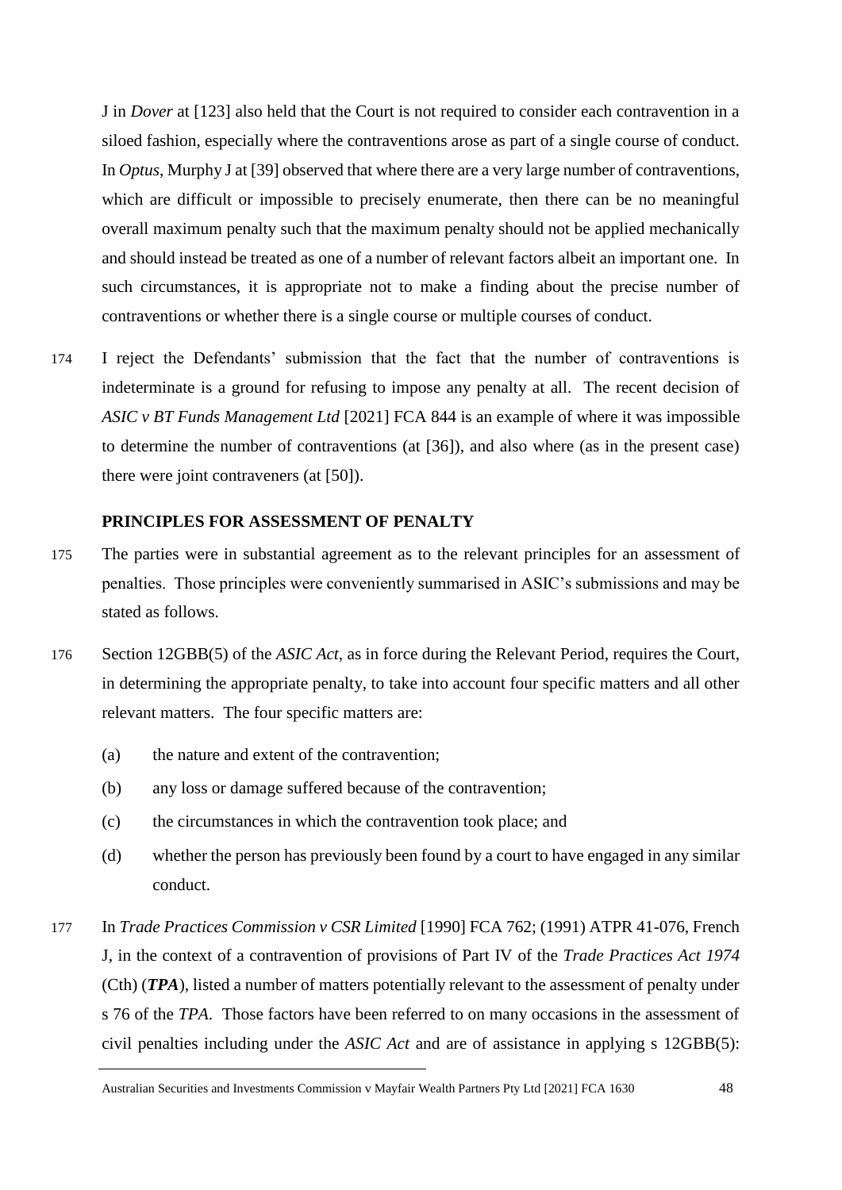J in *Dover* at [123] also held that the Court is not required to consider each contravention in a siloed fashion, especially where the contraventions arose as part of a single course of conduct. In *Optus*, Murphy J at [39] observed that where there are a very large number of contraventions, which are difficult or impossible to precisely enumerate, then there can be no meaningful overall maximum penalty such that the maximum penalty should not be applied mechanically and should instead be treated as one of a number of relevant factors albeit an important one. In such circumstances, it is appropriate not to make a finding about the precise number of contraventions or whether there is a single course or multiple courses of conduct.

174 I reject the Defendants' submission that the fact that the number of contraventions is indeterminate is a ground for refusing to impose any penalty at all. The recent decision of *ASIC v BT Funds Management Ltd* [2021] FCA 844 is an example of where it was impossible to determine the number of contraventions (at [36]), and also where (as in the present case) there were joint contraveners (at [50]).

### PRINCIPLES FOR ASSESSMENT OF PENALTY

175 The parties were in substantial agreement as to the relevant principles for an assessment of penalties. Those principles were conveniently summarised in ASIC's submissions and may be stated as follows.

176 Section 12GBB(5) of the *ASIC Act*, as in force during the Relevant Period, requires the Court, in determining the appropriate penalty, to take into account four specific matters and all other relevant matters. The four specific matters are:

(a) the nature and extent of the contravention;

(b) any loss or damage suffered because of the contravention;

(c) the circumstances in which the contravention took place; and

(d) whether the person has previously been found by a court to have engaged in any similar conduct.

177 In *Trade Practices Commission v CSR Limited* [1990] FCA 762; (1991) ATPR 41-076, French J, in the context of a contravention of provisions of Part IV of the *Trade Practices Act 1974* (Cth) (***TPA***), listed a number of matters potentially relevant to the assessment of penalty under s 76 of the *TPA*. Those factors have been referred to on many occasions in the assessment of civil penalties including under the *ASIC Act* and are of assistance in applying s 12GBB(5):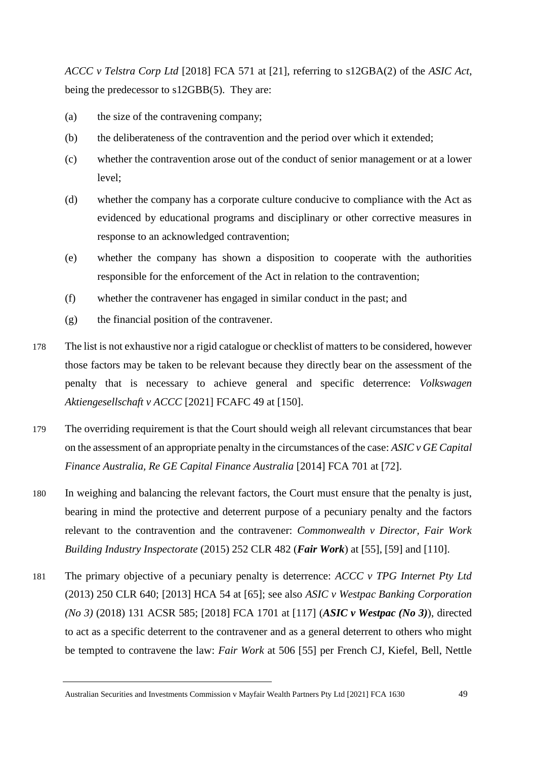*ACCC v Telstra Corp Ltd* [2018] FCA 571 at [21], referring to s12GBA(2) of the *ASIC Act*, being the predecessor to s12GBB(5). They are:

(a) the size of the contravening company;

(b) the deliberateness of the contravention and the period over which it extended;

(c) whether the contravention arose out of the conduct of senior management or at a lower level;

(d) whether the company has a corporate culture conducive to compliance with the Act as evidenced by educational programs and disciplinary or other corrective measures in response to an acknowledged contravention;

(e) whether the company has shown a disposition to cooperate with the authorities responsible for the enforcement of the Act in relation to the contravention;

(f) whether the contravener has engaged in similar conduct in the past; and

(g) the financial position of the contravener.

178 The list is not exhaustive nor a rigid catalogue or checklist of matters to be considered, however those factors may be taken to be relevant because they directly bear on the assessment of the penalty that is necessary to achieve general and specific deterrence: *Volkswagen Aktiengesellschaft v ACCC* [2021] FCAFC 49 at [150].

179 The overriding requirement is that the Court should weigh all relevant circumstances that bear on the assessment of an appropriate penalty in the circumstances of the case: *ASIC v GE Capital Finance Australia, Re GE Capital Finance Australia* [2014] FCA 701 at [72].

180 In weighing and balancing the relevant factors, the Court must ensure that the penalty is just, bearing in mind the protective and deterrent purpose of a pecuniary penalty and the factors relevant to the contravention and the contravener: *Commonwealth v Director, Fair Work Building Industry Inspectorate* (2015) 252 CLR 482 (***Fair Work***) at [55], [59] and [110].

181 The primary objective of a pecuniary penalty is deterrence: *ACCC v TPG Internet Pty Ltd* (2013) 250 CLR 640; [2013] HCA 54 at [65]; see also *ASIC v Westpac Banking Corporation (No 3)* (2018) 131 ACSR 585; [2018] FCA 1701 at [117] (***ASIC v Westpac (No 3)***), directed to act as a specific deterrent to the contravener and as a general deterrent to others who might be tempted to contravene the law: *Fair Work* at 506 [55] per French CJ, Kiefel, Bell, Nettle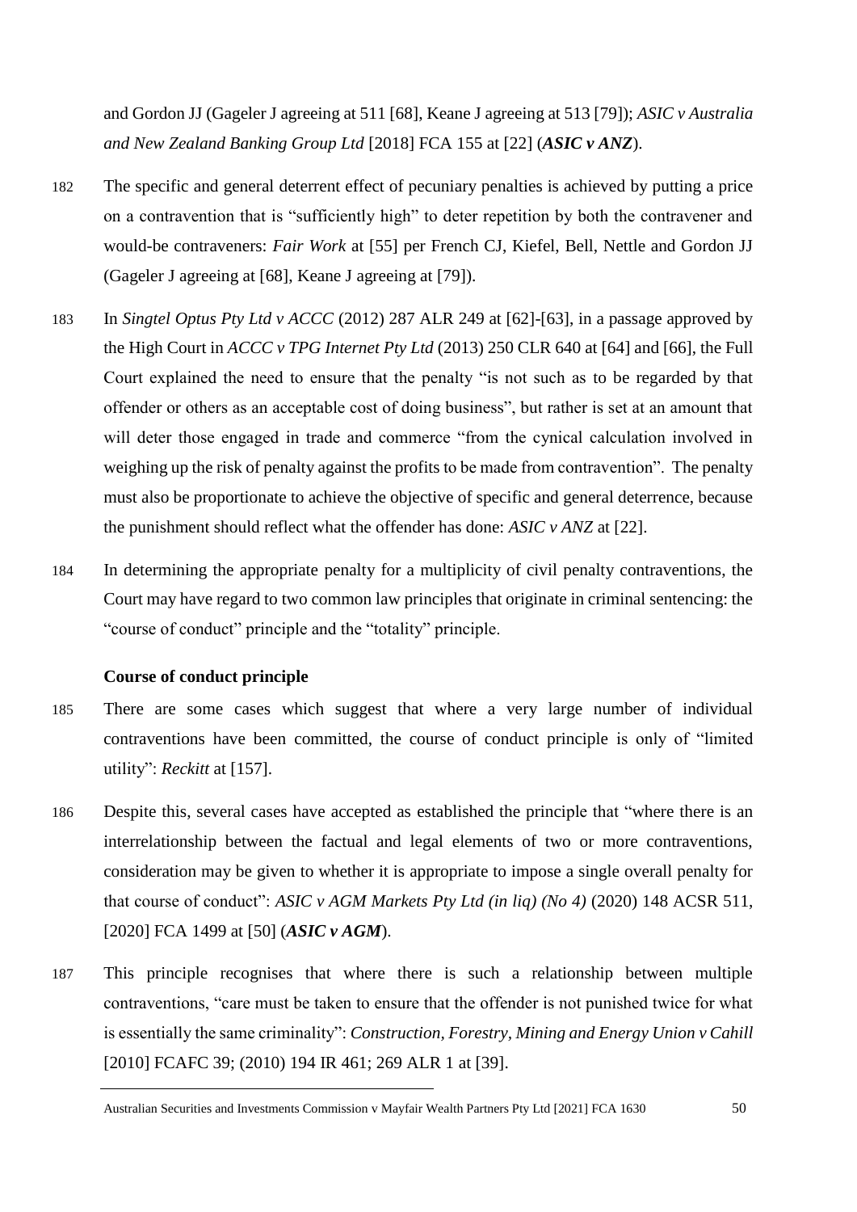and Gordon JJ (Gageler J agreeing at 511 [68], Keane J agreeing at 513 [79]); *ASIC v Australia and New Zealand Banking Group Ltd* [2018] FCA 155 at [22] (***ASIC v ANZ***).

182 The specific and general deterrent effect of pecuniary penalties is achieved by putting a price on a contravention that is "sufficiently high" to deter repetition by both the contravener and would-be contraveners: *Fair Work* at [55] per French CJ, Kiefel, Bell, Nettle and Gordon JJ (Gageler J agreeing at [68], Keane J agreeing at [79]).

183 In *Singtel Optus Pty Ltd v ACCC* (2012) 287 ALR 249 at [62]-[63], in a passage approved by the High Court in *ACCC v TPG Internet Pty Ltd* (2013) 250 CLR 640 at [64] and [66], the Full Court explained the need to ensure that the penalty "is not such as to be regarded by that offender or others as an acceptable cost of doing business", but rather is set at an amount that will deter those engaged in trade and commerce "from the cynical calculation involved in weighing up the risk of penalty against the profits to be made from contravention". The penalty must also be proportionate to achieve the objective of specific and general deterrence, because the punishment should reflect what the offender has done: *ASIC v ANZ* at [22].

184 In determining the appropriate penalty for a multiplicity of civil penalty contraventions, the Court may have regard to two common law principles that originate in criminal sentencing: the "course of conduct" principle and the "totality" principle.

### Course of conduct principle

185 There are some cases which suggest that where a very large number of individual contraventions have been committed, the course of conduct principle is only of "limited utility": *Reckitt* at [157].

186 Despite this, several cases have accepted as established the principle that "where there is an interrelationship between the factual and legal elements of two or more contraventions, consideration may be given to whether it is appropriate to impose a single overall penalty for that course of conduct": *ASIC v AGM Markets Pty Ltd (in liq) (No 4)* (2020) 148 ACSR 511, [2020] FCA 1499 at [50] (***ASIC v AGM***).

187 This principle recognises that where there is such a relationship between multiple contraventions, "care must be taken to ensure that the offender is not punished twice for what is essentially the same criminality": *Construction, Forestry, Mining and Energy Union v Cahill* [2010] FCAFC 39; (2010) 194 IR 461; 269 ALR 1 at [39].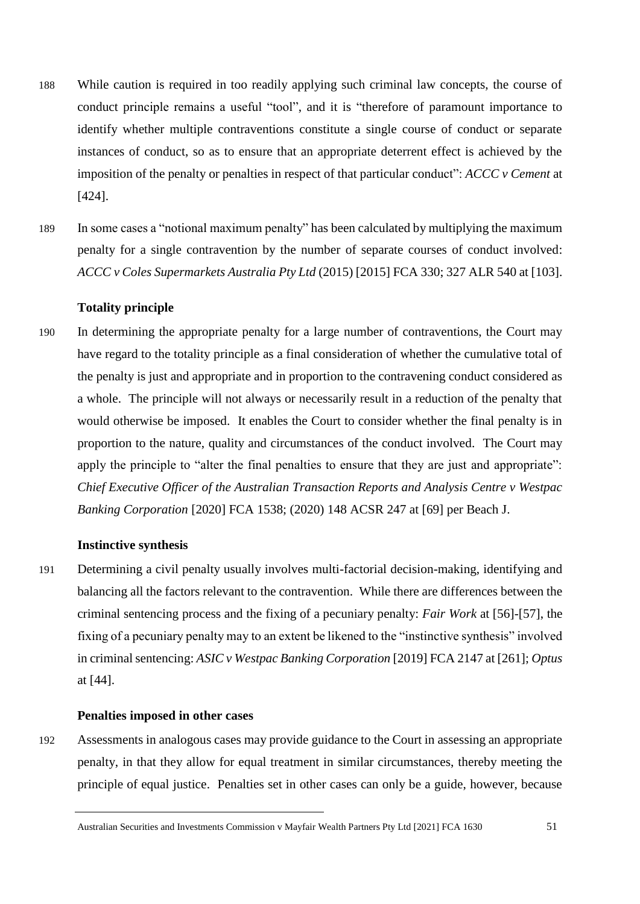188 While caution is required in too readily applying such criminal law concepts, the course of conduct principle remains a useful "tool", and it is "therefore of paramount importance to identify whether multiple contraventions constitute a single course of conduct or separate instances of conduct, so as to ensure that an appropriate deterrent effect is achieved by the imposition of the penalty or penalties in respect of that particular conduct": *ACCC v Cement* at [424].

189 In some cases a "notional maximum penalty" has been calculated by multiplying the maximum penalty for a single contravention by the number of separate courses of conduct involved: *ACCC v Coles Supermarkets Australia Pty Ltd* (2015) [2015] FCA 330; 327 ALR 540 at [103].

### Totality principle

190 In determining the appropriate penalty for a large number of contraventions, the Court may have regard to the totality principle as a final consideration of whether the cumulative total of the penalty is just and appropriate and in proportion to the contravening conduct considered as a whole. The principle will not always or necessarily result in a reduction of the penalty that would otherwise be imposed. It enables the Court to consider whether the final penalty is in proportion to the nature, quality and circumstances of the conduct involved. The Court may apply the principle to "alter the final penalties to ensure that they are just and appropriate": *Chief Executive Officer of the Australian Transaction Reports and Analysis Centre v Westpac Banking Corporation* [2020] FCA 1538; (2020) 148 ACSR 247 at [69] per Beach J.

### Instinctive synthesis

191 Determining a civil penalty usually involves multi-factorial decision-making, identifying and balancing all the factors relevant to the contravention. While there are differences between the criminal sentencing process and the fixing of a pecuniary penalty: *Fair Work* at [56]-[57], the fixing of a pecuniary penalty may to an extent be likened to the "instinctive synthesis" involved in criminal sentencing: *ASIC v Westpac Banking Corporation* [2019] FCA 2147 at [261]; *Optus* at [44].

### Penalties imposed in other cases

192 Assessments in analogous cases may provide guidance to the Court in assessing an appropriate penalty, in that they allow for equal treatment in similar circumstances, thereby meeting the principle of equal justice. Penalties set in other cases can only be a guide, however, because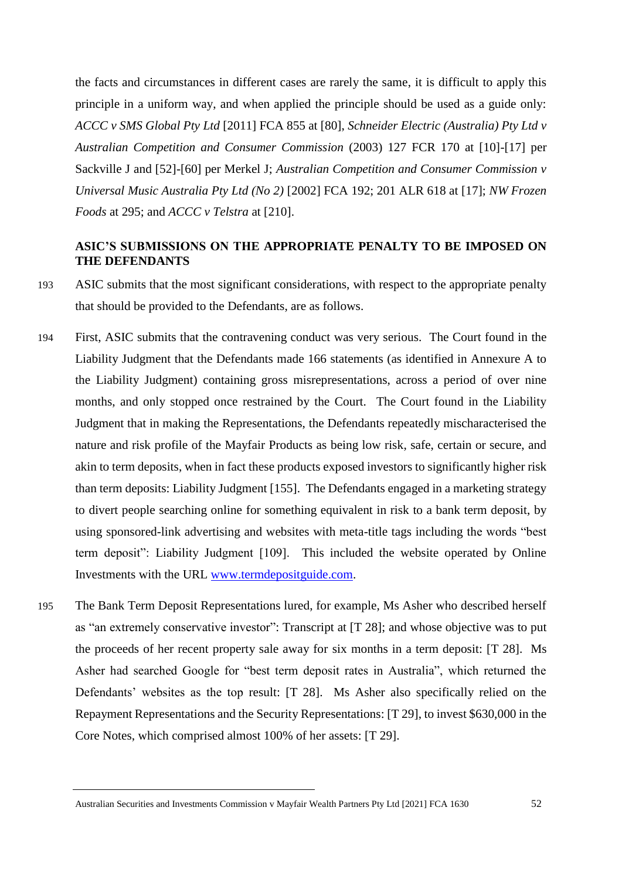the facts and circumstances in different cases are rarely the same, it is difficult to apply this principle in a uniform way, and when applied the principle should be used as a guide only: *ACCC v SMS Global Pty Ltd* [2011] FCA 855 at [80], *Schneider Electric (Australia) Pty Ltd v Australian Competition and Consumer Commission* (2003) 127 FCR 170 at [10]-[17] per Sackville J and [52]-[60] per Merkel J; *Australian Competition and Consumer Commission v Universal Music Australia Pty Ltd (No 2)* [2002] FCA 192; 201 ALR 618 at [17]; *NW Frozen Foods* at 295; and *ACCC v Telstra* at [210].

## ASIC'S SUBMISSIONS ON THE APPROPRIATE PENALTY TO BE IMPOSED ON THE DEFENDANTS

193 ASIC submits that the most significant considerations, with respect to the appropriate penalty that should be provided to the Defendants, are as follows.

194 First, ASIC submits that the contravening conduct was very serious. The Court found in the Liability Judgment that the Defendants made 166 statements (as identified in Annexure A to the Liability Judgment) containing gross misrepresentations, across a period of over nine months, and only stopped once restrained by the Court. The Court found in the Liability Judgment that in making the Representations, the Defendants repeatedly mischaracterised the nature and risk profile of the Mayfair Products as being low risk, safe, certain or secure, and akin to term deposits, when in fact these products exposed investors to significantly higher risk than term deposits: Liability Judgment [155]. The Defendants engaged in a marketing strategy to divert people searching online for something equivalent in risk to a bank term deposit, by using sponsored-link advertising and websites with meta-title tags including the words "best term deposit": Liability Judgment [109]. This included the website operated by Online Investments with the URL www.termdepositguide.com.

195 The Bank Term Deposit Representations lured, for example, Ms Asher who described herself as "an extremely conservative investor": Transcript at [T 28]; and whose objective was to put the proceeds of her recent property sale away for six months in a term deposit: [T 28]. Ms Asher had searched Google for "best term deposit rates in Australia", which returned the Defendants' websites as the top result: [T 28]. Ms Asher also specifically relied on the Repayment Representations and the Security Representations: [T 29], to invest $630,000 in the Core Notes, which comprised almost 100% of her assets: [T 29].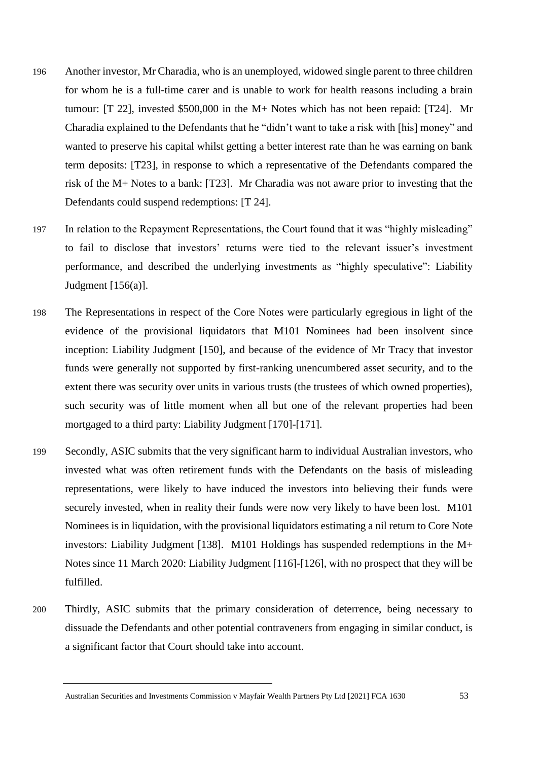196 Another investor, Mr Charadia, who is an unemployed, widowed single parent to three children for whom he is a full-time carer and is unable to work for health reasons including a brain tumour: [T 22], invested $500,000 in the M+ Notes which has not been repaid: [T24]. Mr Charadia explained to the Defendants that he "didn't want to take a risk with [his] money" and wanted to preserve his capital whilst getting a better interest rate than he was earning on bank term deposits: [T23], in response to which a representative of the Defendants compared the risk of the M+ Notes to a bank: [T23]. Mr Charadia was not aware prior to investing that the Defendants could suspend redemptions: [T 24].

197 In relation to the Repayment Representations, the Court found that it was "highly misleading" to fail to disclose that investors' returns were tied to the relevant issuer's investment performance, and described the underlying investments as "highly speculative": Liability Judgment [156(a)].

198 The Representations in respect of the Core Notes were particularly egregious in light of the evidence of the provisional liquidators that M101 Nominees had been insolvent since inception: Liability Judgment [150], and because of the evidence of Mr Tracy that investor funds were generally not supported by first-ranking unencumbered asset security, and to the extent there was security over units in various trusts (the trustees of which owned properties), such security was of little moment when all but one of the relevant properties had been mortgaged to a third party: Liability Judgment [170]-[171].

199 Secondly, ASIC submits that the very significant harm to individual Australian investors, who invested what was often retirement funds with the Defendants on the basis of misleading representations, were likely to have induced the investors into believing their funds were securely invested, when in reality their funds were now very likely to have been lost. M101 Nominees is in liquidation, with the provisional liquidators estimating a nil return to Core Note investors: Liability Judgment [138]. M101 Holdings has suspended redemptions in the M+ Notes since 11 March 2020: Liability Judgment [116]-[126], with no prospect that they will be fulfilled.

200 Thirdly, ASIC submits that the primary consideration of deterrence, being necessary to dissuade the Defendants and other potential contraveners from engaging in similar conduct, is a significant factor that Court should take into account.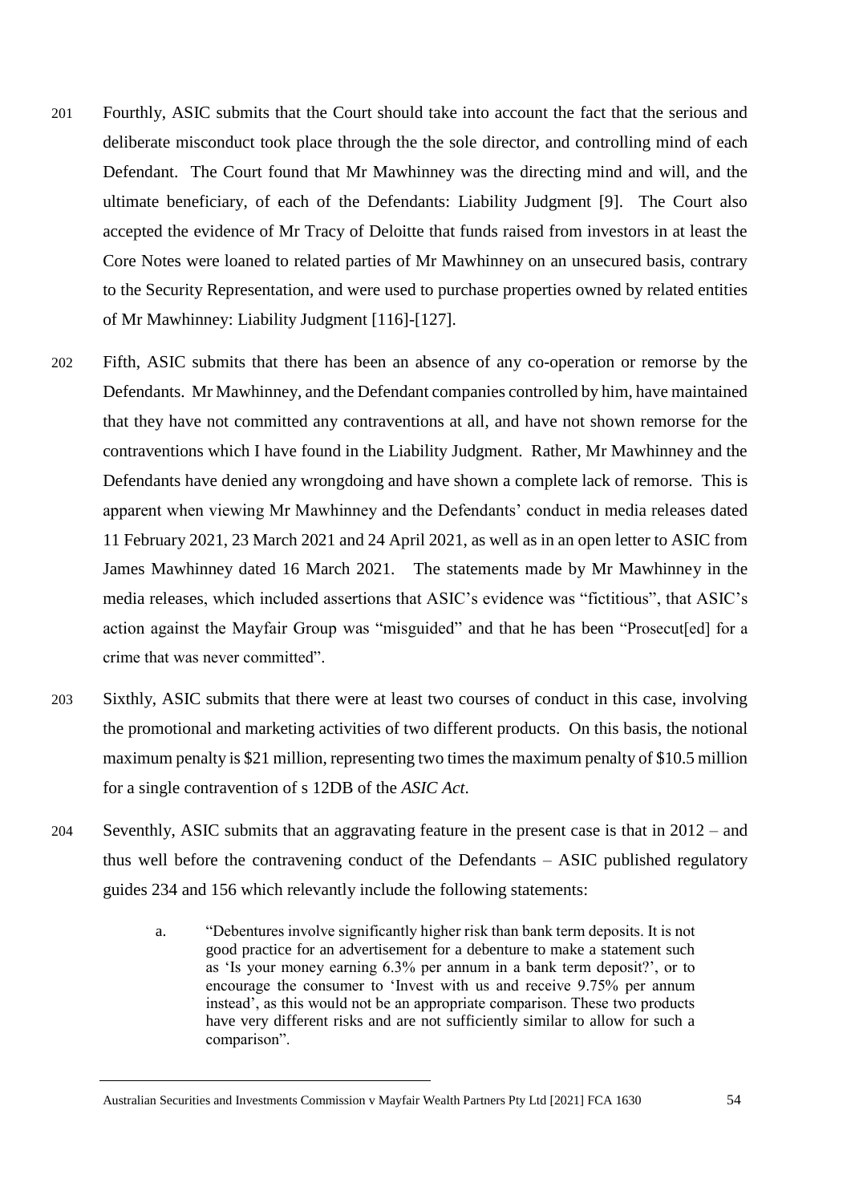201 Fourthly, ASIC submits that the Court should take into account the fact that the serious and deliberate misconduct took place through the the sole director, and controlling mind of each Defendant. The Court found that Mr Mawhinney was the directing mind and will, and the ultimate beneficiary, of each of the Defendants: Liability Judgment [9]. The Court also accepted the evidence of Mr Tracy of Deloitte that funds raised from investors in at least the Core Notes were loaned to related parties of Mr Mawhinney on an unsecured basis, contrary to the Security Representation, and were used to purchase properties owned by related entities of Mr Mawhinney: Liability Judgment [116]-[127].

202 Fifth, ASIC submits that there has been an absence of any co-operation or remorse by the Defendants. Mr Mawhinney, and the Defendant companies controlled by him, have maintained that they have not committed any contraventions at all, and have not shown remorse for the contraventions which I have found in the Liability Judgment. Rather, Mr Mawhinney and the Defendants have denied any wrongdoing and have shown a complete lack of remorse. This is apparent when viewing Mr Mawhinney and the Defendants' conduct in media releases dated 11 February 2021, 23 March 2021 and 24 April 2021, as well as in an open letter to ASIC from James Mawhinney dated 16 March 2021. The statements made by Mr Mawhinney in the media releases, which included assertions that ASIC's evidence was "fictitious", that ASIC's action against the Mayfair Group was "misguided" and that he has been "Prosecut[ed] for a crime that was never committed".

203 Sixthly, ASIC submits that there were at least two courses of conduct in this case, involving the promotional and marketing activities of two different products. On this basis, the notional maximum penalty is $21 million, representing two times the maximum penalty of $10.5 million for a single contravention of s 12DB of the *ASIC Act*.

204 Seventhly, ASIC submits that an aggravating feature in the present case is that in 2012 – and thus well before the contravening conduct of the Defendants – ASIC published regulatory guides 234 and 156 which relevantly include the following statements:

> a. "Debentures involve significantly higher risk than bank term deposits. It is not good practice for an advertisement for a debenture to make a statement such as 'Is your money earning 6.3% per annum in a bank term deposit?', or to encourage the consumer to 'Invest with us and receive 9.75% per annum instead', as this would not be an appropriate comparison. These two products have very different risks and are not sufficiently similar to allow for such a comparison".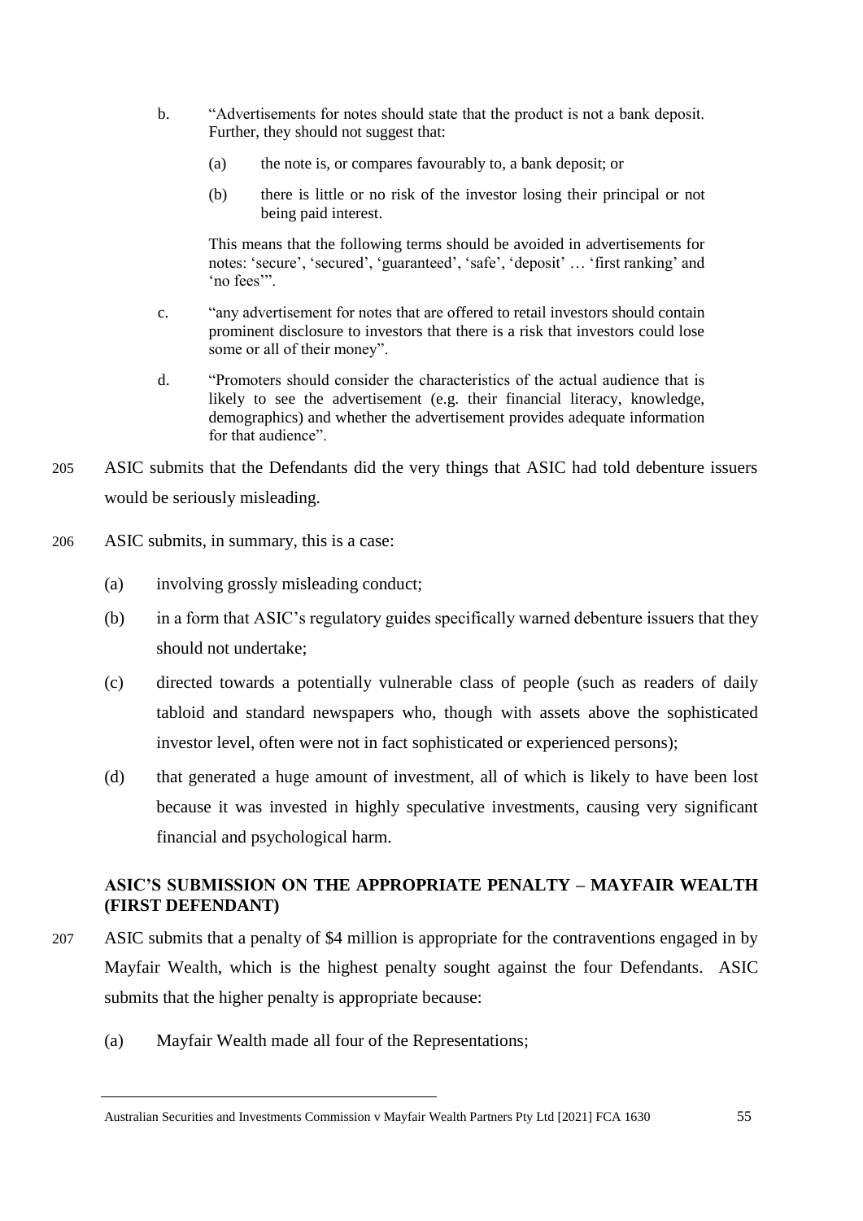b. "Advertisements for notes should state that the product is not a bank deposit. Further, they should not suggest that:

   (a) the note is, or compares favourably to, a bank deposit; or

   (b) there is little or no risk of the investor losing their principal or not being paid interest.

   This means that the following terms should be avoided in advertisements for notes: 'secure', 'secured', 'guaranteed', 'safe', 'deposit' … 'first ranking' and 'no fees'".

c. "any advertisement for notes that are offered to retail investors should contain prominent disclosure to investors that there is a risk that investors could lose some or all of their money".

d. "Promoters should consider the characteristics of the actual audience that is likely to see the advertisement (e.g. their financial literacy, knowledge, demographics) and whether the advertisement provides adequate information for that audience".

205 ASIC submits that the Defendants did the very things that ASIC had told debenture issuers would be seriously misleading.

206 ASIC submits, in summary, this is a case:

(a) involving grossly misleading conduct;

(b) in a form that ASIC's regulatory guides specifically warned debenture issuers that they should not undertake;

(c) directed towards a potentially vulnerable class of people (such as readers of daily tabloid and standard newspapers who, though with assets above the sophisticated investor level, often were not in fact sophisticated or experienced persons);

(d) that generated a huge amount of investment, all of which is likely to have been lost because it was invested in highly speculative investments, causing very significant financial and psychological harm.

## ASIC'S SUBMISSION ON THE APPROPRIATE PENALTY – MAYFAIR WEALTH (FIRST DEFENDANT)

207 ASIC submits that a penalty of $4 million is appropriate for the contraventions engaged in by Mayfair Wealth, which is the highest penalty sought against the four Defendants. ASIC submits that the higher penalty is appropriate because:

(a) Mayfair Wealth made all four of the Representations;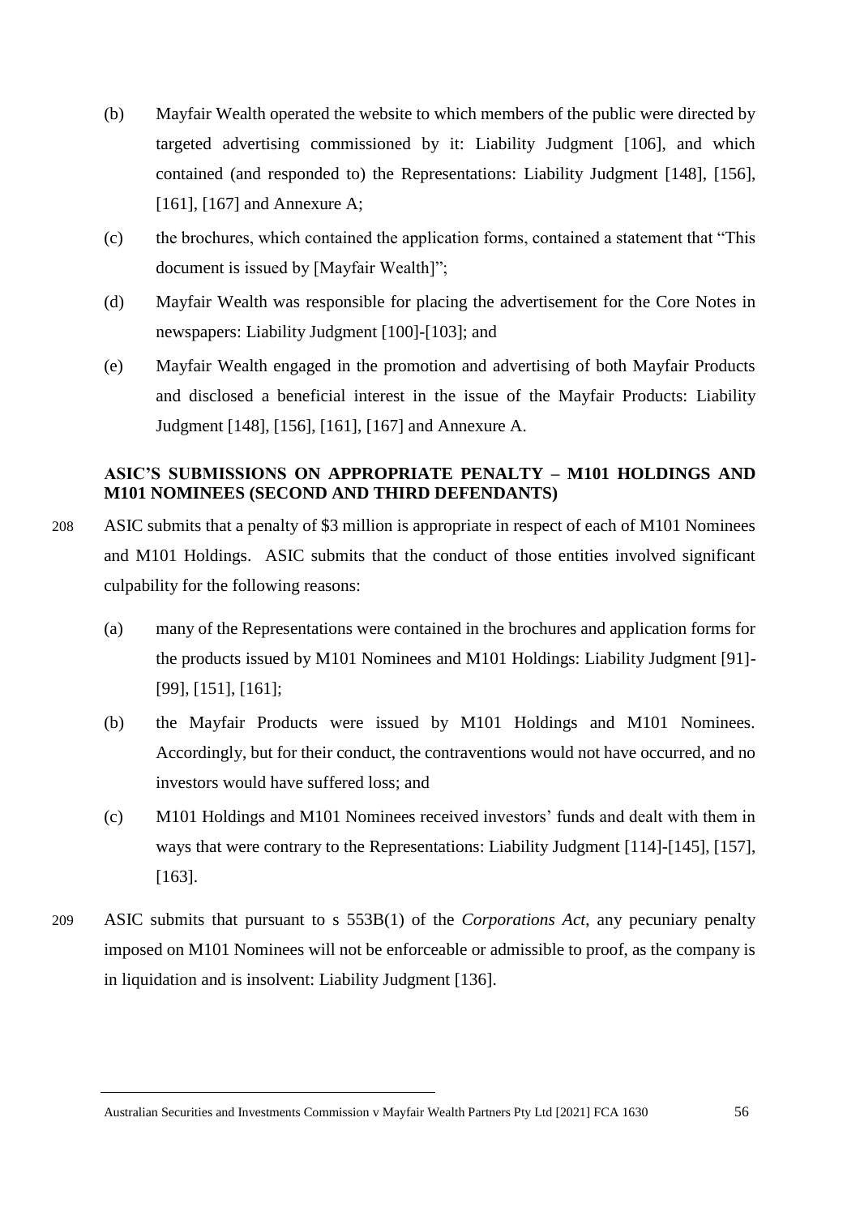(b) Mayfair Wealth operated the website to which members of the public were directed by targeted advertising commissioned by it: Liability Judgment [106], and which contained (and responded to) the Representations: Liability Judgment [148], [156], [161], [167] and Annexure A;

(c) the brochures, which contained the application forms, contained a statement that "This document is issued by [Mayfair Wealth]";

(d) Mayfair Wealth was responsible for placing the advertisement for the Core Notes in newspapers: Liability Judgment [100]-[103]; and

(e) Mayfair Wealth engaged in the promotion and advertising of both Mayfair Products and disclosed a beneficial interest in the issue of the Mayfair Products: Liability Judgment [148], [156], [161], [167] and Annexure A.

## ASIC'S SUBMISSIONS ON APPROPRIATE PENALTY – M101 HOLDINGS AND M101 NOMINEES (SECOND AND THIRD DEFENDANTS)

208 ASIC submits that a penalty of $3 million is appropriate in respect of each of M101 Nominees and M101 Holdings. ASIC submits that the conduct of those entities involved significant culpability for the following reasons:

(a) many of the Representations were contained in the brochures and application forms for the products issued by M101 Nominees and M101 Holdings: Liability Judgment [91]-[99], [151], [161];

(b) the Mayfair Products were issued by M101 Holdings and M101 Nominees. Accordingly, but for their conduct, the contraventions would not have occurred, and no investors would have suffered loss; and

(c) M101 Holdings and M101 Nominees received investors' funds and dealt with them in ways that were contrary to the Representations: Liability Judgment [114]-[145], [157], [163].

209 ASIC submits that pursuant to s 553B(1) of the *Corporations Act*, any pecuniary penalty imposed on M101 Nominees will not be enforceable or admissible to proof, as the company is in liquidation and is insolvent: Liability Judgment [136].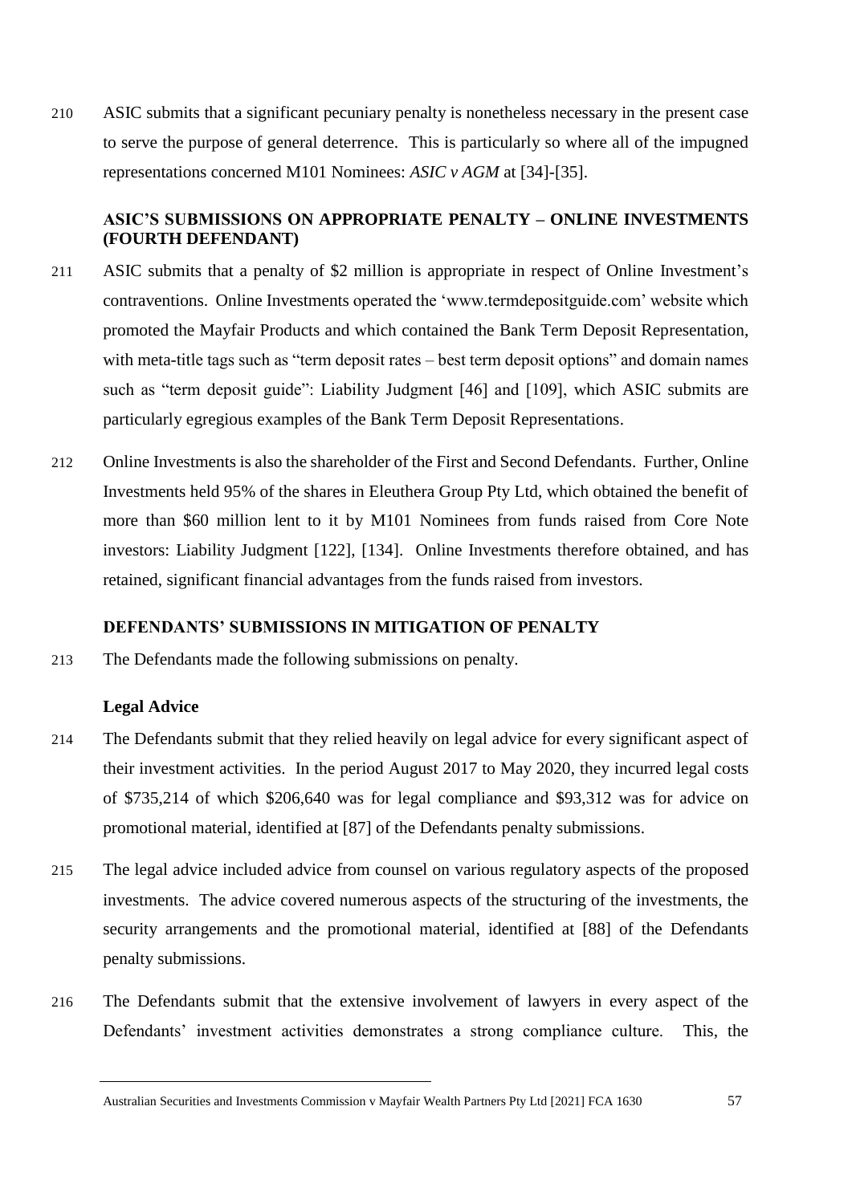210 ASIC submits that a significant pecuniary penalty is nonetheless necessary in the present case to serve the purpose of general deterrence. This is particularly so where all of the impugned representations concerned M101 Nominees: *ASIC v AGM* at [34]-[35].

**ASIC'S SUBMISSIONS ON APPROPRIATE PENALTY – ONLINE INVESTMENTS (FOURTH DEFENDANT)**

211 ASIC submits that a penalty of $2 million is appropriate in respect of Online Investment's contraventions. Online Investments operated the 'www.termdepositguide.com' website which promoted the Mayfair Products and which contained the Bank Term Deposit Representation, with meta-title tags such as "term deposit rates – best term deposit options" and domain names such as "term deposit guide": Liability Judgment [46] and [109], which ASIC submits are particularly egregious examples of the Bank Term Deposit Representations.

212 Online Investments is also the shareholder of the First and Second Defendants. Further, Online Investments held 95% of the shares in Eleuthera Group Pty Ltd, which obtained the benefit of more than $60 million lent to it by M101 Nominees from funds raised from Core Note investors: Liability Judgment [122], [134]. Online Investments therefore obtained, and has retained, significant financial advantages from the funds raised from investors.

**DEFENDANTS' SUBMISSIONS IN MITIGATION OF PENALTY**

213 The Defendants made the following submissions on penalty.

**Legal Advice**

214 The Defendants submit that they relied heavily on legal advice for every significant aspect of their investment activities. In the period August 2017 to May 2020, they incurred legal costs of $735,214 of which $206,640 was for legal compliance and $93,312 was for advice on promotional material, identified at [87] of the Defendants penalty submissions.

215 The legal advice included advice from counsel on various regulatory aspects of the proposed investments. The advice covered numerous aspects of the structuring of the investments, the security arrangements and the promotional material, identified at [88] of the Defendants penalty submissions.

216 The Defendants submit that the extensive involvement of lawyers in every aspect of the Defendants' investment activities demonstrates a strong compliance culture. This, the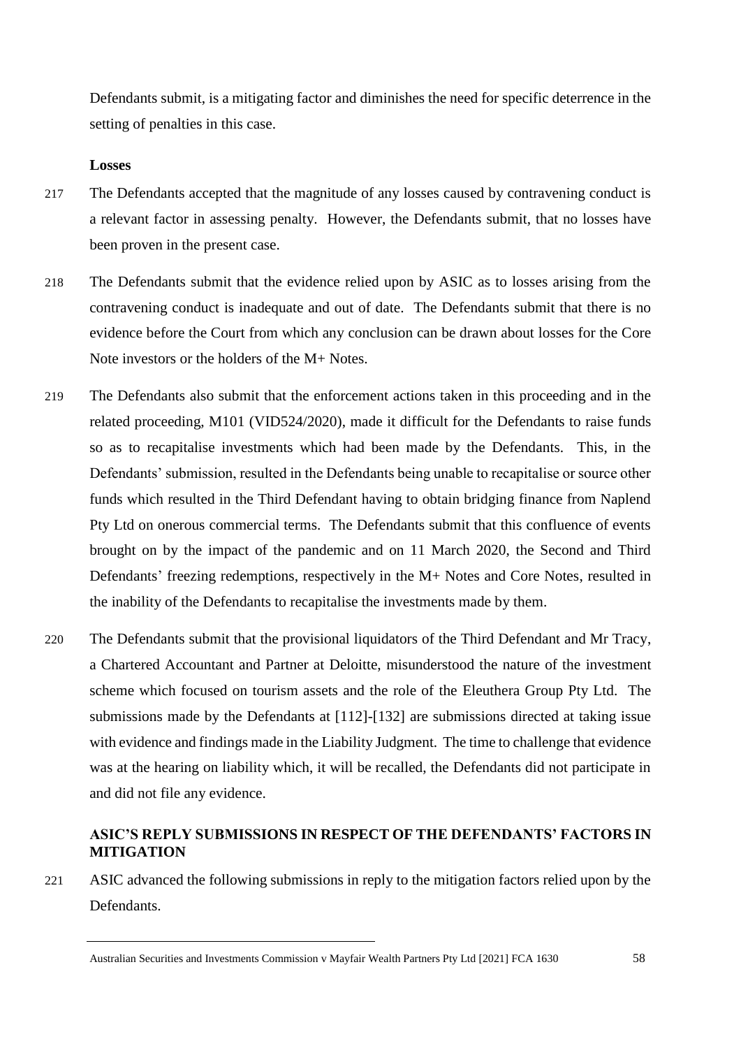Defendants submit, is a mitigating factor and diminishes the need for specific deterrence in the setting of penalties in this case.

**Losses**

217 The Defendants accepted that the magnitude of any losses caused by contravening conduct is a relevant factor in assessing penalty. However, the Defendants submit, that no losses have been proven in the present case.

218 The Defendants submit that the evidence relied upon by ASIC as to losses arising from the contravening conduct is inadequate and out of date. The Defendants submit that there is no evidence before the Court from which any conclusion can be drawn about losses for the Core Note investors or the holders of the M+ Notes.

219 The Defendants also submit that the enforcement actions taken in this proceeding and in the related proceeding, M101 (VID524/2020), made it difficult for the Defendants to raise funds so as to recapitalise investments which had been made by the Defendants. This, in the Defendants' submission, resulted in the Defendants being unable to recapitalise or source other funds which resulted in the Third Defendant having to obtain bridging finance from Naplend Pty Ltd on onerous commercial terms. The Defendants submit that this confluence of events brought on by the impact of the pandemic and on 11 March 2020, the Second and Third Defendants' freezing redemptions, respectively in the M+ Notes and Core Notes, resulted in the inability of the Defendants to recapitalise the investments made by them.

220 The Defendants submit that the provisional liquidators of the Third Defendant and Mr Tracy, a Chartered Accountant and Partner at Deloitte, misunderstood the nature of the investment scheme which focused on tourism assets and the role of the Eleuthera Group Pty Ltd. The submissions made by the Defendants at [112]-[132] are submissions directed at taking issue with evidence and findings made in the Liability Judgment. The time to challenge that evidence was at the hearing on liability which, it will be recalled, the Defendants did not participate in and did not file any evidence.

## ASIC'S REPLY SUBMISSIONS IN RESPECT OF THE DEFENDANTS' FACTORS IN MITIGATION

221 ASIC advanced the following submissions in reply to the mitigation factors relied upon by the Defendants.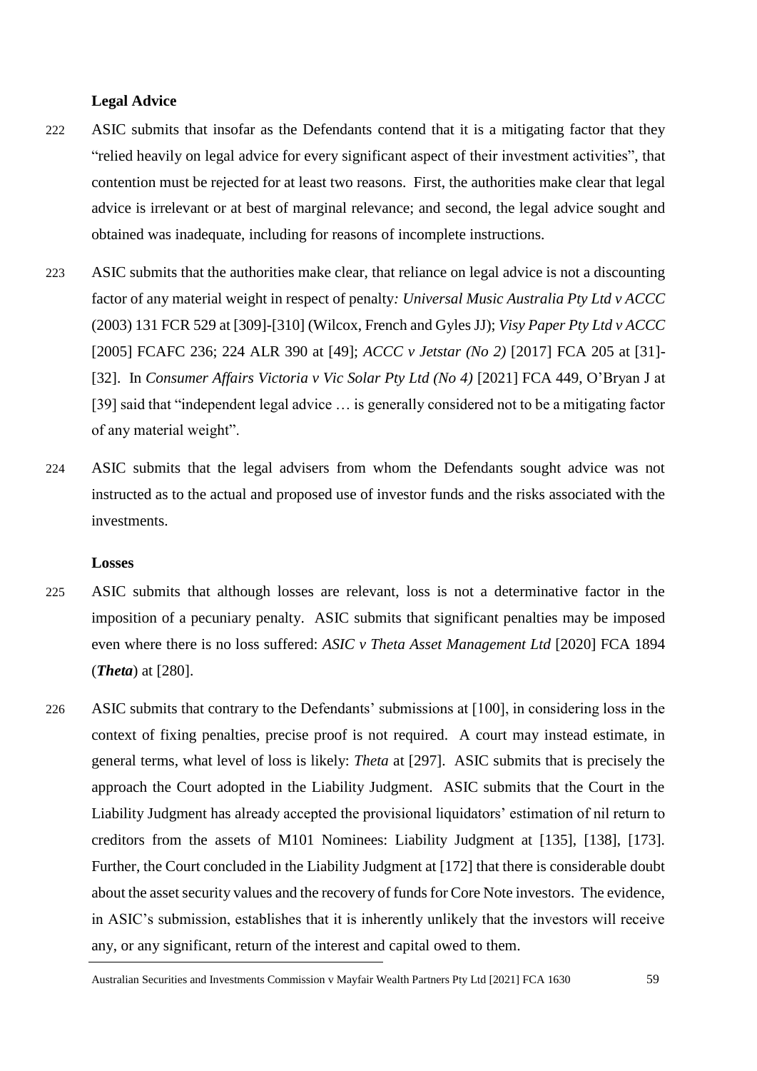**Legal Advice**

222 ASIC submits that insofar as the Defendants contend that it is a mitigating factor that they "relied heavily on legal advice for every significant aspect of their investment activities", that contention must be rejected for at least two reasons. First, the authorities make clear that legal advice is irrelevant or at best of marginal relevance; and second, the legal advice sought and obtained was inadequate, including for reasons of incomplete instructions.

223 ASIC submits that the authorities make clear, that reliance on legal advice is not a discounting factor of any material weight in respect of penalty*: Universal Music Australia Pty Ltd v ACCC* (2003) 131 FCR 529 at [309]-[310] (Wilcox, French and Gyles JJ); *Visy Paper Pty Ltd v ACCC* [2005] FCAFC 236; 224 ALR 390 at [49]; *ACCC v Jetstar (No 2)* [2017] FCA 205 at [31]-[32]. In *Consumer Affairs Victoria v Vic Solar Pty Ltd (No 4)* [2021] FCA 449, O'Bryan J at [39] said that "independent legal advice … is generally considered not to be a mitigating factor of any material weight".

224 ASIC submits that the legal advisers from whom the Defendants sought advice was not instructed as to the actual and proposed use of investor funds and the risks associated with the investments.

**Losses**

225 ASIC submits that although losses are relevant, loss is not a determinative factor in the imposition of a pecuniary penalty. ASIC submits that significant penalties may be imposed even where there is no loss suffered: *ASIC v Theta Asset Management Ltd* [2020] FCA 1894 (***Theta***) at [280].

226 ASIC submits that contrary to the Defendants' submissions at [100], in considering loss in the context of fixing penalties, precise proof is not required. A court may instead estimate, in general terms, what level of loss is likely: *Theta* at [297]. ASIC submits that is precisely the approach the Court adopted in the Liability Judgment. ASIC submits that the Court in the Liability Judgment has already accepted the provisional liquidators' estimation of nil return to creditors from the assets of M101 Nominees: Liability Judgment at [135], [138], [173]. Further, the Court concluded in the Liability Judgment at [172] that there is considerable doubt about the asset security values and the recovery of funds for Core Note investors. The evidence, in ASIC's submission, establishes that it is inherently unlikely that the investors will receive any, or any significant, return of the interest and capital owed to them.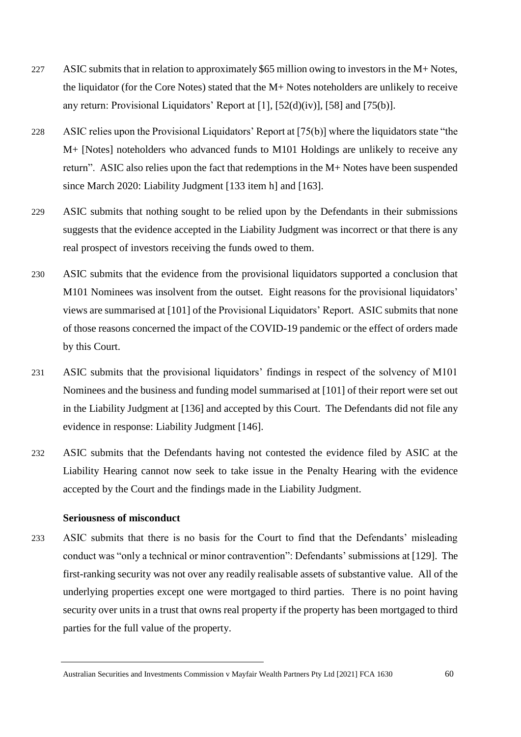227 ASIC submits that in relation to approximately $65 million owing to investors in the M+ Notes, the liquidator (for the Core Notes) stated that the M+ Notes noteholders are unlikely to receive any return: Provisional Liquidators' Report at [1], [52(d)(iv)], [58] and [75(b)].

228 ASIC relies upon the Provisional Liquidators' Report at [75(b)] where the liquidators state "the M+ [Notes] noteholders who advanced funds to M101 Holdings are unlikely to receive any return". ASIC also relies upon the fact that redemptions in the M+ Notes have been suspended since March 2020: Liability Judgment [133 item h] and [163].

229 ASIC submits that nothing sought to be relied upon by the Defendants in their submissions suggests that the evidence accepted in the Liability Judgment was incorrect or that there is any real prospect of investors receiving the funds owed to them.

230 ASIC submits that the evidence from the provisional liquidators supported a conclusion that M101 Nominees was insolvent from the outset. Eight reasons for the provisional liquidators' views are summarised at [101] of the Provisional Liquidators' Report. ASIC submits that none of those reasons concerned the impact of the COVID-19 pandemic or the effect of orders made by this Court.

231 ASIC submits that the provisional liquidators' findings in respect of the solvency of M101 Nominees and the business and funding model summarised at [101] of their report were set out in the Liability Judgment at [136] and accepted by this Court. The Defendants did not file any evidence in response: Liability Judgment [146].

232 ASIC submits that the Defendants having not contested the evidence filed by ASIC at the Liability Hearing cannot now seek to take issue in the Penalty Hearing with the evidence accepted by the Court and the findings made in the Liability Judgment.

**Seriousness of misconduct**

233 ASIC submits that there is no basis for the Court to find that the Defendants' misleading conduct was "only a technical or minor contravention": Defendants' submissions at [129]. The first-ranking security was not over any readily realisable assets of substantive value. All of the underlying properties except one were mortgaged to third parties. There is no point having security over units in a trust that owns real property if the property has been mortgaged to third parties for the full value of the property.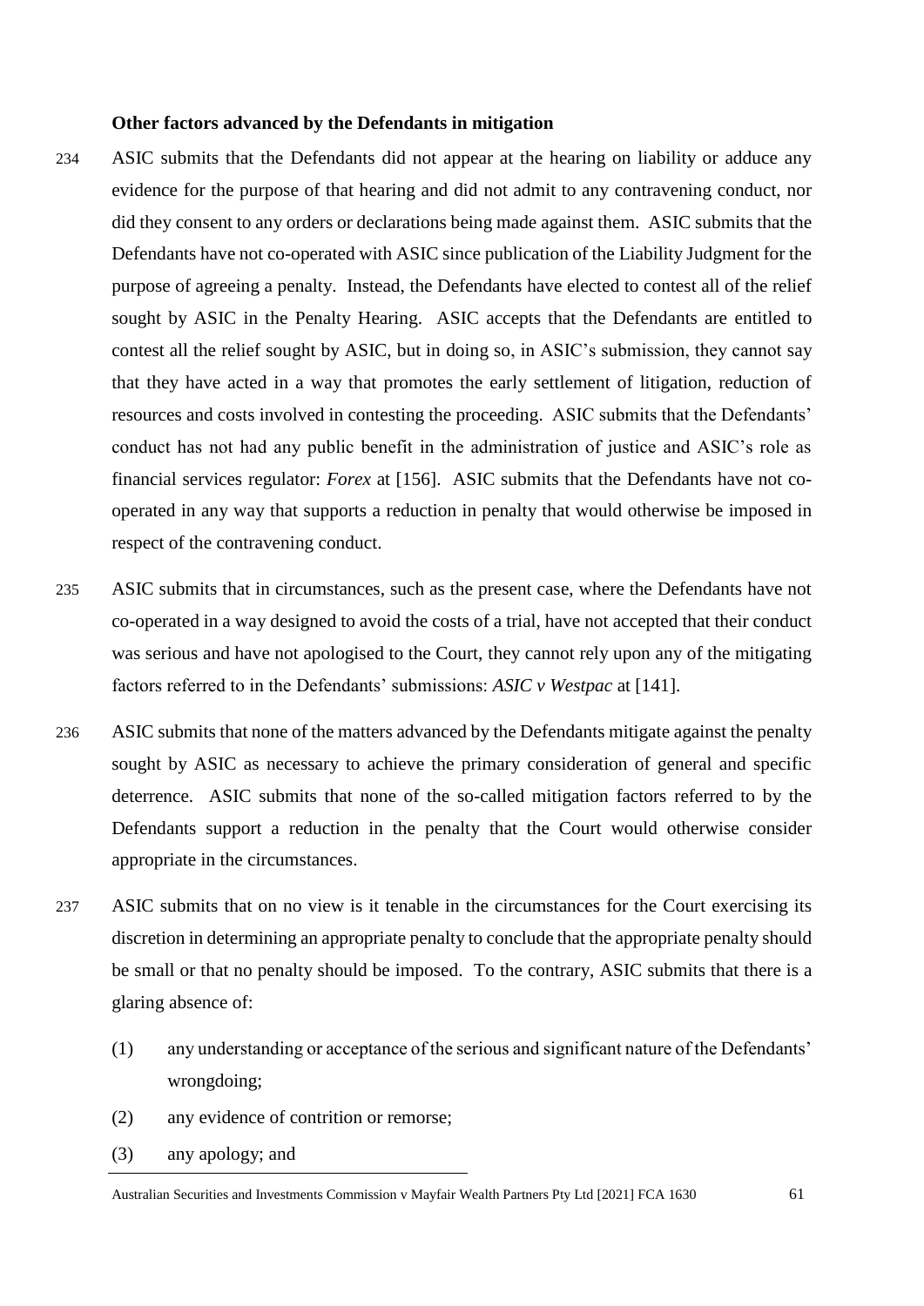**Other factors advanced by the Defendants in mitigation**

234 ASIC submits that the Defendants did not appear at the hearing on liability or adduce any evidence for the purpose of that hearing and did not admit to any contravening conduct, nor did they consent to any orders or declarations being made against them. ASIC submits that the Defendants have not co-operated with ASIC since publication of the Liability Judgment for the purpose of agreeing a penalty. Instead, the Defendants have elected to contest all of the relief sought by ASIC in the Penalty Hearing. ASIC accepts that the Defendants are entitled to contest all the relief sought by ASIC, but in doing so, in ASIC's submission, they cannot say that they have acted in a way that promotes the early settlement of litigation, reduction of resources and costs involved in contesting the proceeding. ASIC submits that the Defendants' conduct has not had any public benefit in the administration of justice and ASIC's role as financial services regulator: *Forex* at [156]. ASIC submits that the Defendants have not co-operated in any way that supports a reduction in penalty that would otherwise be imposed in respect of the contravening conduct.

235 ASIC submits that in circumstances, such as the present case, where the Defendants have not co-operated in a way designed to avoid the costs of a trial, have not accepted that their conduct was serious and have not apologised to the Court, they cannot rely upon any of the mitigating factors referred to in the Defendants' submissions: *ASIC v Westpac* at [141].

236 ASIC submits that none of the matters advanced by the Defendants mitigate against the penalty sought by ASIC as necessary to achieve the primary consideration of general and specific deterrence. ASIC submits that none of the so-called mitigation factors referred to by the Defendants support a reduction in the penalty that the Court would otherwise consider appropriate in the circumstances.

237 ASIC submits that on no view is it tenable in the circumstances for the Court exercising its discretion in determining an appropriate penalty to conclude that the appropriate penalty should be small or that no penalty should be imposed. To the contrary, ASIC submits that there is a glaring absence of:

(1) any understanding or acceptance of the serious and significant nature of the Defendants' wrongdoing;

(2) any evidence of contrition or remorse;

(3) any apology; and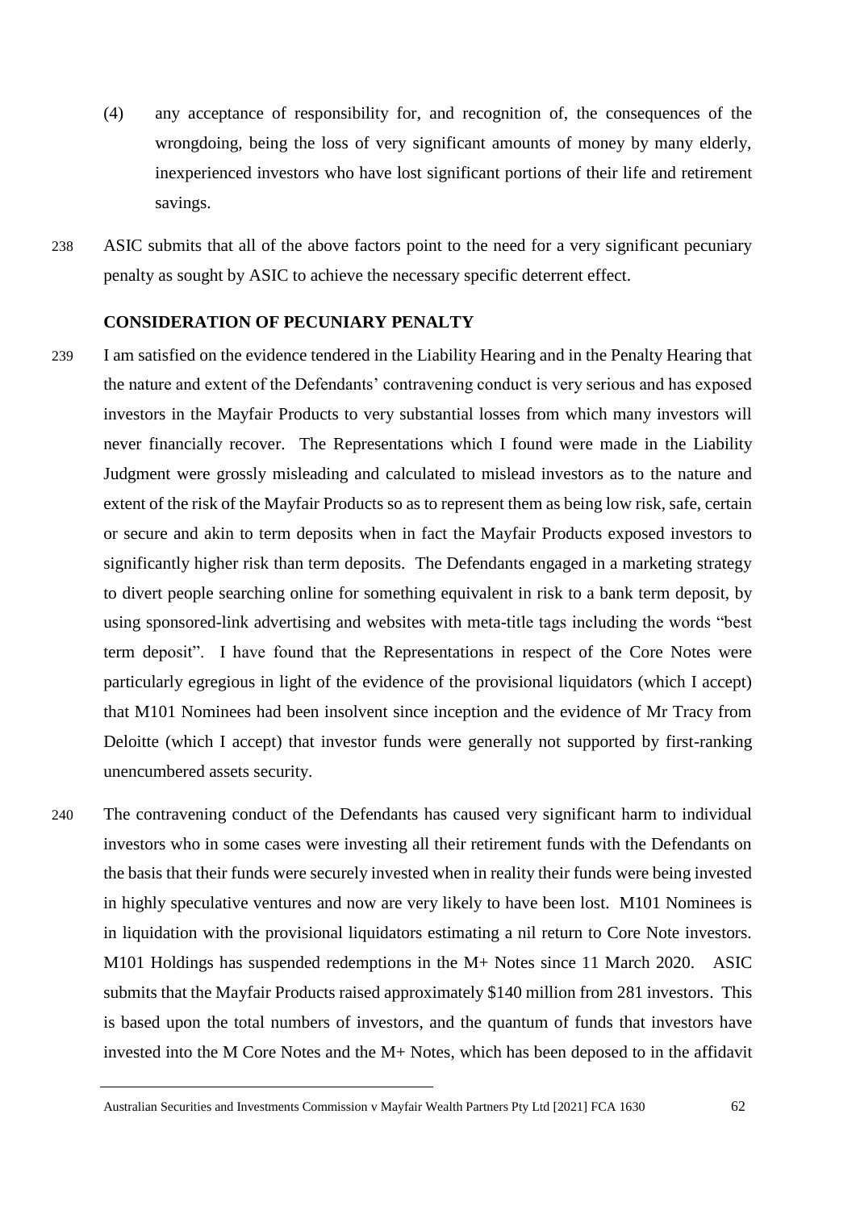(4) any acceptance of responsibility for, and recognition of, the consequences of the wrongdoing, being the loss of very significant amounts of money by many elderly, inexperienced investors who have lost significant portions of their life and retirement savings.

238 ASIC submits that all of the above factors point to the need for a very significant pecuniary penalty as sought by ASIC to achieve the necessary specific deterrent effect.

**CONSIDERATION OF PECUNIARY PENALTY**

239 I am satisfied on the evidence tendered in the Liability Hearing and in the Penalty Hearing that the nature and extent of the Defendants' contravening conduct is very serious and has exposed investors in the Mayfair Products to very substantial losses from which many investors will never financially recover. The Representations which I found were made in the Liability Judgment were grossly misleading and calculated to mislead investors as to the nature and extent of the risk of the Mayfair Products so as to represent them as being low risk, safe, certain or secure and akin to term deposits when in fact the Mayfair Products exposed investors to significantly higher risk than term deposits. The Defendants engaged in a marketing strategy to divert people searching online for something equivalent in risk to a bank term deposit, by using sponsored-link advertising and websites with meta-title tags including the words "best term deposit". I have found that the Representations in respect of the Core Notes were particularly egregious in light of the evidence of the provisional liquidators (which I accept) that M101 Nominees had been insolvent since inception and the evidence of Mr Tracy from Deloitte (which I accept) that investor funds were generally not supported by first-ranking unencumbered assets security.

240 The contravening conduct of the Defendants has caused very significant harm to individual investors who in some cases were investing all their retirement funds with the Defendants on the basis that their funds were securely invested when in reality their funds were being invested in highly speculative ventures and now are very likely to have been lost. M101 Nominees is in liquidation with the provisional liquidators estimating a nil return to Core Note investors. M101 Holdings has suspended redemptions in the M+ Notes since 11 March 2020. ASIC submits that the Mayfair Products raised approximately $140 million from 281 investors. This is based upon the total numbers of investors, and the quantum of funds that investors have invested into the M Core Notes and the M+ Notes, which has been deposed to in the affidavit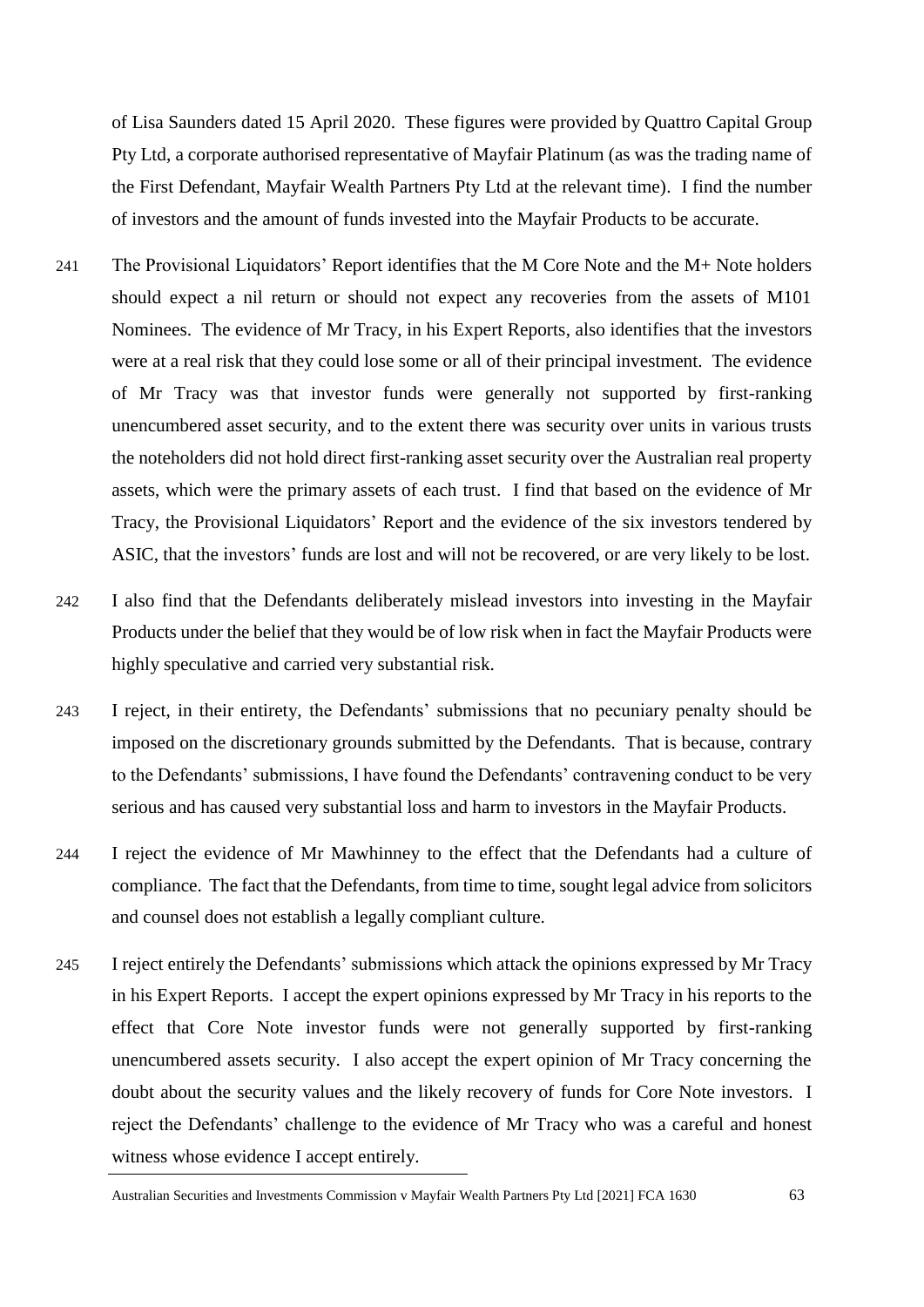of Lisa Saunders dated 15 April 2020. These figures were provided by Quattro Capital Group Pty Ltd, a corporate authorised representative of Mayfair Platinum (as was the trading name of the First Defendant, Mayfair Wealth Partners Pty Ltd at the relevant time). I find the number of investors and the amount of funds invested into the Mayfair Products to be accurate.

241 The Provisional Liquidators' Report identifies that the M Core Note and the M+ Note holders should expect a nil return or should not expect any recoveries from the assets of M101 Nominees. The evidence of Mr Tracy, in his Expert Reports, also identifies that the investors were at a real risk that they could lose some or all of their principal investment. The evidence of Mr Tracy was that investor funds were generally not supported by first-ranking unencumbered asset security, and to the extent there was security over units in various trusts the noteholders did not hold direct first-ranking asset security over the Australian real property assets, which were the primary assets of each trust. I find that based on the evidence of Mr Tracy, the Provisional Liquidators' Report and the evidence of the six investors tendered by ASIC, that the investors' funds are lost and will not be recovered, or are very likely to be lost.

242 I also find that the Defendants deliberately mislead investors into investing in the Mayfair Products under the belief that they would be of low risk when in fact the Mayfair Products were highly speculative and carried very substantial risk.

243 I reject, in their entirety, the Defendants' submissions that no pecuniary penalty should be imposed on the discretionary grounds submitted by the Defendants. That is because, contrary to the Defendants' submissions, I have found the Defendants' contravening conduct to be very serious and has caused very substantial loss and harm to investors in the Mayfair Products.

244 I reject the evidence of Mr Mawhinney to the effect that the Defendants had a culture of compliance. The fact that the Defendants, from time to time, sought legal advice from solicitors and counsel does not establish a legally compliant culture.

245 I reject entirely the Defendants' submissions which attack the opinions expressed by Mr Tracy in his Expert Reports. I accept the expert opinions expressed by Mr Tracy in his reports to the effect that Core Note investor funds were not generally supported by first-ranking unencumbered assets security. I also accept the expert opinion of Mr Tracy concerning the doubt about the security values and the likely recovery of funds for Core Note investors. I reject the Defendants' challenge to the evidence of Mr Tracy who was a careful and honest witness whose evidence I accept entirely.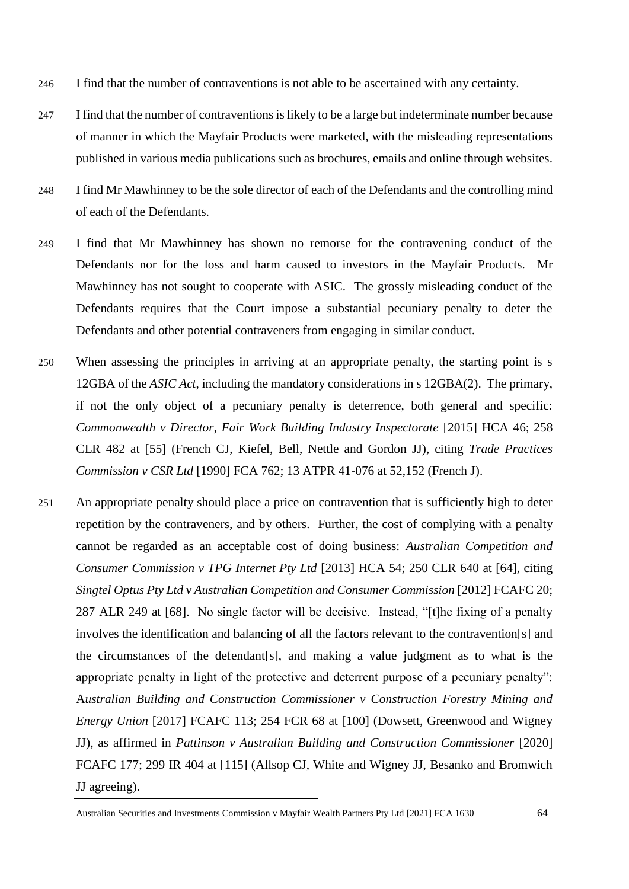246 I find that the number of contraventions is not able to be ascertained with any certainty.

247 I find that the number of contraventions is likely to be a large but indeterminate number because of manner in which the Mayfair Products were marketed, with the misleading representations published in various media publications such as brochures, emails and online through websites.

248 I find Mr Mawhinney to be the sole director of each of the Defendants and the controlling mind of each of the Defendants.

249 I find that Mr Mawhinney has shown no remorse for the contravening conduct of the Defendants nor for the loss and harm caused to investors in the Mayfair Products. Mr Mawhinney has not sought to cooperate with ASIC. The grossly misleading conduct of the Defendants requires that the Court impose a substantial pecuniary penalty to deter the Defendants and other potential contraveners from engaging in similar conduct.

250 When assessing the principles in arriving at an appropriate penalty, the starting point is s 12GBA of the *ASIC Act*, including the mandatory considerations in s 12GBA(2). The primary, if not the only object of a pecuniary penalty is deterrence, both general and specific: *Commonwealth v Director, Fair Work Building Industry Inspectorate* [2015] HCA 46; 258 CLR 482 at [55] (French CJ, Kiefel, Bell, Nettle and Gordon JJ), citing *Trade Practices Commission v CSR Ltd* [1990] FCA 762; 13 ATPR 41-076 at 52,152 (French J).

251 An appropriate penalty should place a price on contravention that is sufficiently high to deter repetition by the contraveners, and by others. Further, the cost of complying with a penalty cannot be regarded as an acceptable cost of doing business: *Australian Competition and Consumer Commission v TPG Internet Pty Ltd* [2013] HCA 54; 250 CLR 640 at [64], citing *Singtel Optus Pty Ltd v Australian Competition and Consumer Commission* [2012] FCAFC 20; 287 ALR 249 at [68]. No single factor will be decisive. Instead, "[t]he fixing of a penalty involves the identification and balancing of all the factors relevant to the contravention[s] and the circumstances of the defendant[s], and making a value judgment as to what is the appropriate penalty in light of the protective and deterrent purpose of a pecuniary penalty": *Australian Building and Construction Commissioner v Construction Forestry Mining and Energy Union* [2017] FCAFC 113; 254 FCR 68 at [100] (Dowsett, Greenwood and Wigney JJ), as affirmed in *Pattinson v Australian Building and Construction Commissioner* [2020] FCAFC 177; 299 IR 404 at [115] (Allsop CJ, White and Wigney JJ, Besanko and Bromwich JJ agreeing).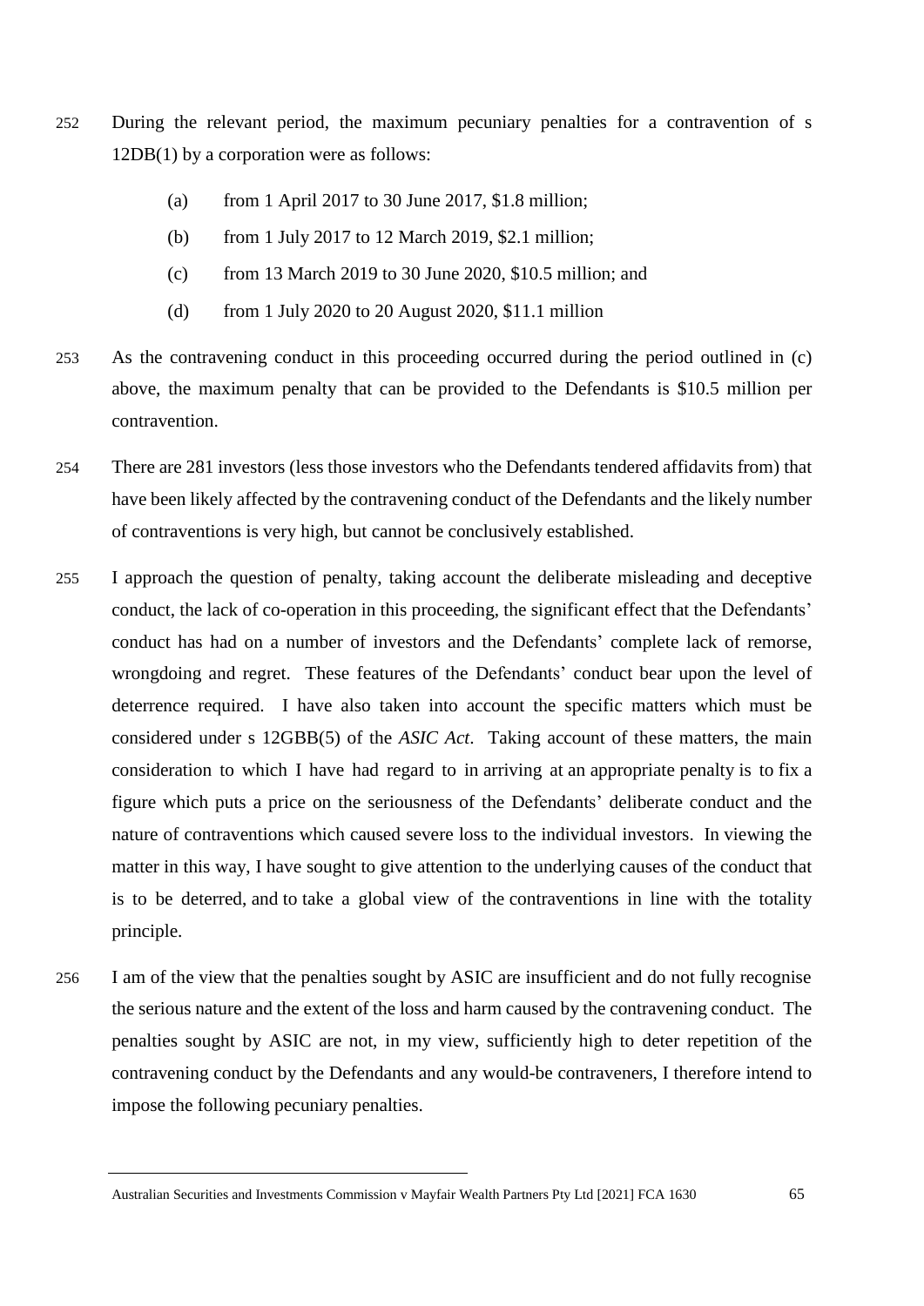252 During the relevant period, the maximum pecuniary penalties for a contravention of s 12DB(1) by a corporation were as follows:

(a) from 1 April 2017 to 30 June 2017, $1.8 million;

(b) from 1 July 2017 to 12 March 2019, $2.1 million;

(c) from 13 March 2019 to 30 June 2020, $10.5 million; and

(d) from 1 July 2020 to 20 August 2020, $11.1 million

253 As the contravening conduct in this proceeding occurred during the period outlined in (c) above, the maximum penalty that can be provided to the Defendants is $10.5 million per contravention.

254 There are 281 investors (less those investors who the Defendants tendered affidavits from) that have been likely affected by the contravening conduct of the Defendants and the likely number of contraventions is very high, but cannot be conclusively established.

255 I approach the question of penalty, taking account the deliberate misleading and deceptive conduct, the lack of co-operation in this proceeding, the significant effect that the Defendants' conduct has had on a number of investors and the Defendants' complete lack of remorse, wrongdoing and regret. These features of the Defendants' conduct bear upon the level of deterrence required. I have also taken into account the specific matters which must be considered under s 12GBB(5) of the *ASIC Act*. Taking account of these matters, the main consideration to which I have had regard to in arriving at an appropriate penalty is to fix a figure which puts a price on the seriousness of the Defendants' deliberate conduct and the nature of contraventions which caused severe loss to the individual investors. In viewing the matter in this way, I have sought to give attention to the underlying causes of the conduct that is to be deterred, and to take a global view of the contraventions in line with the totality principle.

256 I am of the view that the penalties sought by ASIC are insufficient and do not fully recognise the serious nature and the extent of the loss and harm caused by the contravening conduct. The penalties sought by ASIC are not, in my view, sufficiently high to deter repetition of the contravening conduct by the Defendants and any would-be contraveners, I therefore intend to impose the following pecuniary penalties.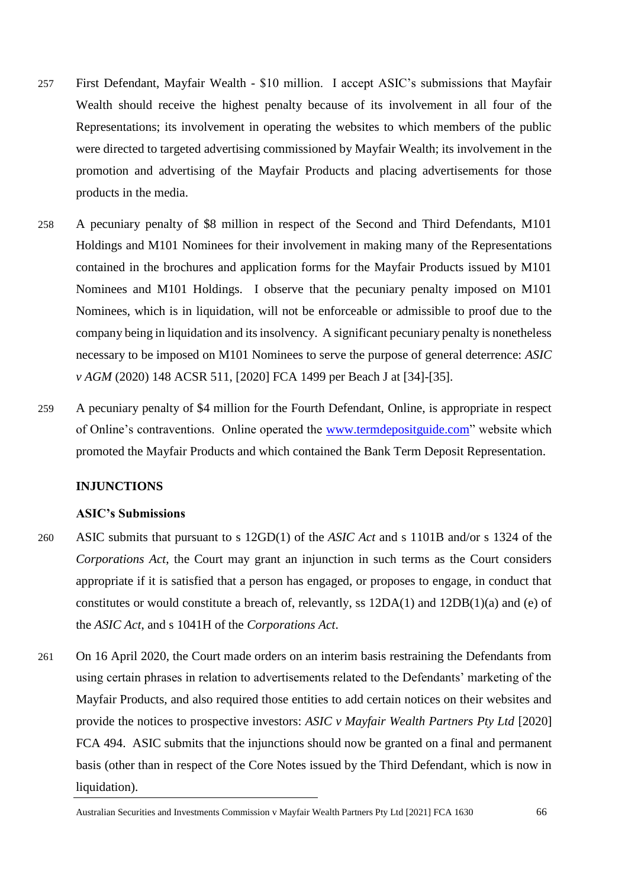257 First Defendant, Mayfair Wealth - $10 million. I accept ASIC's submissions that Mayfair Wealth should receive the highest penalty because of its involvement in all four of the Representations; its involvement in operating the websites to which members of the public were directed to targeted advertising commissioned by Mayfair Wealth; its involvement in the promotion and advertising of the Mayfair Products and placing advertisements for those products in the media.

258 A pecuniary penalty of $8 million in respect of the Second and Third Defendants, M101 Holdings and M101 Nominees for their involvement in making many of the Representations contained in the brochures and application forms for the Mayfair Products issued by M101 Nominees and M101 Holdings. I observe that the pecuniary penalty imposed on M101 Nominees, which is in liquidation, will not be enforceable or admissible to proof due to the company being in liquidation and its insolvency. A significant pecuniary penalty is nonetheless necessary to be imposed on M101 Nominees to serve the purpose of general deterrence: *ASIC v AGM* (2020) 148 ACSR 511, [2020] FCA 1499 per Beach J at [34]-[35].

259 A pecuniary penalty of $4 million for the Fourth Defendant, Online, is appropriate in respect of Online's contraventions. Online operated the www.termdepositguide.com" website which promoted the Mayfair Products and which contained the Bank Term Deposit Representation.

**INJUNCTIONS**

**ASIC's Submissions**

260 ASIC submits that pursuant to s 12GD(1) of the *ASIC Act* and s 1101B and/or s 1324 of the *Corporations Act*, the Court may grant an injunction in such terms as the Court considers appropriate if it is satisfied that a person has engaged, or proposes to engage, in conduct that constitutes or would constitute a breach of, relevantly, ss 12DA(1) and 12DB(1)(a) and (e) of the *ASIC Act*, and s 1041H of the *Corporations Act*.

261 On 16 April 2020, the Court made orders on an interim basis restraining the Defendants from using certain phrases in relation to advertisements related to the Defendants' marketing of the Mayfair Products, and also required those entities to add certain notices on their websites and provide the notices to prospective investors: *ASIC v Mayfair Wealth Partners Pty Ltd* [2020] FCA 494. ASIC submits that the injunctions should now be granted on a final and permanent basis (other than in respect of the Core Notes issued by the Third Defendant, which is now in liquidation).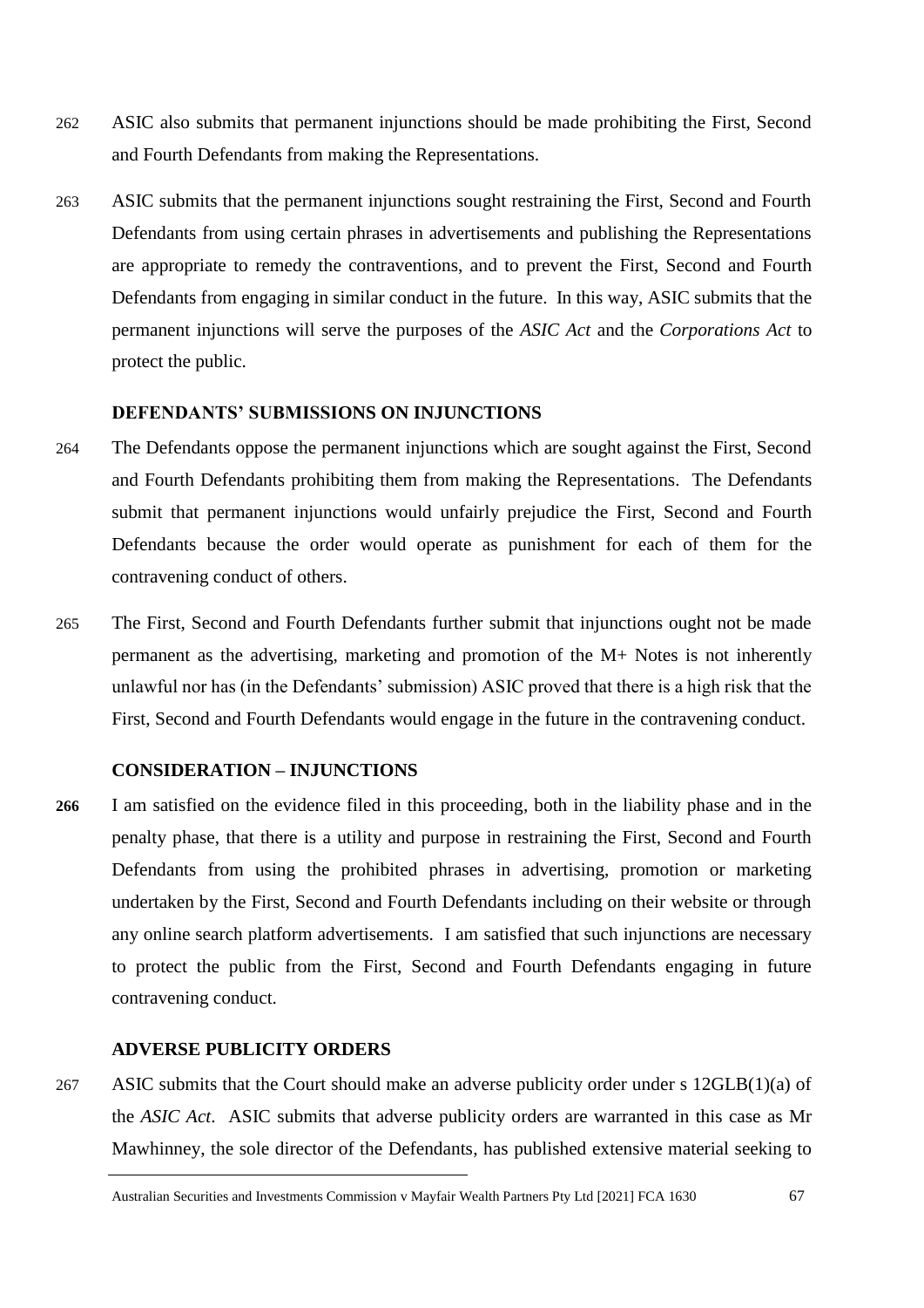262 ASIC also submits that permanent injunctions should be made prohibiting the First, Second and Fourth Defendants from making the Representations.

263 ASIC submits that the permanent injunctions sought restraining the First, Second and Fourth Defendants from using certain phrases in advertisements and publishing the Representations are appropriate to remedy the contraventions, and to prevent the First, Second and Fourth Defendants from engaging in similar conduct in the future. In this way, ASIC submits that the permanent injunctions will serve the purposes of the *ASIC Act* and the *Corporations Act* to protect the public.

### DEFENDANTS' SUBMISSIONS ON INJUNCTIONS

264 The Defendants oppose the permanent injunctions which are sought against the First, Second and Fourth Defendants prohibiting them from making the Representations. The Defendants submit that permanent injunctions would unfairly prejudice the First, Second and Fourth Defendants because the order would operate as punishment for each of them for the contravening conduct of others.

265 The First, Second and Fourth Defendants further submit that injunctions ought not be made permanent as the advertising, marketing and promotion of the M+ Notes is not inherently unlawful nor has (in the Defendants' submission) ASIC proved that there is a high risk that the First, Second and Fourth Defendants would engage in the future in the contravening conduct.

### CONSIDERATION – INJUNCTIONS

**266** I am satisfied on the evidence filed in this proceeding, both in the liability phase and in the penalty phase, that there is a utility and purpose in restraining the First, Second and Fourth Defendants from using the prohibited phrases in advertising, promotion or marketing undertaken by the First, Second and Fourth Defendants including on their website or through any online search platform advertisements. I am satisfied that such injunctions are necessary to protect the public from the First, Second and Fourth Defendants engaging in future contravening conduct.

### ADVERSE PUBLICITY ORDERS

267 ASIC submits that the Court should make an adverse publicity order under s 12GLB(1)(a) of the *ASIC Act*. ASIC submits that adverse publicity orders are warranted in this case as Mr Mawhinney, the sole director of the Defendants, has published extensive material seeking to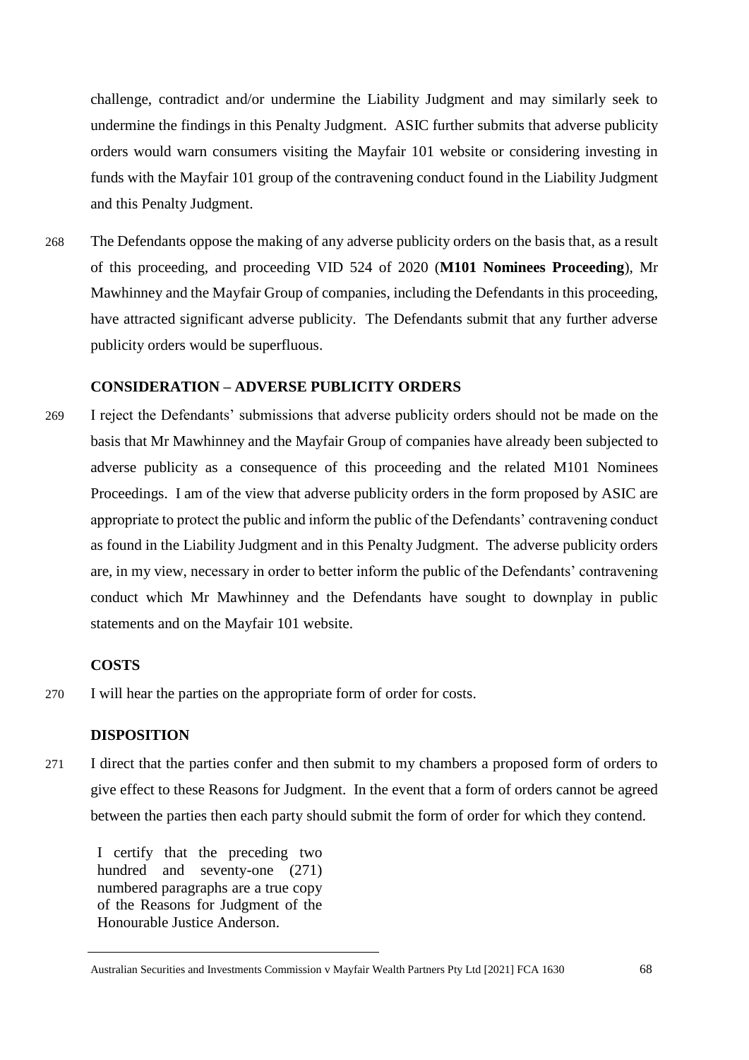challenge, contradict and/or undermine the Liability Judgment and may similarly seek to undermine the findings in this Penalty Judgment. ASIC further submits that adverse publicity orders would warn consumers visiting the Mayfair 101 website or considering investing in funds with the Mayfair 101 group of the contravening conduct found in the Liability Judgment and this Penalty Judgment.

268 The Defendants oppose the making of any adverse publicity orders on the basis that, as a result of this proceeding, and proceeding VID 524 of 2020 (**M101 Nominees Proceeding**), Mr Mawhinney and the Mayfair Group of companies, including the Defendants in this proceeding, have attracted significant adverse publicity. The Defendants submit that any further adverse publicity orders would be superfluous.

### CONSIDERATION – ADVERSE PUBLICITY ORDERS

269 I reject the Defendants' submissions that adverse publicity orders should not be made on the basis that Mr Mawhinney and the Mayfair Group of companies have already been subjected to adverse publicity as a consequence of this proceeding and the related M101 Nominees Proceedings. I am of the view that adverse publicity orders in the form proposed by ASIC are appropriate to protect the public and inform the public of the Defendants' contravening conduct as found in the Liability Judgment and in this Penalty Judgment. The adverse publicity orders are, in my view, necessary in order to better inform the public of the Defendants' contravening conduct which Mr Mawhinney and the Defendants have sought to downplay in public statements and on the Mayfair 101 website.

### COSTS

270 I will hear the parties on the appropriate form of order for costs.

### DISPOSITION

271 I direct that the parties confer and then submit to my chambers a proposed form of orders to give effect to these Reasons for Judgment. In the event that a form of orders cannot be agreed between the parties then each party should submit the form of order for which they contend.

I certify that the preceding two hundred and seventy-one (271) numbered paragraphs are a true copy of the Reasons for Judgment of the Honourable Justice Anderson.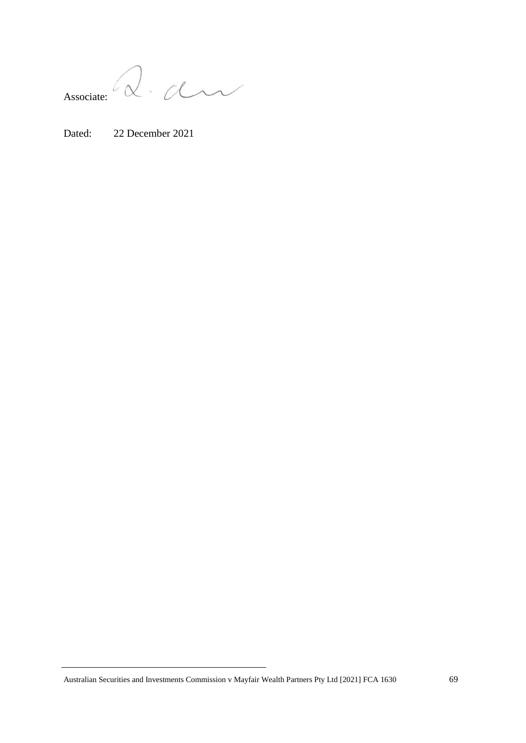Associate:

Dated: 22 December 2021